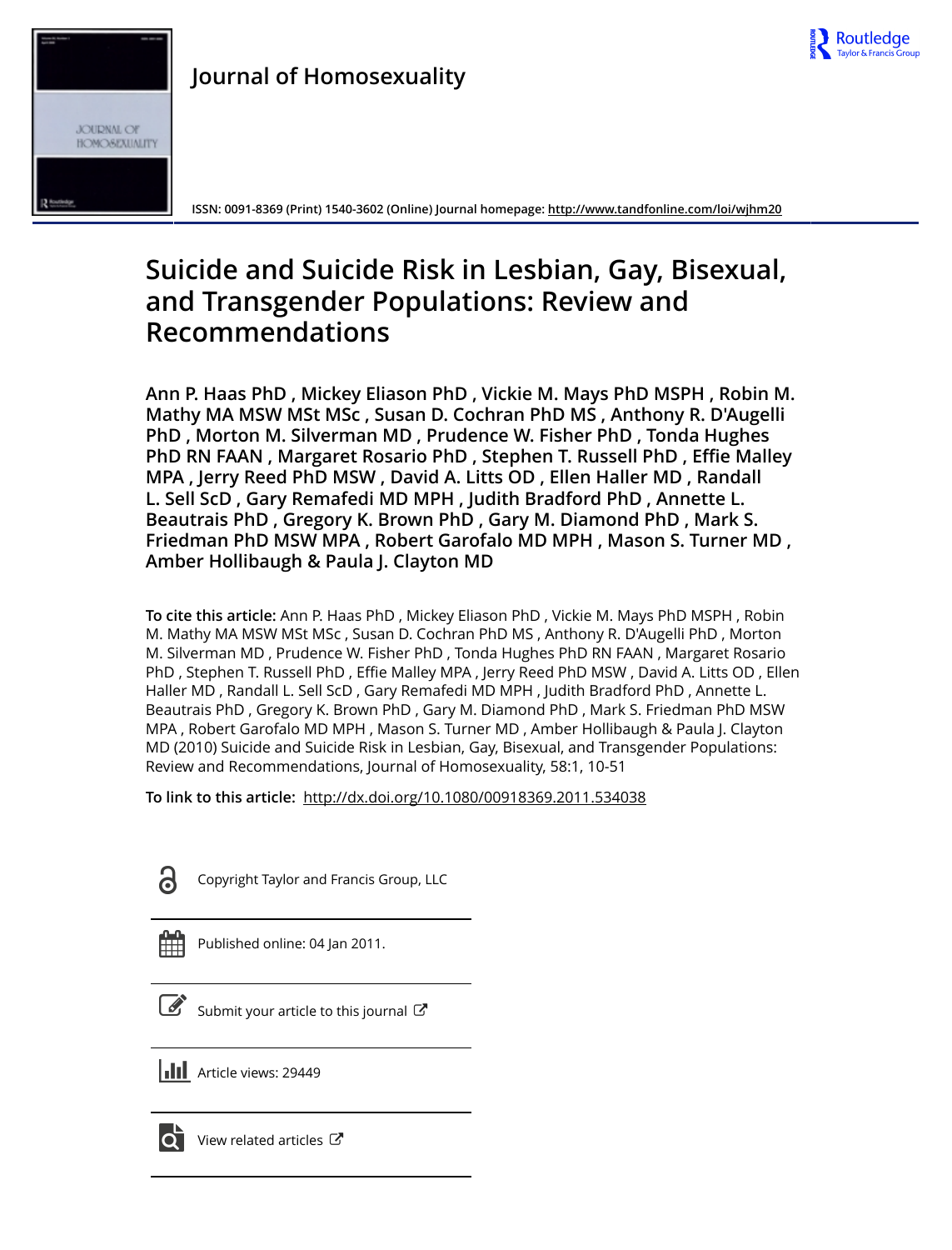Journal of Homosexuality

ISSN: 0091-8369 (Print) 1540-3602 (Online) Journal homepage: http://www.tandfonline.com/loi/wjhm20

# Suicide and Suicide Risk in Lesbian, Gay, Bisexual, and Transgender Populations: Review and Recommendations

**Ann P. Haas PhD , Mickey Eliason PhD , Vickie M. Mays PhD MSPH , Robin M. Mathy MA MSW MSt MSc , Susan D. Cochran PhD MS , Anthony R. D'Augelli PhD , Morton M. Silverman MD , Prudence W. Fisher PhD , Tonda Hughes PhD RN FAAN , Margaret Rosario PhD , Stephen T. Russell PhD , Effie Malley MPA , Jerry Reed PhD MSW , David A. Litts OD , Ellen Haller MD , Randall L. Sell ScD , Gary Remafedi MD MPH , Judith Bradford PhD , Annette L. Beautrais PhD , Gregory K. Brown PhD , Gary M. Diamond PhD , Mark S. Friedman PhD MSW MPA , Robert Garofalo MD MPH , Mason S. Turner MD , Amber Hollibaugh & Paula J. Clayton MD**

**To cite this article:** Ann P. Haas PhD , Mickey Eliason PhD , Vickie M. Mays PhD MSPH , Robin M. Mathy MA MSW MSt MSc , Susan D. Cochran PhD MS , Anthony R. D'Augelli PhD , Morton M. Silverman MD , Prudence W. Fisher PhD , Tonda Hughes PhD RN FAAN , Margaret Rosario PhD , Stephen T. Russell PhD , Effie Malley MPA , Jerry Reed PhD MSW , David A. Litts OD , Ellen Haller MD , Randall L. Sell ScD , Gary Remafedi MD MPH , Judith Bradford PhD , Annette L. Beautrais PhD , Gregory K. Brown PhD , Gary M. Diamond PhD , Mark S. Friedman PhD MSW MPA , Robert Garofalo MD MPH , Mason S. Turner MD , Amber Hollibaugh & Paula J. Clayton MD (2010) Suicide and Suicide Risk in Lesbian, Gay, Bisexual, and Transgender Populations: Review and Recommendations, Journal of Homosexuality, 58:1, 10-51

**To link to this article:** http://dx.doi.org/10.1080/00918369.2011.534038

Copyright Taylor and Francis Group, LLC

Published online: 04 Jan 2011.

Submit your article to this journal

Article views: 29449

View related articles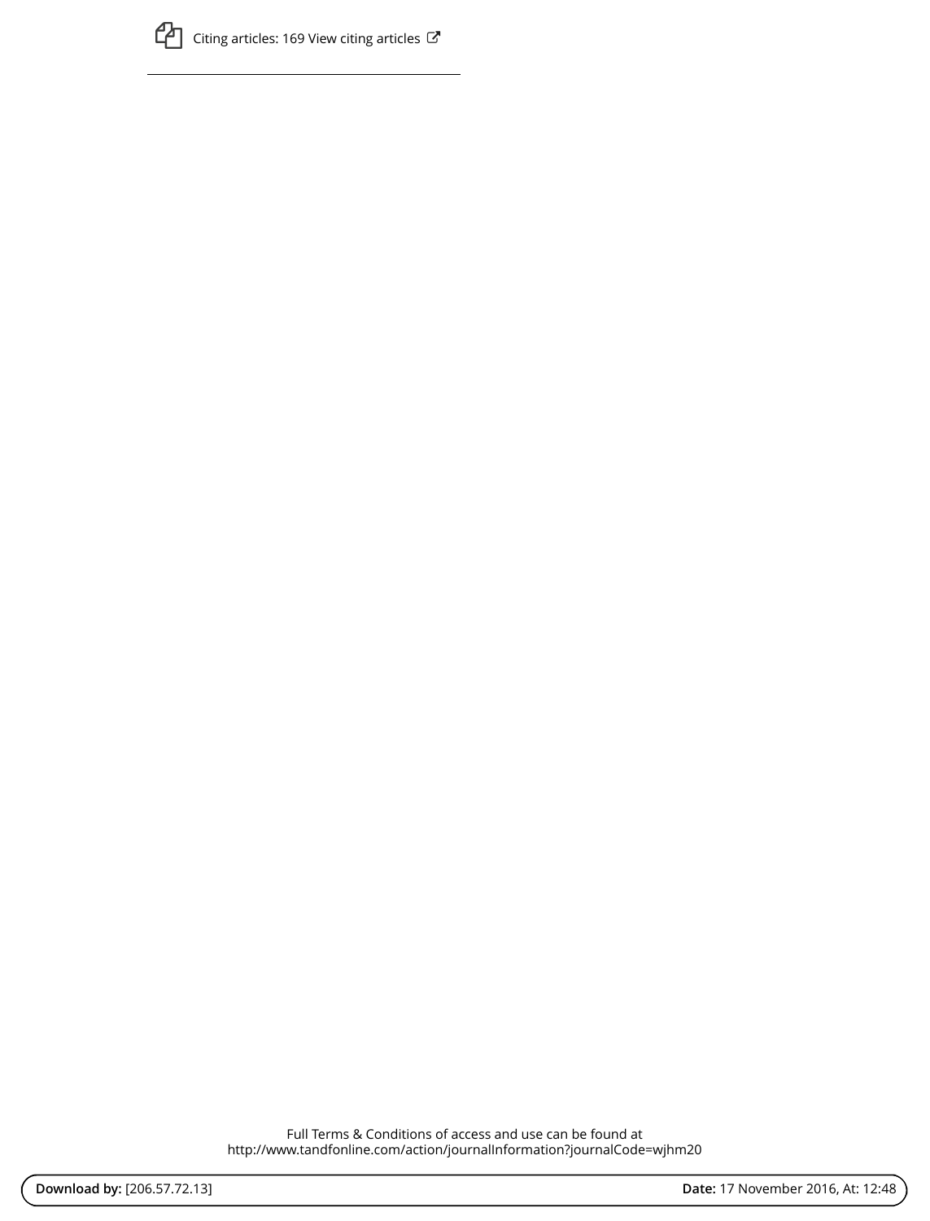Citing articles: 169 View citing articles

Full Terms & Conditions of access and use can be found at
http://www.tandfonline.com/action/journalInformation?journalCode=wjhm20

**Download by:** [206.57.72.13] **Date:** 17 November 2016, At: 12:48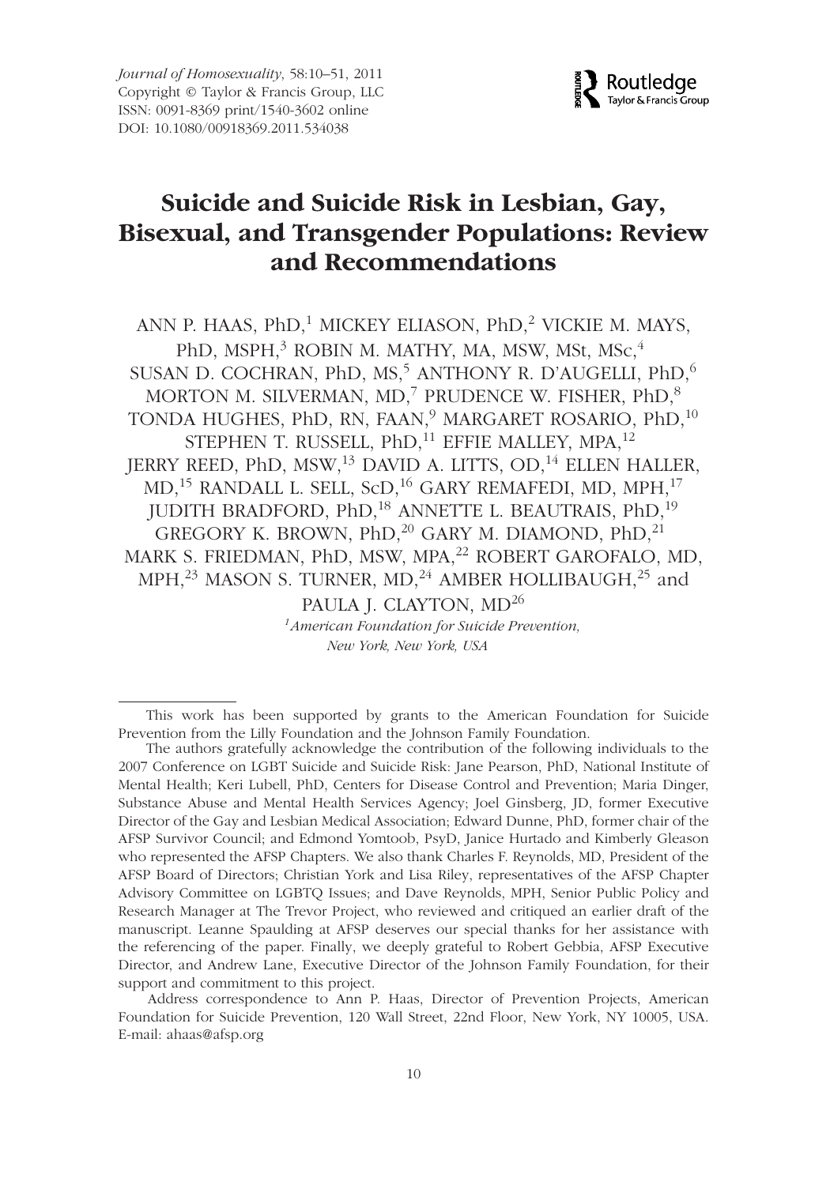*Journal of Homosexuality*, 58:10–51, 2011
Copyright © Taylor & Francis Group, LLC
ISSN: 0091-8369 print/1540-3602 online
DOI: 10.1080/00918369.2011.534038

# Suicide and Suicide Risk in Lesbian, Gay, Bisexual, and Transgender Populations: Review and Recommendations

ANN P. HAAS, PhD,[1] MICKEY ELIASON, PhD,[2] VICKIE M. MAYS, PhD, MSPH,[3] ROBIN M. MATHY, MA, MSW, MSt, MSc,[4] SUSAN D. COCHRAN, PhD, MS,[5] ANTHONY R. D'AUGELLI, PhD,[6] MORTON M. SILVERMAN, MD,[7] PRUDENCE W. FISHER, PhD,[8] TONDA HUGHES, PhD, RN, FAAN,[9] MARGARET ROSARIO, PhD,[10] STEPHEN T. RUSSELL, PhD,[11] EFFIE MALLEY, MPA,[12] JERRY REED, PhD, MSW,[13] DAVID A. LITTS, OD,[14] ELLEN HALLER, MD,[15] RANDALL L. SELL, ScD,[16] GARY REMAFEDI, MD, MPH,[17] JUDITH BRADFORD, PhD,[18] ANNETTE L. BEAUTRAIS, PhD,[19] GREGORY K. BROWN, PhD,[20] GARY M. DIAMOND, PhD,[21] MARK S. FRIEDMAN, PhD, MSW, MPA,[22] ROBERT GAROFALO, MD, MPH,[23] MASON S. TURNER, MD,[24] AMBER HOLLIBAUGH,[25] and PAULA J. CLAYTON, MD[26]

*[1]American Foundation for Suicide Prevention, New York, New York, USA*

---

This work has been supported by grants to the American Foundation for Suicide Prevention from the Lilly Foundation and the Johnson Family Foundation.

The authors gratefully acknowledge the contribution of the following individuals to the 2007 Conference on LGBT Suicide and Suicide Risk: Jane Pearson, PhD, National Institute of Mental Health; Keri Lubell, PhD, Centers for Disease Control and Prevention; Maria Dinger, Substance Abuse and Mental Health Services Agency; Joel Ginsberg, JD, former Executive Director of the Gay and Lesbian Medical Association; Edward Dunne, PhD, former chair of the AFSP Survivor Council; and Edmond Yomtoob, PsyD, Janice Hurtado and Kimberly Gleason who represented the AFSP Chapters. We also thank Charles F. Reynolds, MD, President of the AFSP Board of Directors; Christian York and Lisa Riley, representatives of the AFSP Chapter Advisory Committee on LGBTQ Issues; and Dave Reynolds, MPH, Senior Public Policy and Research Manager at The Trevor Project, who reviewed and critiqued an earlier draft of the manuscript. Leanne Spaulding at AFSP deserves our special thanks for her assistance with the referencing of the paper. Finally, we deeply grateful to Robert Gebbia, AFSP Executive Director, and Andrew Lane, Executive Director of the Johnson Family Foundation, for their support and commitment to this project.

Address correspondence to Ann P. Haas, Director of Prevention Projects, American Foundation for Suicide Prevention, 120 Wall Street, 22nd Floor, New York, NY 10005, USA. E-mail: ahaas@afsp.org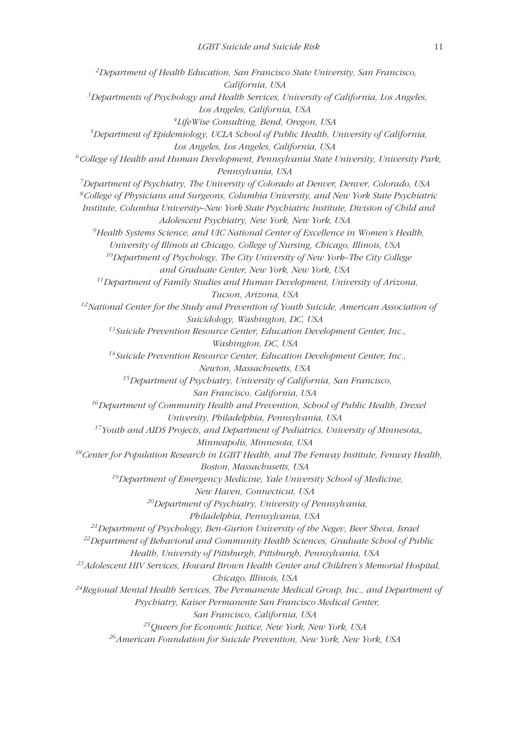[2]Department of Health Education, San Francisco State University, San Francisco, California, USA

[3]Departments of Psychology and Health Services, University of California, Los Angeles, Los Angeles, California, USA

[4]LifeWise Consulting, Bend, Oregon, USA

[5]Department of Epidemiology, UCLA School of Public Health, University of California, Los Angeles, Los Angeles, California, USA

[6]College of Health and Human Development, Pennsylvania State University, University Park, Pennsylvania, USA

[7]Department of Psychiatry, The University of Colorado at Denver, Denver, Colorado, USA

[8]College of Physicians and Surgeons, Columbia University, and New York State Psychiatric Institute, Columbia University–New York State Psychiatric Institute, Division of Child and Adolescent Psychiatry, New York, New York, USA

[9]Health Systems Science, and UIC National Center of Excellence in Women's Health, University of Illinois at Chicago, College of Nursing, Chicago, Illinois, USA

[10]Department of Psychology, The City University of New York–The City College and Graduate Center, New York, New York, USA

[11]Department of Family Studies and Human Development, University of Arizona, Tucson, Arizona, USA

[12]National Center for the Study and Prevention of Youth Suicide, American Association of Suicidology, Washington, DC, USA

[13]Suicide Prevention Resource Center, Education Development Center, Inc., Washington, DC, USA

[14]Suicide Prevention Resource Center, Education Development Center, Inc., Newton, Massachusetts, USA

[15]Department of Psychiatry, University of California, San Francisco, San Francisco, California, USA

[16]Department of Community Health and Prevention, School of Public Health, Drexel University, Philadelphia, Pennsylvania, USA

[17]Youth and AIDS Projects, and Department of Pediatrics, University of Minnesota,, Minneapolis, Minnesota, USA

[18]Center for Population Research in LGBT Health, and The Fenway Institute, Fenway Health, Boston, Massachusetts, USA

[19]Department of Emergency Medicine, Yale University School of Medicine, New Haven, Connecticut, USA

[20]Department of Psychiatry, University of Pennsylvania, Philadelphia, Pennsylvania, USA

[21]Department of Psychology, Ben-Gurion University of the Negev, Beer Sheva, Israel

[22]Department of Behavioral and Community Health Sciences, Graduate School of Public Health, University of Pittsburgh, Pittsburgh, Pennsylvania, USA

[23]Adolescent HIV Services, Howard Brown Health Center and Children's Memorial Hospital, Chicago, Illinois, USA

[24]Regional Mental Health Services, The Permanente Medical Group, Inc., and Department of Psychiatry, Kaiser Permanente San Francisco Medical Center, San Francisco, California, USA

[25]Queers for Economic Justice, New York, New York, USA

[26]American Foundation for Suicide Prevention, New York, New York, USA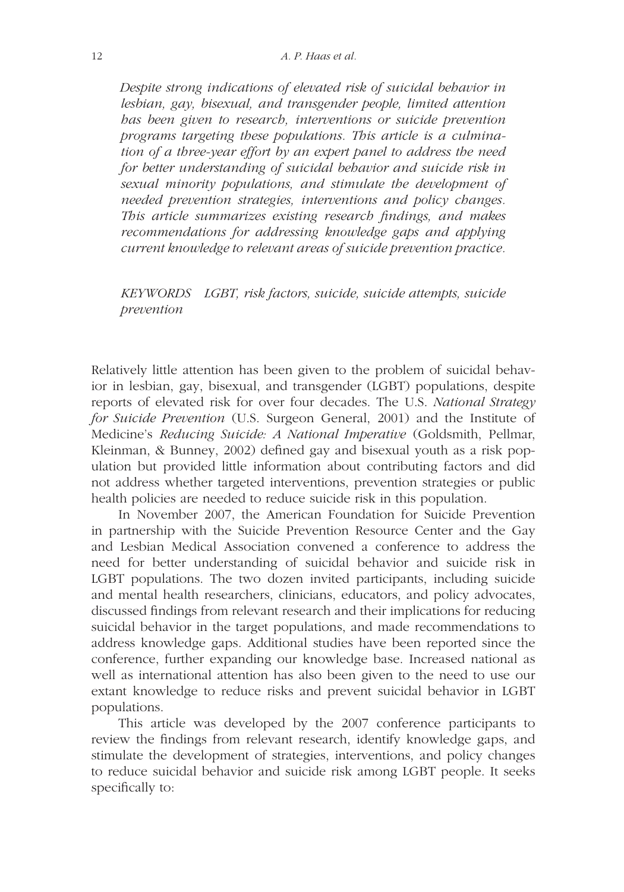*Despite strong indications of elevated risk of suicidal behavior in lesbian, gay, bisexual, and transgender people, limited attention has been given to research, interventions or suicide prevention programs targeting these populations. This article is a culmination of a three-year effort by an expert panel to address the need for better understanding of suicidal behavior and suicide risk in sexual minority populations, and stimulate the development of needed prevention strategies, interventions and policy changes. This article summarizes existing research findings, and makes recommendations for addressing knowledge gaps and applying current knowledge to relevant areas of suicide prevention practice.*

*KEYWORDS LGBT, risk factors, suicide, suicide attempts, suicide prevention*

Relatively little attention has been given to the problem of suicidal behavior in lesbian, gay, bisexual, and transgender (LGBT) populations, despite reports of elevated risk for over four decades. The U.S. *National Strategy for Suicide Prevention* (U.S. Surgeon General, 2001) and the Institute of Medicine's *Reducing Suicide: A National Imperative* (Goldsmith, Pellmar, Kleinman, & Bunney, 2002) defined gay and bisexual youth as a risk population but provided little information about contributing factors and did not address whether targeted interventions, prevention strategies or public health policies are needed to reduce suicide risk in this population.

In November 2007, the American Foundation for Suicide Prevention in partnership with the Suicide Prevention Resource Center and the Gay and Lesbian Medical Association convened a conference to address the need for better understanding of suicidal behavior and suicide risk in LGBT populations. The two dozen invited participants, including suicide and mental health researchers, clinicians, educators, and policy advocates, discussed findings from relevant research and their implications for reducing suicidal behavior in the target populations, and made recommendations to address knowledge gaps. Additional studies have been reported since the conference, further expanding our knowledge base. Increased national as well as international attention has also been given to the need to use our extant knowledge to reduce risks and prevent suicidal behavior in LGBT populations.

This article was developed by the 2007 conference participants to review the findings from relevant research, identify knowledge gaps, and stimulate the development of strategies, interventions, and policy changes to reduce suicidal behavior and suicide risk among LGBT people. It seeks specifically to: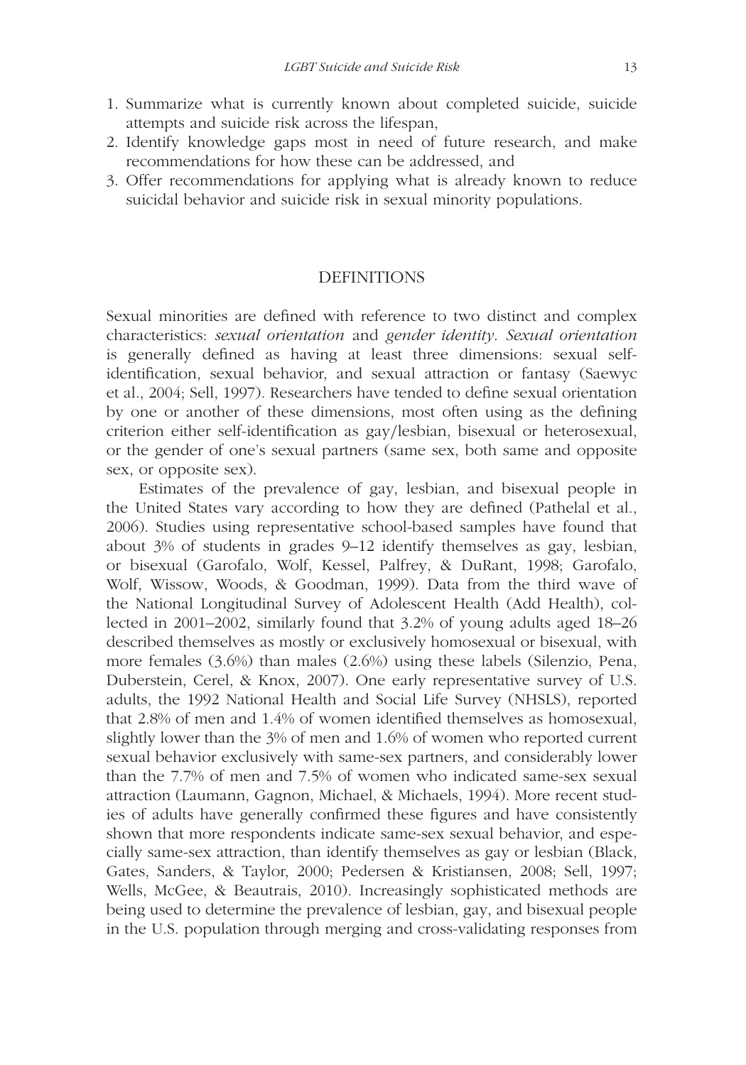1. Summarize what is currently known about completed suicide, suicide attempts and suicide risk across the lifespan,
2. Identify knowledge gaps most in need of future research, and make recommendations for how these can be addressed, and
3. Offer recommendations for applying what is already known to reduce suicidal behavior and suicide risk in sexual minority populations.

## DEFINITIONS

Sexual minorities are defined with reference to two distinct and complex characteristics: *sexual orientation* and *gender identity*. *Sexual orientation* is generally defined as having at least three dimensions: sexual self-identification, sexual behavior, and sexual attraction or fantasy (Saewyc et al., 2004; Sell, 1997). Researchers have tended to define sexual orientation by one or another of these dimensions, most often using as the defining criterion either self-identification as gay/lesbian, bisexual or heterosexual, or the gender of one's sexual partners (same sex, both same and opposite sex, or opposite sex).

Estimates of the prevalence of gay, lesbian, and bisexual people in the United States vary according to how they are defined (Pathelal et al., 2006). Studies using representative school-based samples have found that about 3% of students in grades 9–12 identify themselves as gay, lesbian, or bisexual (Garofalo, Wolf, Kessel, Palfrey, & DuRant, 1998; Garofalo, Wolf, Wissow, Woods, & Goodman, 1999). Data from the third wave of the National Longitudinal Survey of Adolescent Health (Add Health), collected in 2001–2002, similarly found that 3.2% of young adults aged 18–26 described themselves as mostly or exclusively homosexual or bisexual, with more females (3.6%) than males (2.6%) using these labels (Silenzio, Pena, Duberstein, Cerel, & Knox, 2007). One early representative survey of U.S. adults, the 1992 National Health and Social Life Survey (NHSLS), reported that 2.8% of men and 1.4% of women identified themselves as homosexual, slightly lower than the 3% of men and 1.6% of women who reported current sexual behavior exclusively with same-sex partners, and considerably lower than the 7.7% of men and 7.5% of women who indicated same-sex sexual attraction (Laumann, Gagnon, Michael, & Michaels, 1994). More recent studies of adults have generally confirmed these figures and have consistently shown that more respondents indicate same-sex sexual behavior, and especially same-sex attraction, than identify themselves as gay or lesbian (Black, Gates, Sanders, & Taylor, 2000; Pedersen & Kristiansen, 2008; Sell, 1997; Wells, McGee, & Beautrais, 2010). Increasingly sophisticated methods are being used to determine the prevalence of lesbian, gay, and bisexual people in the U.S. population through merging and cross-validating responses from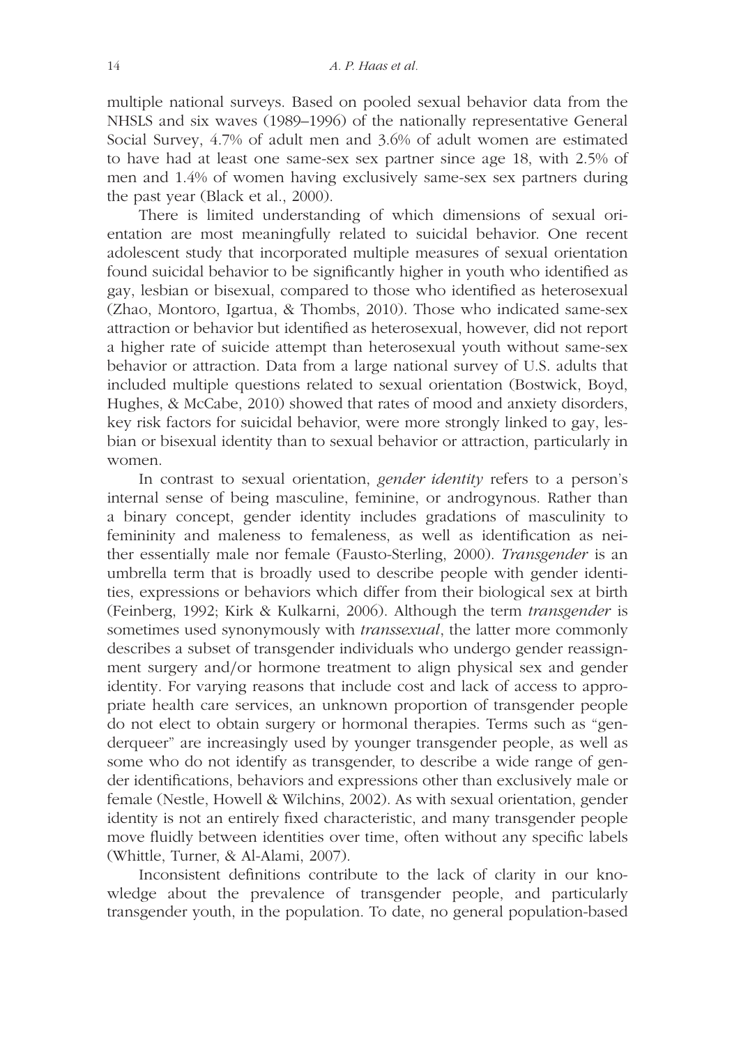multiple national surveys. Based on pooled sexual behavior data from the NHSLS and six waves (1989–1996) of the nationally representative General Social Survey, 4.7% of adult men and 3.6% of adult women are estimated to have had at least one same-sex sex partner since age 18, with 2.5% of men and 1.4% of women having exclusively same-sex sex partners during the past year (Black et al., 2000).

There is limited understanding of which dimensions of sexual orientation are most meaningfully related to suicidal behavior. One recent adolescent study that incorporated multiple measures of sexual orientation found suicidal behavior to be significantly higher in youth who identified as gay, lesbian or bisexual, compared to those who identified as heterosexual (Zhao, Montoro, Igartua, & Thombs, 2010). Those who indicated same-sex attraction or behavior but identified as heterosexual, however, did not report a higher rate of suicide attempt than heterosexual youth without same-sex behavior or attraction. Data from a large national survey of U.S. adults that included multiple questions related to sexual orientation (Bostwick, Boyd, Hughes, & McCabe, 2010) showed that rates of mood and anxiety disorders, key risk factors for suicidal behavior, were more strongly linked to gay, lesbian or bisexual identity than to sexual behavior or attraction, particularly in women.

In contrast to sexual orientation, *gender identity* refers to a person's internal sense of being masculine, feminine, or androgynous. Rather than a binary concept, gender identity includes gradations of masculinity to femininity and maleness to femaleness, as well as identification as neither essentially male nor female (Fausto-Sterling, 2000). *Transgender* is an umbrella term that is broadly used to describe people with gender identities, expressions or behaviors which differ from their biological sex at birth (Feinberg, 1992; Kirk & Kulkarni, 2006). Although the term *transgender* is sometimes used synonymously with *transsexual*, the latter more commonly describes a subset of transgender individuals who undergo gender reassignment surgery and/or hormone treatment to align physical sex and gender identity. For varying reasons that include cost and lack of access to appropriate health care services, an unknown proportion of transgender people do not elect to obtain surgery or hormonal therapies. Terms such as "genderqueer" are increasingly used by younger transgender people, as well as some who do not identify as transgender, to describe a wide range of gender identifications, behaviors and expressions other than exclusively male or female (Nestle, Howell & Wilchins, 2002). As with sexual orientation, gender identity is not an entirely fixed characteristic, and many transgender people move fluidly between identities over time, often without any specific labels (Whittle, Turner, & Al-Alami, 2007).

Inconsistent definitions contribute to the lack of clarity in our knowledge about the prevalence of transgender people, and particularly transgender youth, in the population. To date, no general population-based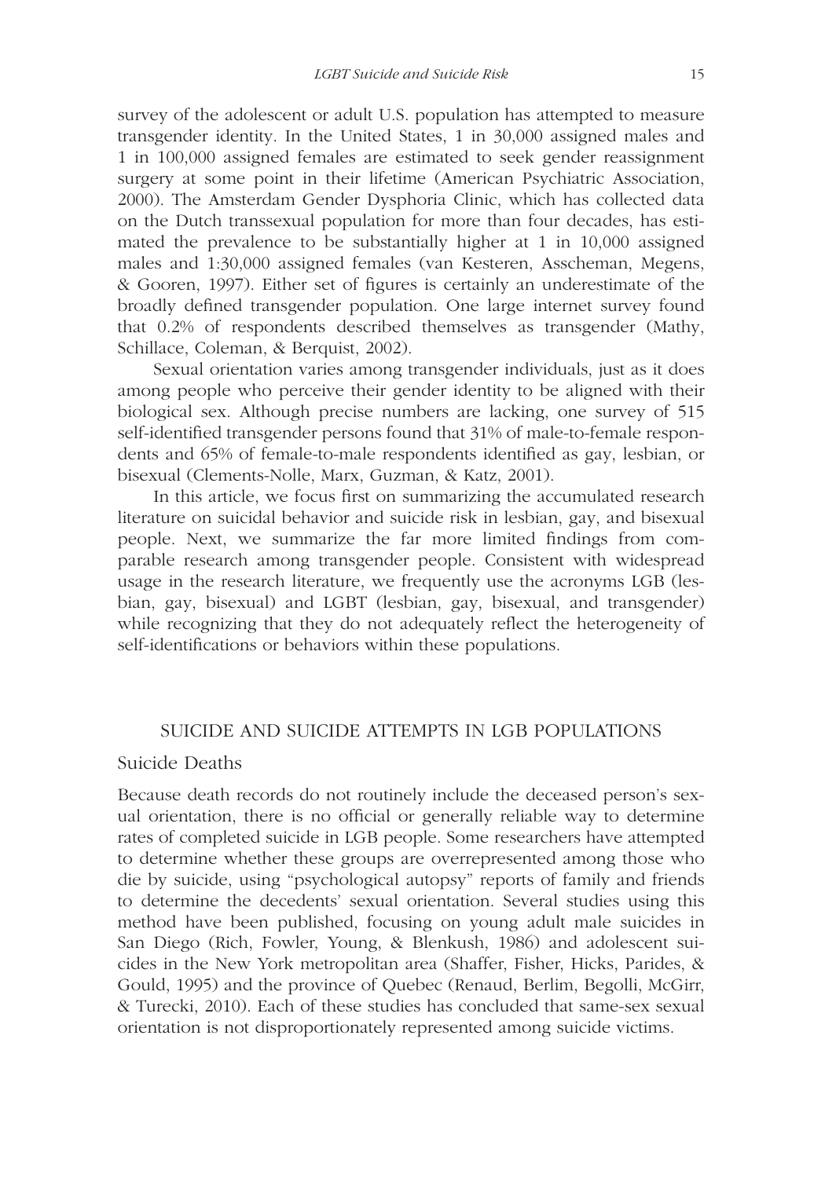survey of the adolescent or adult U.S. population has attempted to measure transgender identity. In the United States, 1 in 30,000 assigned males and 1 in 100,000 assigned females are estimated to seek gender reassignment surgery at some point in their lifetime (American Psychiatric Association, 2000). The Amsterdam Gender Dysphoria Clinic, which has collected data on the Dutch transsexual population for more than four decades, has estimated the prevalence to be substantially higher at 1 in 10,000 assigned males and 1:30,000 assigned females (van Kesteren, Asscheman, Megens, & Gooren, 1997). Either set of figures is certainly an underestimate of the broadly defined transgender population. One large internet survey found that 0.2% of respondents described themselves as transgender (Mathy, Schillace, Coleman, & Berquist, 2002).

Sexual orientation varies among transgender individuals, just as it does among people who perceive their gender identity to be aligned with their biological sex. Although precise numbers are lacking, one survey of 515 self-identified transgender persons found that 31% of male-to-female respondents and 65% of female-to-male respondents identified as gay, lesbian, or bisexual (Clements-Nolle, Marx, Guzman, & Katz, 2001).

In this article, we focus first on summarizing the accumulated research literature on suicidal behavior and suicide risk in lesbian, gay, and bisexual people. Next, we summarize the far more limited findings from comparable research among transgender people. Consistent with widespread usage in the research literature, we frequently use the acronyms LGB (lesbian, gay, bisexual) and LGBT (lesbian, gay, bisexual, and transgender) while recognizing that they do not adequately reflect the heterogeneity of self-identifications or behaviors within these populations.

## SUICIDE AND SUICIDE ATTEMPTS IN LGB POPULATIONS

### Suicide Deaths

Because death records do not routinely include the deceased person's sexual orientation, there is no official or generally reliable way to determine rates of completed suicide in LGB people. Some researchers have attempted to determine whether these groups are overrepresented among those who die by suicide, using "psychological autopsy" reports of family and friends to determine the decedents' sexual orientation. Several studies using this method have been published, focusing on young adult male suicides in San Diego (Rich, Fowler, Young, & Blenkush, 1986) and adolescent suicides in the New York metropolitan area (Shaffer, Fisher, Hicks, Parides, & Gould, 1995) and the province of Quebec (Renaud, Berlim, Begolli, McGirr, & Turecki, 2010). Each of these studies has concluded that same-sex sexual orientation is not disproportionately represented among suicide victims.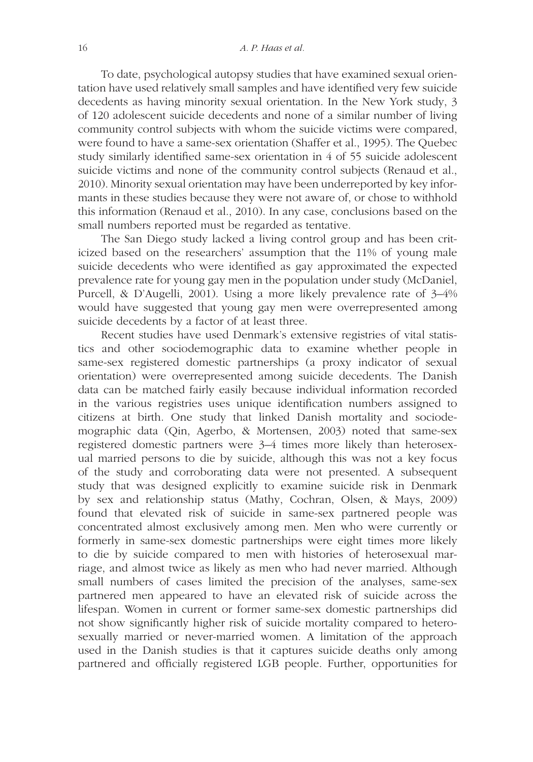To date, psychological autopsy studies that have examined sexual orientation have used relatively small samples and have identified very few suicide decedents as having minority sexual orientation. In the New York study, 3 of 120 adolescent suicide decedents and none of a similar number of living community control subjects with whom the suicide victims were compared, were found to have a same-sex orientation (Shaffer et al., 1995). The Quebec study similarly identified same-sex orientation in 4 of 55 suicide adolescent suicide victims and none of the community control subjects (Renaud et al., 2010). Minority sexual orientation may have been underreported by key informants in these studies because they were not aware of, or chose to withhold this information (Renaud et al., 2010). In any case, conclusions based on the small numbers reported must be regarded as tentative.

The San Diego study lacked a living control group and has been criticized based on the researchers' assumption that the 11% of young male suicide decedents who were identified as gay approximated the expected prevalence rate for young gay men in the population under study (McDaniel, Purcell, & D'Augelli, 2001). Using a more likely prevalence rate of 3–4% would have suggested that young gay men were overrepresented among suicide decedents by a factor of at least three.

Recent studies have used Denmark's extensive registries of vital statistics and other sociodemographic data to examine whether people in same-sex registered domestic partnerships (a proxy indicator of sexual orientation) were overrepresented among suicide decedents. The Danish data can be matched fairly easily because individual information recorded in the various registries uses unique identification numbers assigned to citizens at birth. One study that linked Danish mortality and sociodemographic data (Qin, Agerbo, & Mortensen, 2003) noted that same-sex registered domestic partners were 3–4 times more likely than heterosexual married persons to die by suicide, although this was not a key focus of the study and corroborating data were not presented. A subsequent study that was designed explicitly to examine suicide risk in Denmark by sex and relationship status (Mathy, Cochran, Olsen, & Mays, 2009) found that elevated risk of suicide in same-sex partnered people was concentrated almost exclusively among men. Men who were currently or formerly in same-sex domestic partnerships were eight times more likely to die by suicide compared to men with histories of heterosexual marriage, and almost twice as likely as men who had never married. Although small numbers of cases limited the precision of the analyses, same-sex partnered men appeared to have an elevated risk of suicide across the lifespan. Women in current or former same-sex domestic partnerships did not show significantly higher risk of suicide mortality compared to heterosexually married or never-married women. A limitation of the approach used in the Danish studies is that it captures suicide deaths only among partnered and officially registered LGB people. Further, opportunities for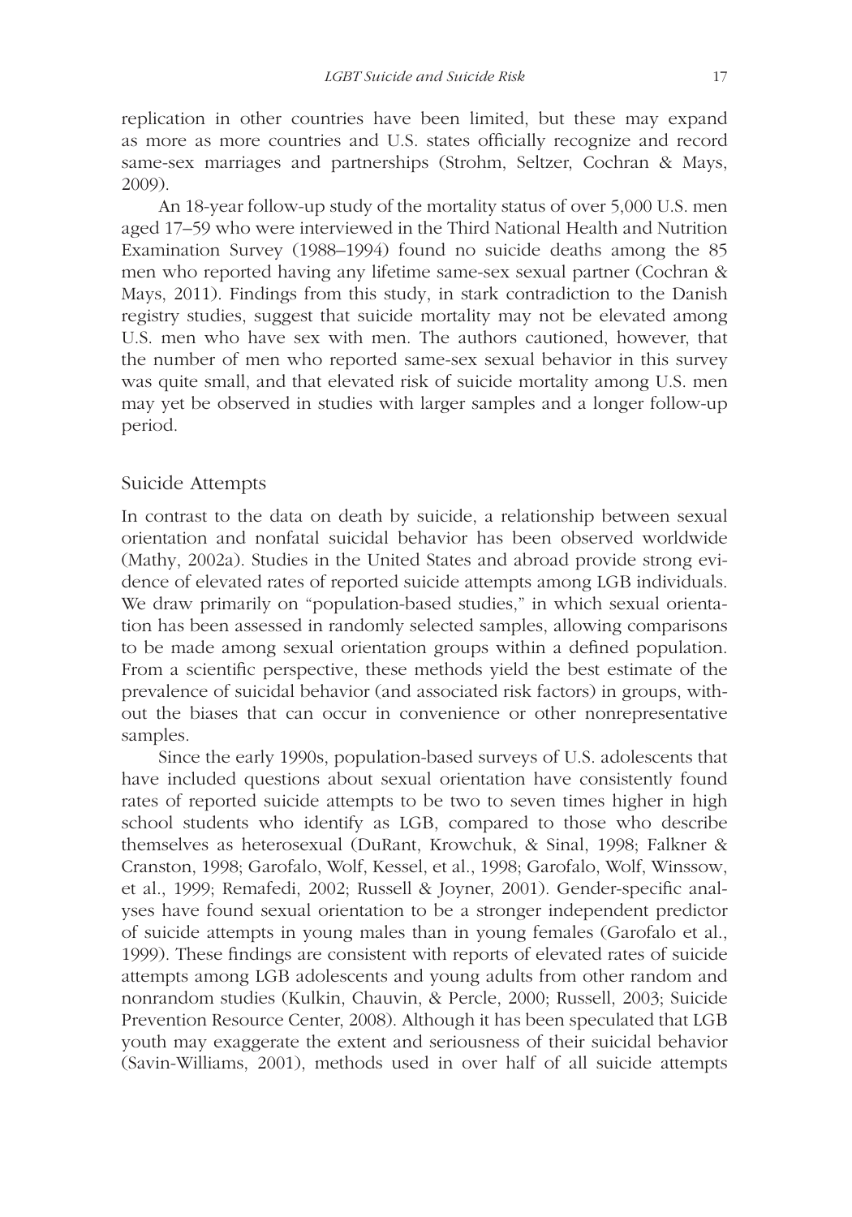replication in other countries have been limited, but these may expand as more as more countries and U.S. states officially recognize and record same-sex marriages and partnerships (Strohm, Seltzer, Cochran & Mays, 2009).

An 18-year follow-up study of the mortality status of over 5,000 U.S. men aged 17–59 who were interviewed in the Third National Health and Nutrition Examination Survey (1988–1994) found no suicide deaths among the 85 men who reported having any lifetime same-sex sexual partner (Cochran & Mays, 2011). Findings from this study, in stark contradiction to the Danish registry studies, suggest that suicide mortality may not be elevated among U.S. men who have sex with men. The authors cautioned, however, that the number of men who reported same-sex sexual behavior in this survey was quite small, and that elevated risk of suicide mortality among U.S. men may yet be observed in studies with larger samples and a longer follow-up period.

## Suicide Attempts

In contrast to the data on death by suicide, a relationship between sexual orientation and nonfatal suicidal behavior has been observed worldwide (Mathy, 2002a). Studies in the United States and abroad provide strong evidence of elevated rates of reported suicide attempts among LGB individuals. We draw primarily on "population-based studies," in which sexual orientation has been assessed in randomly selected samples, allowing comparisons to be made among sexual orientation groups within a defined population. From a scientific perspective, these methods yield the best estimate of the prevalence of suicidal behavior (and associated risk factors) in groups, without the biases that can occur in convenience or other nonrepresentative samples.

Since the early 1990s, population-based surveys of U.S. adolescents that have included questions about sexual orientation have consistently found rates of reported suicide attempts to be two to seven times higher in high school students who identify as LGB, compared to those who describe themselves as heterosexual (DuRant, Krowchuk, & Sinal, 1998; Falkner & Cranston, 1998; Garofalo, Wolf, Kessel, et al., 1998; Garofalo, Wolf, Winssow, et al., 1999; Remafedi, 2002; Russell & Joyner, 2001). Gender-specific analyses have found sexual orientation to be a stronger independent predictor of suicide attempts in young males than in young females (Garofalo et al., 1999). These findings are consistent with reports of elevated rates of suicide attempts among LGB adolescents and young adults from other random and nonrandom studies (Kulkin, Chauvin, & Percle, 2000; Russell, 2003; Suicide Prevention Resource Center, 2008). Although it has been speculated that LGB youth may exaggerate the extent and seriousness of their suicidal behavior (Savin-Williams, 2001), methods used in over half of all suicide attempts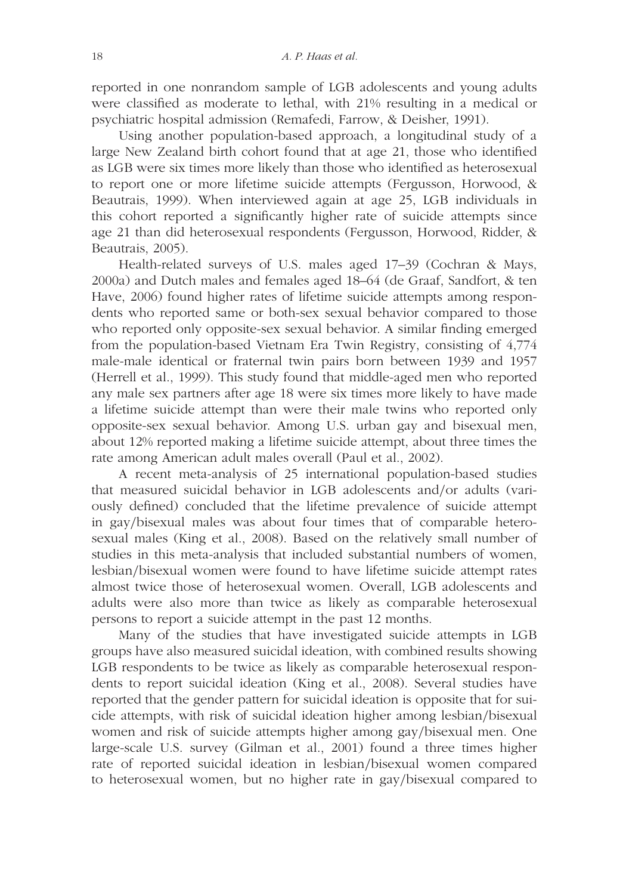reported in one nonrandom sample of LGB adolescents and young adults were classified as moderate to lethal, with 21% resulting in a medical or psychiatric hospital admission (Remafedi, Farrow, & Deisher, 1991).

Using another population-based approach, a longitudinal study of a large New Zealand birth cohort found that at age 21, those who identified as LGB were six times more likely than those who identified as heterosexual to report one or more lifetime suicide attempts (Fergusson, Horwood, & Beautrais, 1999). When interviewed again at age 25, LGB individuals in this cohort reported a significantly higher rate of suicide attempts since age 21 than did heterosexual respondents (Fergusson, Horwood, Ridder, & Beautrais, 2005).

Health-related surveys of U.S. males aged 17–39 (Cochran & Mays, 2000a) and Dutch males and females aged 18–64 (de Graaf, Sandfort, & ten Have, 2006) found higher rates of lifetime suicide attempts among respondents who reported same or both-sex sexual behavior compared to those who reported only opposite-sex sexual behavior. A similar finding emerged from the population-based Vietnam Era Twin Registry, consisting of 4,774 male-male identical or fraternal twin pairs born between 1939 and 1957 (Herrell et al., 1999). This study found that middle-aged men who reported any male sex partners after age 18 were six times more likely to have made a lifetime suicide attempt than were their male twins who reported only opposite-sex sexual behavior. Among U.S. urban gay and bisexual men, about 12% reported making a lifetime suicide attempt, about three times the rate among American adult males overall (Paul et al., 2002).

A recent meta-analysis of 25 international population-based studies that measured suicidal behavior in LGB adolescents and/or adults (variously defined) concluded that the lifetime prevalence of suicide attempt in gay/bisexual males was about four times that of comparable heterosexual males (King et al., 2008). Based on the relatively small number of studies in this meta-analysis that included substantial numbers of women, lesbian/bisexual women were found to have lifetime suicide attempt rates almost twice those of heterosexual women. Overall, LGB adolescents and adults were also more than twice as likely as comparable heterosexual persons to report a suicide attempt in the past 12 months.

Many of the studies that have investigated suicide attempts in LGB groups have also measured suicidal ideation, with combined results showing LGB respondents to be twice as likely as comparable heterosexual respondents to report suicidal ideation (King et al., 2008). Several studies have reported that the gender pattern for suicidal ideation is opposite that for suicide attempts, with risk of suicidal ideation higher among lesbian/bisexual women and risk of suicide attempts higher among gay/bisexual men. One large-scale U.S. survey (Gilman et al., 2001) found a three times higher rate of reported suicidal ideation in lesbian/bisexual women compared to heterosexual women, but no higher rate in gay/bisexual compared to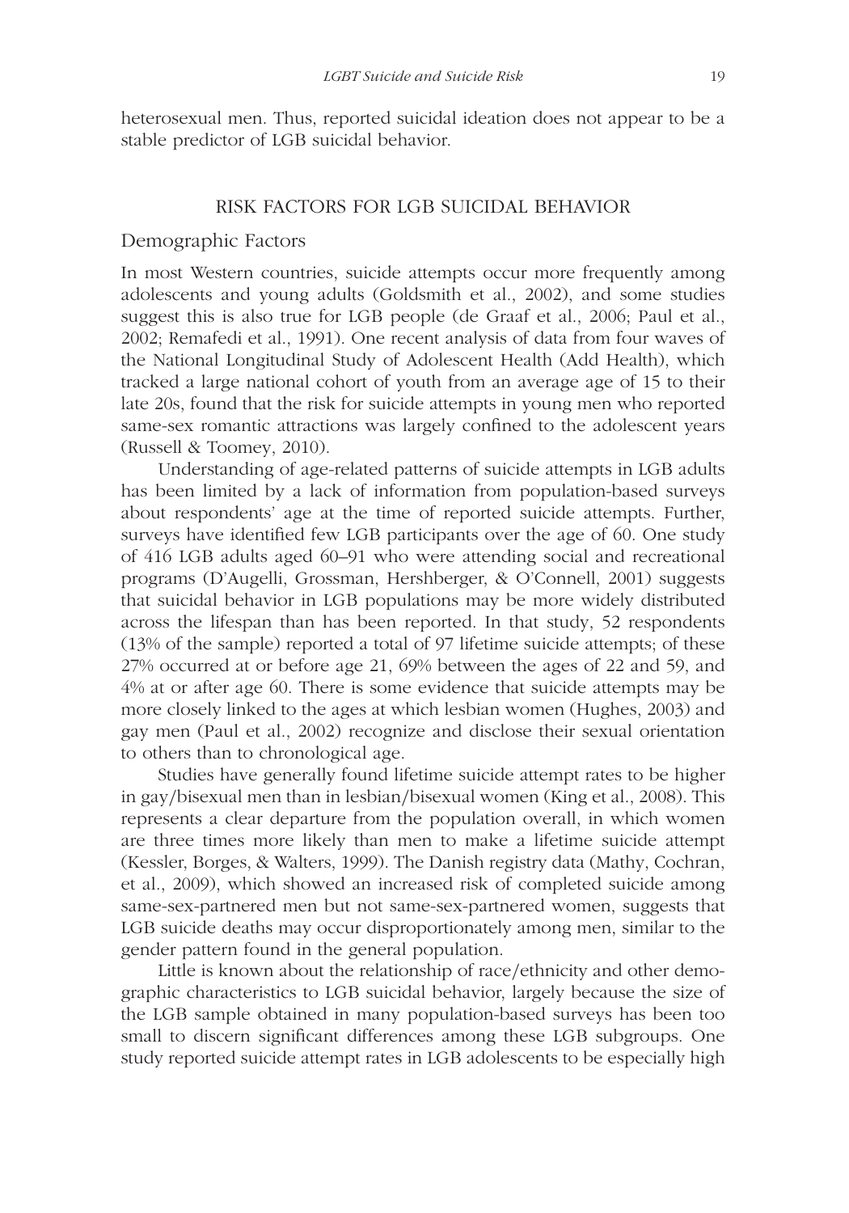heterosexual men. Thus, reported suicidal ideation does not appear to be a stable predictor of LGB suicidal behavior.

## RISK FACTORS FOR LGB SUICIDAL BEHAVIOR

### Demographic Factors

In most Western countries, suicide attempts occur more frequently among adolescents and young adults (Goldsmith et al., 2002), and some studies suggest this is also true for LGB people (de Graaf et al., 2006; Paul et al., 2002; Remafedi et al., 1991). One recent analysis of data from four waves of the National Longitudinal Study of Adolescent Health (Add Health), which tracked a large national cohort of youth from an average age of 15 to their late 20s, found that the risk for suicide attempts in young men who reported same-sex romantic attractions was largely confined to the adolescent years (Russell & Toomey, 2010).

Understanding of age-related patterns of suicide attempts in LGB adults has been limited by a lack of information from population-based surveys about respondents' age at the time of reported suicide attempts. Further, surveys have identified few LGB participants over the age of 60. One study of 416 LGB adults aged 60–91 who were attending social and recreational programs (D'Augelli, Grossman, Hershberger, & O'Connell, 2001) suggests that suicidal behavior in LGB populations may be more widely distributed across the lifespan than has been reported. In that study, 52 respondents (13% of the sample) reported a total of 97 lifetime suicide attempts; of these 27% occurred at or before age 21, 69% between the ages of 22 and 59, and 4% at or after age 60. There is some evidence that suicide attempts may be more closely linked to the ages at which lesbian women (Hughes, 2003) and gay men (Paul et al., 2002) recognize and disclose their sexual orientation to others than to chronological age.

Studies have generally found lifetime suicide attempt rates to be higher in gay/bisexual men than in lesbian/bisexual women (King et al., 2008). This represents a clear departure from the population overall, in which women are three times more likely than men to make a lifetime suicide attempt (Kessler, Borges, & Walters, 1999). The Danish registry data (Mathy, Cochran, et al., 2009), which showed an increased risk of completed suicide among same-sex-partnered men but not same-sex-partnered women, suggests that LGB suicide deaths may occur disproportionately among men, similar to the gender pattern found in the general population.

Little is known about the relationship of race/ethnicity and other demographic characteristics to LGB suicidal behavior, largely because the size of the LGB sample obtained in many population-based surveys has been too small to discern significant differences among these LGB subgroups. One study reported suicide attempt rates in LGB adolescents to be especially high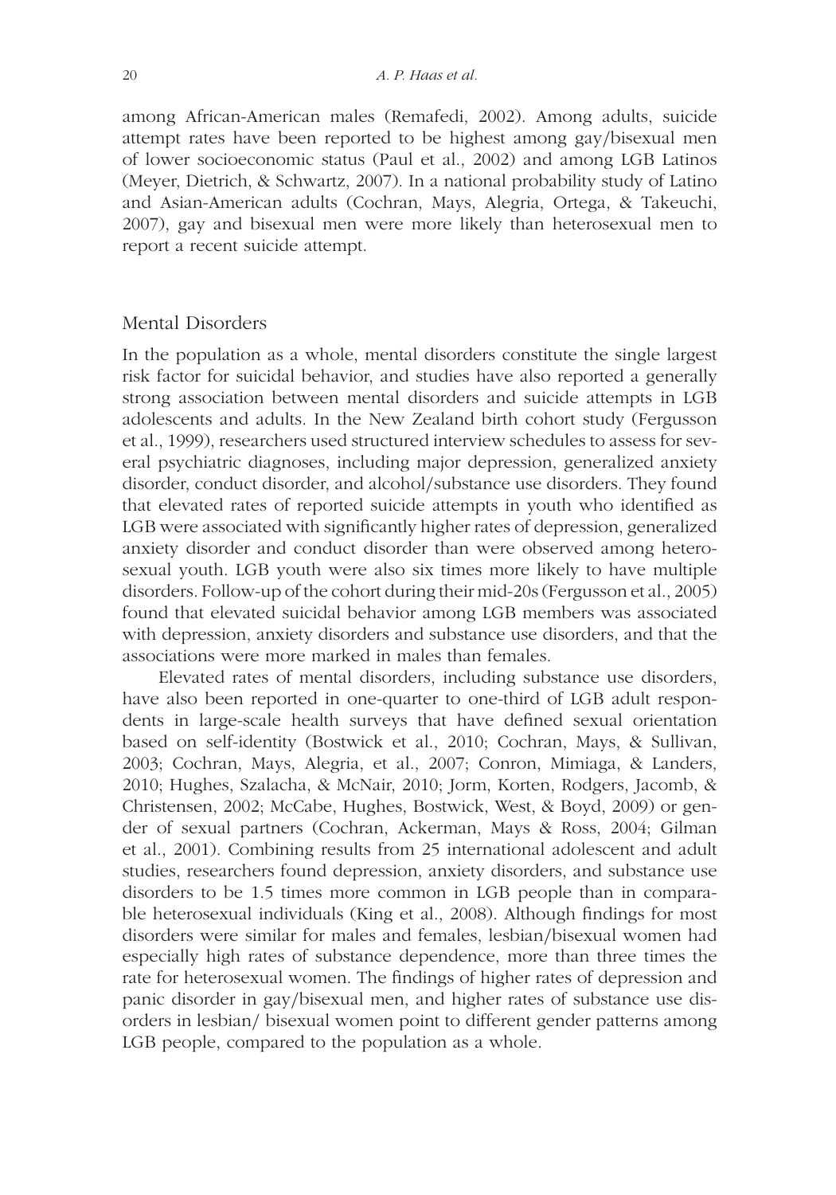among African-American males (Remafedi, 2002). Among adults, suicide attempt rates have been reported to be highest among gay/bisexual men of lower socioeconomic status (Paul et al., 2002) and among LGB Latinos (Meyer, Dietrich, & Schwartz, 2007). In a national probability study of Latino and Asian-American adults (Cochran, Mays, Alegria, Ortega, & Takeuchi, 2007), gay and bisexual men were more likely than heterosexual men to report a recent suicide attempt.

## Mental Disorders

In the population as a whole, mental disorders constitute the single largest risk factor for suicidal behavior, and studies have also reported a generally strong association between mental disorders and suicide attempts in LGB adolescents and adults. In the New Zealand birth cohort study (Fergusson et al., 1999), researchers used structured interview schedules to assess for several psychiatric diagnoses, including major depression, generalized anxiety disorder, conduct disorder, and alcohol/substance use disorders. They found that elevated rates of reported suicide attempts in youth who identified as LGB were associated with significantly higher rates of depression, generalized anxiety disorder and conduct disorder than were observed among heterosexual youth. LGB youth were also six times more likely to have multiple disorders. Follow-up of the cohort during their mid-20s (Fergusson et al., 2005) found that elevated suicidal behavior among LGB members was associated with depression, anxiety disorders and substance use disorders, and that the associations were more marked in males than females.

Elevated rates of mental disorders, including substance use disorders, have also been reported in one-quarter to one-third of LGB adult respondents in large-scale health surveys that have defined sexual orientation based on self-identity (Bostwick et al., 2010; Cochran, Mays, & Sullivan, 2003; Cochran, Mays, Alegria, et al., 2007; Conron, Mimiaga, & Landers, 2010; Hughes, Szalacha, & McNair, 2010; Jorm, Korten, Rodgers, Jacomb, & Christensen, 2002; McCabe, Hughes, Bostwick, West, & Boyd, 2009) or gender of sexual partners (Cochran, Ackerman, Mays & Ross, 2004; Gilman et al., 2001). Combining results from 25 international adolescent and adult studies, researchers found depression, anxiety disorders, and substance use disorders to be 1.5 times more common in LGB people than in comparable heterosexual individuals (King et al., 2008). Although findings for most disorders were similar for males and females, lesbian/bisexual women had especially high rates of substance dependence, more than three times the rate for heterosexual women. The findings of higher rates of depression and panic disorder in gay/bisexual men, and higher rates of substance use disorders in lesbian/ bisexual women point to different gender patterns among LGB people, compared to the population as a whole.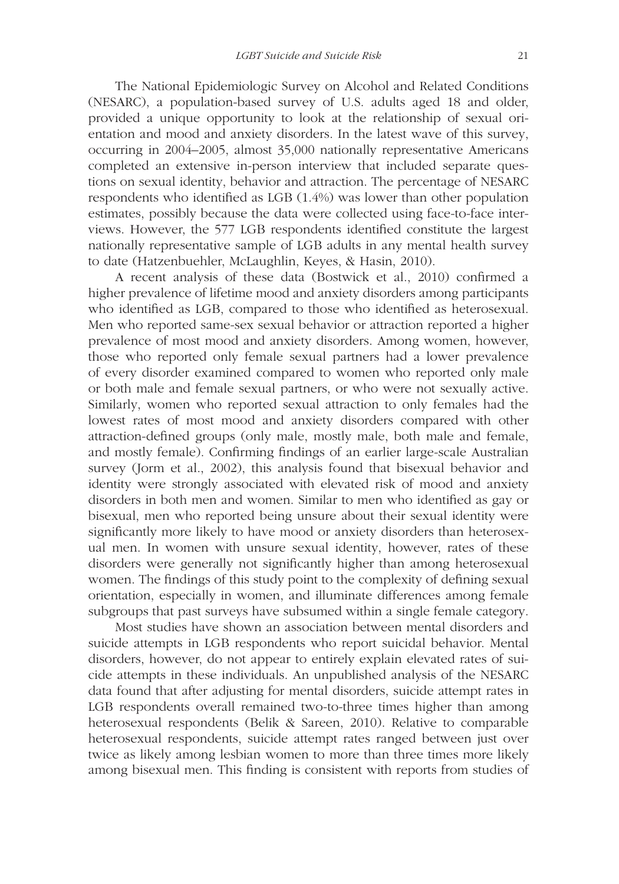The National Epidemiologic Survey on Alcohol and Related Conditions (NESARC), a population-based survey of U.S. adults aged 18 and older, provided a unique opportunity to look at the relationship of sexual orientation and mood and anxiety disorders. In the latest wave of this survey, occurring in 2004–2005, almost 35,000 nationally representative Americans completed an extensive in-person interview that included separate questions on sexual identity, behavior and attraction. The percentage of NESARC respondents who identified as LGB (1.4%) was lower than other population estimates, possibly because the data were collected using face-to-face interviews. However, the 577 LGB respondents identified constitute the largest nationally representative sample of LGB adults in any mental health survey to date (Hatzenbuehler, McLaughlin, Keyes, & Hasin, 2010).

A recent analysis of these data (Bostwick et al., 2010) confirmed a higher prevalence of lifetime mood and anxiety disorders among participants who identified as LGB, compared to those who identified as heterosexual. Men who reported same-sex sexual behavior or attraction reported a higher prevalence of most mood and anxiety disorders. Among women, however, those who reported only female sexual partners had a lower prevalence of every disorder examined compared to women who reported only male or both male and female sexual partners, or who were not sexually active. Similarly, women who reported sexual attraction to only females had the lowest rates of most mood and anxiety disorders compared with other attraction-defined groups (only male, mostly male, both male and female, and mostly female). Confirming findings of an earlier large-scale Australian survey (Jorm et al., 2002), this analysis found that bisexual behavior and identity were strongly associated with elevated risk of mood and anxiety disorders in both men and women. Similar to men who identified as gay or bisexual, men who reported being unsure about their sexual identity were significantly more likely to have mood or anxiety disorders than heterosexual men. In women with unsure sexual identity, however, rates of these disorders were generally not significantly higher than among heterosexual women. The findings of this study point to the complexity of defining sexual orientation, especially in women, and illuminate differences among female subgroups that past surveys have subsumed within a single female category.

Most studies have shown an association between mental disorders and suicide attempts in LGB respondents who report suicidal behavior. Mental disorders, however, do not appear to entirely explain elevated rates of suicide attempts in these individuals. An unpublished analysis of the NESARC data found that after adjusting for mental disorders, suicide attempt rates in LGB respondents overall remained two-to-three times higher than among heterosexual respondents (Belik & Sareen, 2010). Relative to comparable heterosexual respondents, suicide attempt rates ranged between just over twice as likely among lesbian women to more than three times more likely among bisexual men. This finding is consistent with reports from studies of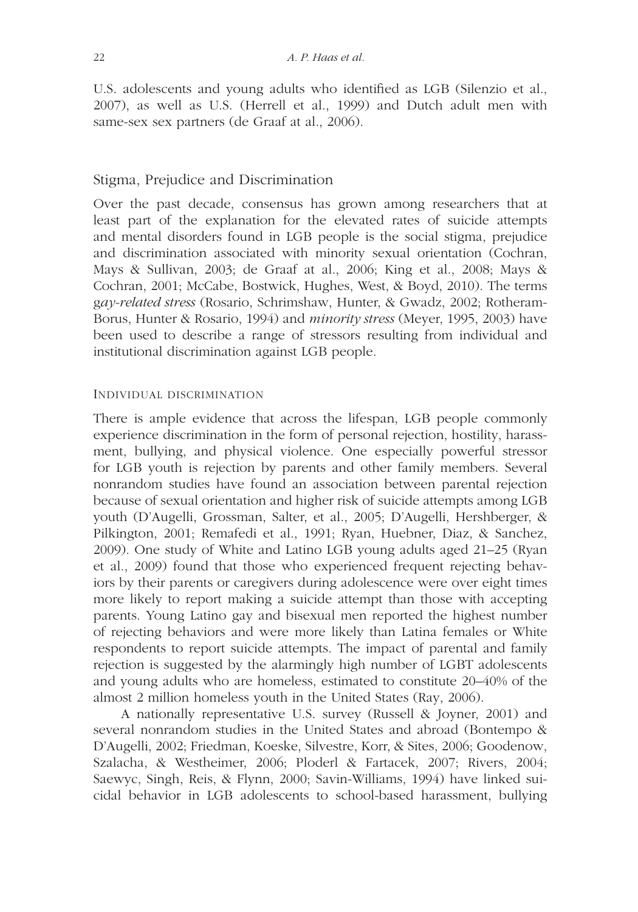U.S. adolescents and young adults who identified as LGB (Silenzio et al., 2007), as well as U.S. (Herrell et al., 1999) and Dutch adult men with same-sex sex partners (de Graaf at al., 2006).

## Stigma, Prejudice and Discrimination

Over the past decade, consensus has grown among researchers that at least part of the explanation for the elevated rates of suicide attempts and mental disorders found in LGB people is the social stigma, prejudice and discrimination associated with minority sexual orientation (Cochran, Mays & Sullivan, 2003; de Graaf at al., 2006; King et al., 2008; Mays & Cochran, 2001; McCabe, Bostwick, Hughes, West, & Boyd, 2010). The terms *gay-related stress* (Rosario, Schrimshaw, Hunter, & Gwadz, 2002; Rotheram-Borus, Hunter & Rosario, 1994) and *minority stress* (Meyer, 1995, 2003) have been used to describe a range of stressors resulting from individual and institutional discrimination against LGB people.

### Individual discrimination

There is ample evidence that across the lifespan, LGB people commonly experience discrimination in the form of personal rejection, hostility, harassment, bullying, and physical violence. One especially powerful stressor for LGB youth is rejection by parents and other family members. Several nonrandom studies have found an association between parental rejection because of sexual orientation and higher risk of suicide attempts among LGB youth (D'Augelli, Grossman, Salter, et al., 2005; D'Augelli, Hershberger, & Pilkington, 2001; Remafedi et al., 1991; Ryan, Huebner, Diaz, & Sanchez, 2009). One study of White and Latino LGB young adults aged 21–25 (Ryan et al., 2009) found that those who experienced frequent rejecting behaviors by their parents or caregivers during adolescence were over eight times more likely to report making a suicide attempt than those with accepting parents. Young Latino gay and bisexual men reported the highest number of rejecting behaviors and were more likely than Latina females or White respondents to report suicide attempts. The impact of parental and family rejection is suggested by the alarmingly high number of LGBT adolescents and young adults who are homeless, estimated to constitute 20–40% of the almost 2 million homeless youth in the United States (Ray, 2006).

A nationally representative U.S. survey (Russell & Joyner, 2001) and several nonrandom studies in the United States and abroad (Bontempo & D'Augelli, 2002; Friedman, Koeske, Silvestre, Korr, & Sites, 2006; Goodenow, Szalacha, & Westheimer, 2006; Ploderl & Fartacek, 2007; Rivers, 2004; Saewyc, Singh, Reis, & Flynn, 2000; Savin-Williams, 1994) have linked suicidal behavior in LGB adolescents to school-based harassment, bullying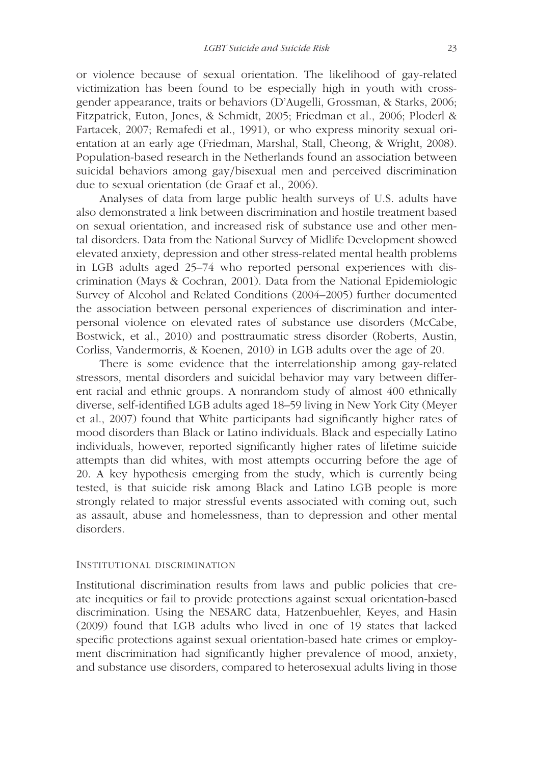or violence because of sexual orientation. The likelihood of gay-related victimization has been found to be especially high in youth with cross-gender appearance, traits or behaviors (D'Augelli, Grossman, & Starks, 2006; Fitzpatrick, Euton, Jones, & Schmidt, 2005; Friedman et al., 2006; Ploderl & Fartacek, 2007; Remafedi et al., 1991), or who express minority sexual orientation at an early age (Friedman, Marshal, Stall, Cheong, & Wright, 2008). Population-based research in the Netherlands found an association between suicidal behaviors among gay/bisexual men and perceived discrimination due to sexual orientation (de Graaf et al., 2006).

Analyses of data from large public health surveys of U.S. adults have also demonstrated a link between discrimination and hostile treatment based on sexual orientation, and increased risk of substance use and other mental disorders. Data from the National Survey of Midlife Development showed elevated anxiety, depression and other stress-related mental health problems in LGB adults aged 25–74 who reported personal experiences with discrimination (Mays & Cochran, 2001). Data from the National Epidemiologic Survey of Alcohol and Related Conditions (2004–2005) further documented the association between personal experiences of discrimination and interpersonal violence on elevated rates of substance use disorders (McCabe, Bostwick, et al., 2010) and posttraumatic stress disorder (Roberts, Austin, Corliss, Vandermorris, & Koenen, 2010) in LGB adults over the age of 20.

There is some evidence that the interrelationship among gay-related stressors, mental disorders and suicidal behavior may vary between different racial and ethnic groups. A nonrandom study of almost 400 ethnically diverse, self-identified LGB adults aged 18–59 living in New York City (Meyer et al., 2007) found that White participants had significantly higher rates of mood disorders than Black or Latino individuals. Black and especially Latino individuals, however, reported significantly higher rates of lifetime suicide attempts than did whites, with most attempts occurring before the age of 20. A key hypothesis emerging from the study, which is currently being tested, is that suicide risk among Black and Latino LGB people is more strongly related to major stressful events associated with coming out, such as assault, abuse and homelessness, than to depression and other mental disorders.

#### Institutional discrimination

Institutional discrimination results from laws and public policies that create inequities or fail to provide protections against sexual orientation-based discrimination. Using the NESARC data, Hatzenbuehler, Keyes, and Hasin (2009) found that LGB adults who lived in one of 19 states that lacked specific protections against sexual orientation-based hate crimes or employment discrimination had significantly higher prevalence of mood, anxiety, and substance use disorders, compared to heterosexual adults living in those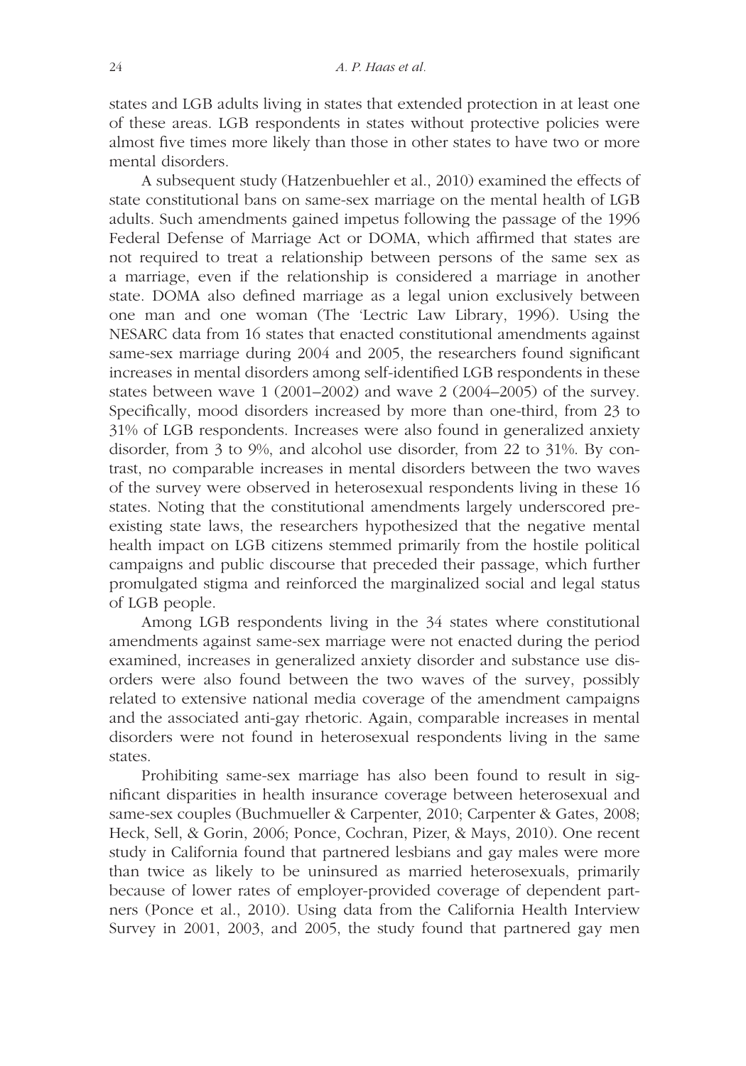states and LGB adults living in states that extended protection in at least one of these areas. LGB respondents in states without protective policies were almost five times more likely than those in other states to have two or more mental disorders.

A subsequent study (Hatzenbuehler et al., 2010) examined the effects of state constitutional bans on same-sex marriage on the mental health of LGB adults. Such amendments gained impetus following the passage of the 1996 Federal Defense of Marriage Act or DOMA, which affirmed that states are not required to treat a relationship between persons of the same sex as a marriage, even if the relationship is considered a marriage in another state. DOMA also defined marriage as a legal union exclusively between one man and one woman (The 'Lectric Law Library, 1996). Using the NESARC data from 16 states that enacted constitutional amendments against same-sex marriage during 2004 and 2005, the researchers found significant increases in mental disorders among self-identified LGB respondents in these states between wave 1 (2001–2002) and wave 2 (2004–2005) of the survey. Specifically, mood disorders increased by more than one-third, from 23 to 31% of LGB respondents. Increases were also found in generalized anxiety disorder, from 3 to 9%, and alcohol use disorder, from 22 to 31%. By contrast, no comparable increases in mental disorders between the two waves of the survey were observed in heterosexual respondents living in these 16 states. Noting that the constitutional amendments largely underscored preexisting state laws, the researchers hypothesized that the negative mental health impact on LGB citizens stemmed primarily from the hostile political campaigns and public discourse that preceded their passage, which further promulgated stigma and reinforced the marginalized social and legal status of LGB people.

Among LGB respondents living in the 34 states where constitutional amendments against same-sex marriage were not enacted during the period examined, increases in generalized anxiety disorder and substance use disorders were also found between the two waves of the survey, possibly related to extensive national media coverage of the amendment campaigns and the associated anti-gay rhetoric. Again, comparable increases in mental disorders were not found in heterosexual respondents living in the same states.

Prohibiting same-sex marriage has also been found to result in significant disparities in health insurance coverage between heterosexual and same-sex couples (Buchmueller & Carpenter, 2010; Carpenter & Gates, 2008; Heck, Sell, & Gorin, 2006; Ponce, Cochran, Pizer, & Mays, 2010). One recent study in California found that partnered lesbians and gay males were more than twice as likely to be uninsured as married heterosexuals, primarily because of lower rates of employer-provided coverage of dependent partners (Ponce et al., 2010). Using data from the California Health Interview Survey in 2001, 2003, and 2005, the study found that partnered gay men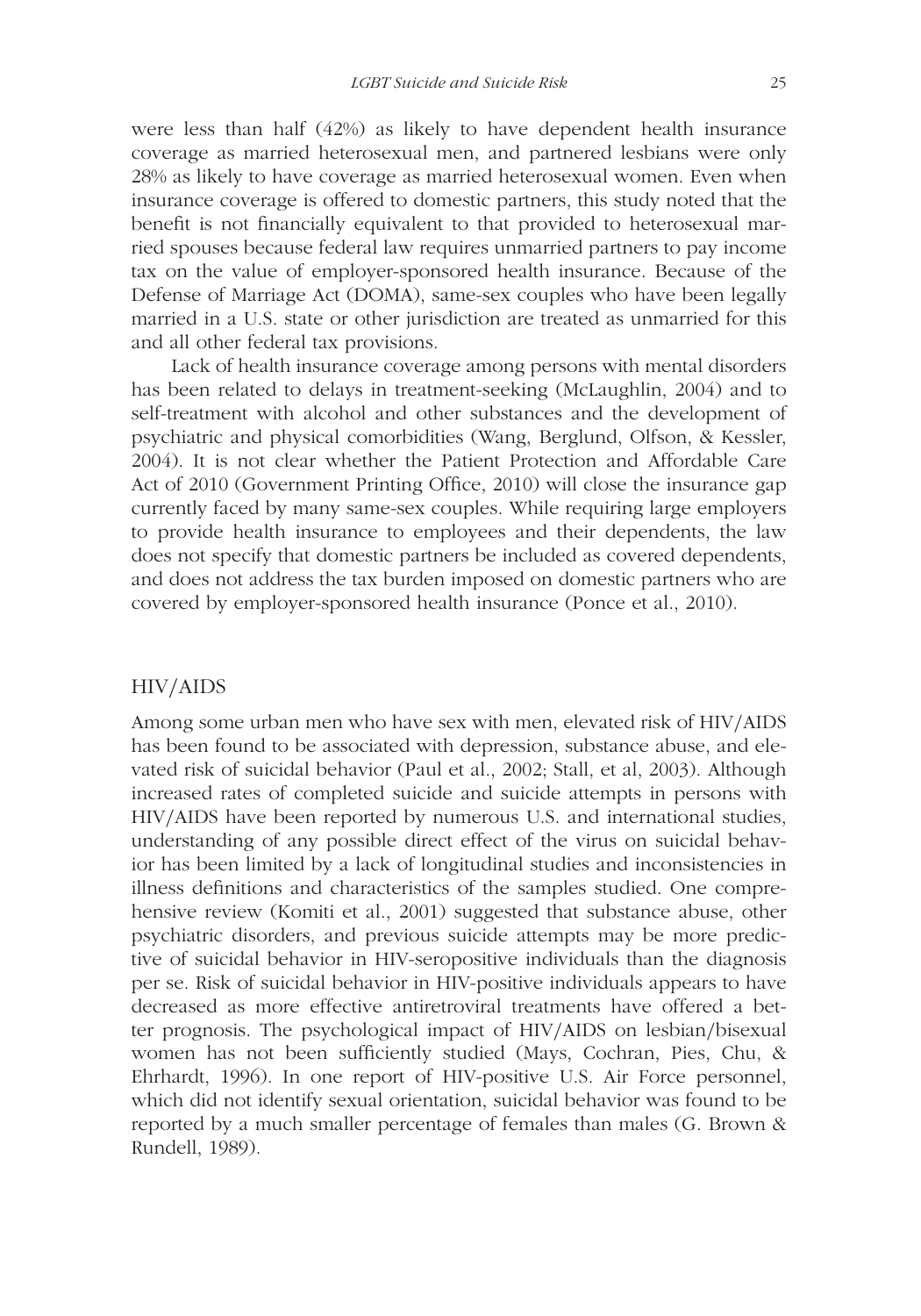were less than half (42%) as likely to have dependent health insurance coverage as married heterosexual men, and partnered lesbians were only 28% as likely to have coverage as married heterosexual women. Even when insurance coverage is offered to domestic partners, this study noted that the benefit is not financially equivalent to that provided to heterosexual married spouses because federal law requires unmarried partners to pay income tax on the value of employer-sponsored health insurance. Because of the Defense of Marriage Act (DOMA), same-sex couples who have been legally married in a U.S. state or other jurisdiction are treated as unmarried for this and all other federal tax provisions.

Lack of health insurance coverage among persons with mental disorders has been related to delays in treatment-seeking (McLaughlin, 2004) and to self-treatment with alcohol and other substances and the development of psychiatric and physical comorbidities (Wang, Berglund, Olfson, & Kessler, 2004). It is not clear whether the Patient Protection and Affordable Care Act of 2010 (Government Printing Office, 2010) will close the insurance gap currently faced by many same-sex couples. While requiring large employers to provide health insurance to employees and their dependents, the law does not specify that domestic partners be included as covered dependents, and does not address the tax burden imposed on domestic partners who are covered by employer-sponsored health insurance (Ponce et al., 2010).

## HIV/AIDS

Among some urban men who have sex with men, elevated risk of HIV/AIDS has been found to be associated with depression, substance abuse, and elevated risk of suicidal behavior (Paul et al., 2002; Stall, et al, 2003). Although increased rates of completed suicide and suicide attempts in persons with HIV/AIDS have been reported by numerous U.S. and international studies, understanding of any possible direct effect of the virus on suicidal behavior has been limited by a lack of longitudinal studies and inconsistencies in illness definitions and characteristics of the samples studied. One comprehensive review (Komiti et al., 2001) suggested that substance abuse, other psychiatric disorders, and previous suicide attempts may be more predictive of suicidal behavior in HIV-seropositive individuals than the diagnosis per se. Risk of suicidal behavior in HIV-positive individuals appears to have decreased as more effective antiretroviral treatments have offered a better prognosis. The psychological impact of HIV/AIDS on lesbian/bisexual women has not been sufficiently studied (Mays, Cochran, Pies, Chu, & Ehrhardt, 1996). In one report of HIV-positive U.S. Air Force personnel, which did not identify sexual orientation, suicidal behavior was found to be reported by a much smaller percentage of females than males (G. Brown & Rundell, 1989).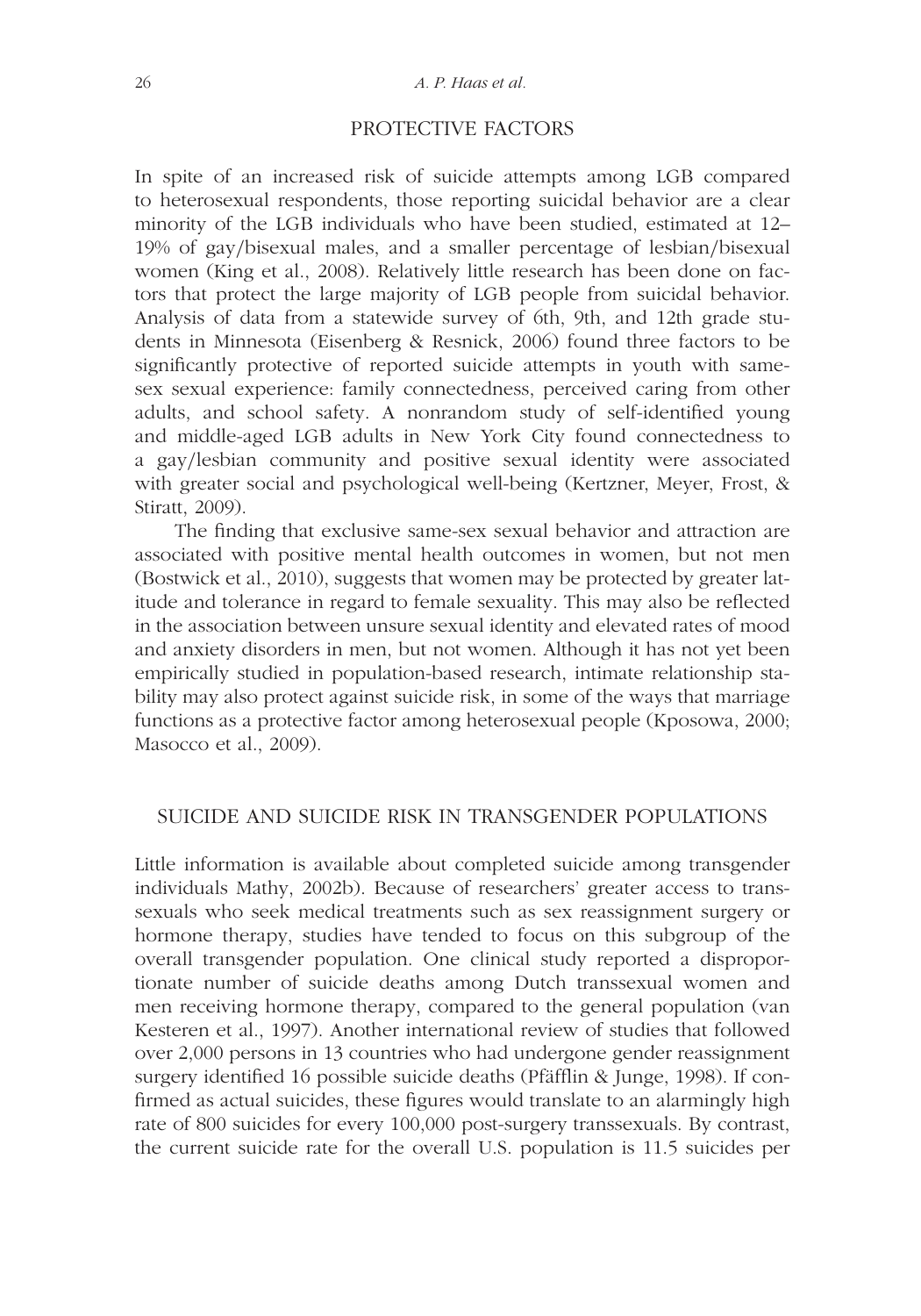## PROTECTIVE FACTORS

In spite of an increased risk of suicide attempts among LGB compared to heterosexual respondents, those reporting suicidal behavior are a clear minority of the LGB individuals who have been studied, estimated at 12–19% of gay/bisexual males, and a smaller percentage of lesbian/bisexual women (King et al., 2008). Relatively little research has been done on factors that protect the large majority of LGB people from suicidal behavior. Analysis of data from a statewide survey of 6th, 9th, and 12th grade students in Minnesota (Eisenberg & Resnick, 2006) found three factors to be significantly protective of reported suicide attempts in youth with same-sex sexual experience: family connectedness, perceived caring from other adults, and school safety. A nonrandom study of self-identified young and middle-aged LGB adults in New York City found connectedness to a gay/lesbian community and positive sexual identity were associated with greater social and psychological well-being (Kertzner, Meyer, Frost, & Stiratt, 2009).

The finding that exclusive same-sex sexual behavior and attraction are associated with positive mental health outcomes in women, but not men (Bostwick et al., 2010), suggests that women may be protected by greater latitude and tolerance in regard to female sexuality. This may also be reflected in the association between unsure sexual identity and elevated rates of mood and anxiety disorders in men, but not women. Although it has not yet been empirically studied in population-based research, intimate relationship stability may also protect against suicide risk, in some of the ways that marriage functions as a protective factor among heterosexual people (Kposowa, 2000; Masocco et al., 2009).

## SUICIDE AND SUICIDE RISK IN TRANSGENDER POPULATIONS

Little information is available about completed suicide among transgender individuals Mathy, 2002b). Because of researchers' greater access to transsexuals who seek medical treatments such as sex reassignment surgery or hormone therapy, studies have tended to focus on this subgroup of the overall transgender population. One clinical study reported a disproportionate number of suicide deaths among Dutch transsexual women and men receiving hormone therapy, compared to the general population (van Kesteren et al., 1997). Another international review of studies that followed over 2,000 persons in 13 countries who had undergone gender reassignment surgery identified 16 possible suicide deaths (Pfäfflin & Junge, 1998). If confirmed as actual suicides, these figures would translate to an alarmingly high rate of 800 suicides for every 100,000 post-surgery transsexuals. By contrast, the current suicide rate for the overall U.S. population is 11.5 suicides per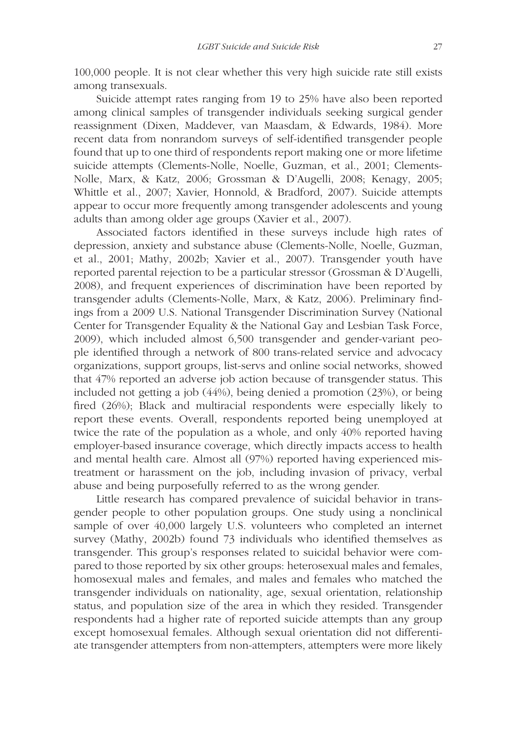100,000 people. It is not clear whether this very high suicide rate still exists among transexuals.

Suicide attempt rates ranging from 19 to 25% have also been reported among clinical samples of transgender individuals seeking surgical gender reassignment (Dixen, Maddever, van Maasdam, & Edwards, 1984). More recent data from nonrandom surveys of self-identified transgender people found that up to one third of respondents report making one or more lifetime suicide attempts (Clements-Nolle, Noelle, Guzman, et al., 2001; Clements-Nolle, Marx, & Katz, 2006; Grossman & D'Augelli, 2008; Kenagy, 2005; Whittle et al., 2007; Xavier, Honnold, & Bradford, 2007). Suicide attempts appear to occur more frequently among transgender adolescents and young adults than among older age groups (Xavier et al., 2007).

Associated factors identified in these surveys include high rates of depression, anxiety and substance abuse (Clements-Nolle, Noelle, Guzman, et al., 2001; Mathy, 2002b; Xavier et al., 2007). Transgender youth have reported parental rejection to be a particular stressor (Grossman & D'Augelli, 2008), and frequent experiences of discrimination have been reported by transgender adults (Clements-Nolle, Marx, & Katz, 2006). Preliminary findings from a 2009 U.S. National Transgender Discrimination Survey (National Center for Transgender Equality & the National Gay and Lesbian Task Force, 2009), which included almost 6,500 transgender and gender-variant people identified through a network of 800 trans-related service and advocacy organizations, support groups, list-servs and online social networks, showed that 47% reported an adverse job action because of transgender status. This included not getting a job (44%), being denied a promotion (23%), or being fired (26%); Black and multiracial respondents were especially likely to report these events. Overall, respondents reported being unemployed at twice the rate of the population as a whole, and only 40% reported having employer-based insurance coverage, which directly impacts access to health and mental health care. Almost all (97%) reported having experienced mistreatment or harassment on the job, including invasion of privacy, verbal abuse and being purposefully referred to as the wrong gender.

Little research has compared prevalence of suicidal behavior in transgender people to other population groups. One study using a nonclinical sample of over 40,000 largely U.S. volunteers who completed an internet survey (Mathy, 2002b) found 73 individuals who identified themselves as transgender. This group's responses related to suicidal behavior were compared to those reported by six other groups: heterosexual males and females, homosexual males and females, and males and females who matched the transgender individuals on nationality, age, sexual orientation, relationship status, and population size of the area in which they resided. Transgender respondents had a higher rate of reported suicide attempts than any group except homosexual females. Although sexual orientation did not differentiate transgender attempters from non-attempters, attempters were more likely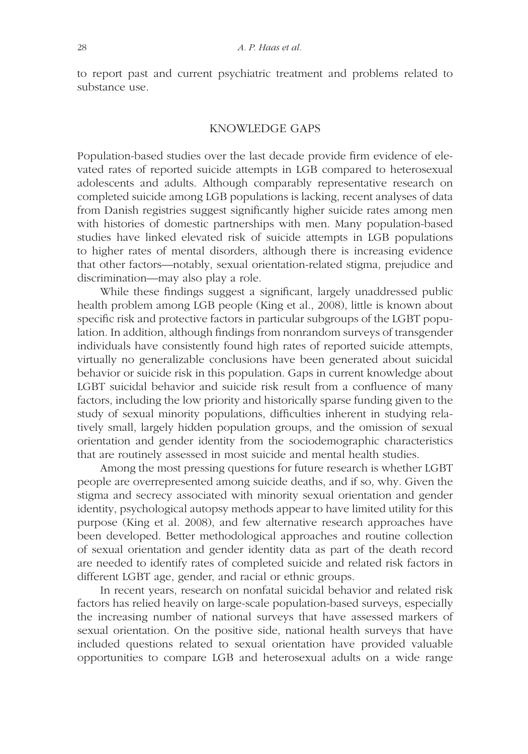to report past and current psychiatric treatment and problems related to substance use.

## KNOWLEDGE GAPS

Population-based studies over the last decade provide firm evidence of elevated rates of reported suicide attempts in LGB compared to heterosexual adolescents and adults. Although comparably representative research on completed suicide among LGB populations is lacking, recent analyses of data from Danish registries suggest significantly higher suicide rates among men with histories of domestic partnerships with men. Many population-based studies have linked elevated risk of suicide attempts in LGB populations to higher rates of mental disorders, although there is increasing evidence that other factors—notably, sexual orientation-related stigma, prejudice and discrimination—may also play a role.

While these findings suggest a significant, largely unaddressed public health problem among LGB people (King et al., 2008), little is known about specific risk and protective factors in particular subgroups of the LGBT population. In addition, although findings from nonrandom surveys of transgender individuals have consistently found high rates of reported suicide attempts, virtually no generalizable conclusions have been generated about suicidal behavior or suicide risk in this population. Gaps in current knowledge about LGBT suicidal behavior and suicide risk result from a confluence of many factors, including the low priority and historically sparse funding given to the study of sexual minority populations, difficulties inherent in studying relatively small, largely hidden population groups, and the omission of sexual orientation and gender identity from the sociodemographic characteristics that are routinely assessed in most suicide and mental health studies.

Among the most pressing questions for future research is whether LGBT people are overrepresented among suicide deaths, and if so, why. Given the stigma and secrecy associated with minority sexual orientation and gender identity, psychological autopsy methods appear to have limited utility for this purpose (King et al. 2008), and few alternative research approaches have been developed. Better methodological approaches and routine collection of sexual orientation and gender identity data as part of the death record are needed to identify rates of completed suicide and related risk factors in different LGBT age, gender, and racial or ethnic groups.

In recent years, research on nonfatal suicidal behavior and related risk factors has relied heavily on large-scale population-based surveys, especially the increasing number of national surveys that have assessed markers of sexual orientation. On the positive side, national health surveys that have included questions related to sexual orientation have provided valuable opportunities to compare LGB and heterosexual adults on a wide range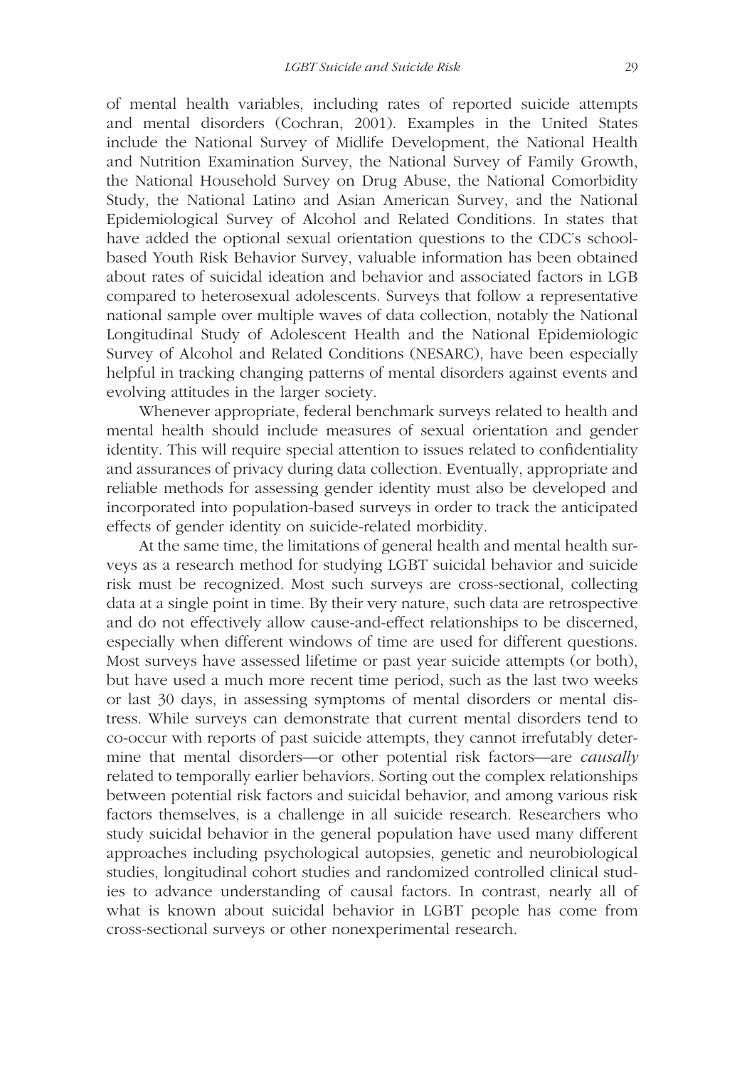of mental health variables, including rates of reported suicide attempts and mental disorders (Cochran, 2001). Examples in the United States include the National Survey of Midlife Development, the National Health and Nutrition Examination Survey, the National Survey of Family Growth, the National Household Survey on Drug Abuse, the National Comorbidity Study, the National Latino and Asian American Survey, and the National Epidemiological Survey of Alcohol and Related Conditions. In states that have added the optional sexual orientation questions to the CDC's school-based Youth Risk Behavior Survey, valuable information has been obtained about rates of suicidal ideation and behavior and associated factors in LGB compared to heterosexual adolescents. Surveys that follow a representative national sample over multiple waves of data collection, notably the National Longitudinal Study of Adolescent Health and the National Epidemiologic Survey of Alcohol and Related Conditions (NESARC), have been especially helpful in tracking changing patterns of mental disorders against events and evolving attitudes in the larger society.

Whenever appropriate, federal benchmark surveys related to health and mental health should include measures of sexual orientation and gender identity. This will require special attention to issues related to confidentiality and assurances of privacy during data collection. Eventually, appropriate and reliable methods for assessing gender identity must also be developed and incorporated into population-based surveys in order to track the anticipated effects of gender identity on suicide-related morbidity.

At the same time, the limitations of general health and mental health surveys as a research method for studying LGBT suicidal behavior and suicide risk must be recognized. Most such surveys are cross-sectional, collecting data at a single point in time. By their very nature, such data are retrospective and do not effectively allow cause-and-effect relationships to be discerned, especially when different windows of time are used for different questions. Most surveys have assessed lifetime or past year suicide attempts (or both), but have used a much more recent time period, such as the last two weeks or last 30 days, in assessing symptoms of mental disorders or mental distress. While surveys can demonstrate that current mental disorders tend to co-occur with reports of past suicide attempts, they cannot irrefutably determine that mental disorders—or other potential risk factors—are *causally* related to temporally earlier behaviors. Sorting out the complex relationships between potential risk factors and suicidal behavior, and among various risk factors themselves, is a challenge in all suicide research. Researchers who study suicidal behavior in the general population have used many different approaches including psychological autopsies, genetic and neurobiological studies, longitudinal cohort studies and randomized controlled clinical studies to advance understanding of causal factors. In contrast, nearly all of what is known about suicidal behavior in LGBT people has come from cross-sectional surveys or other nonexperimental research.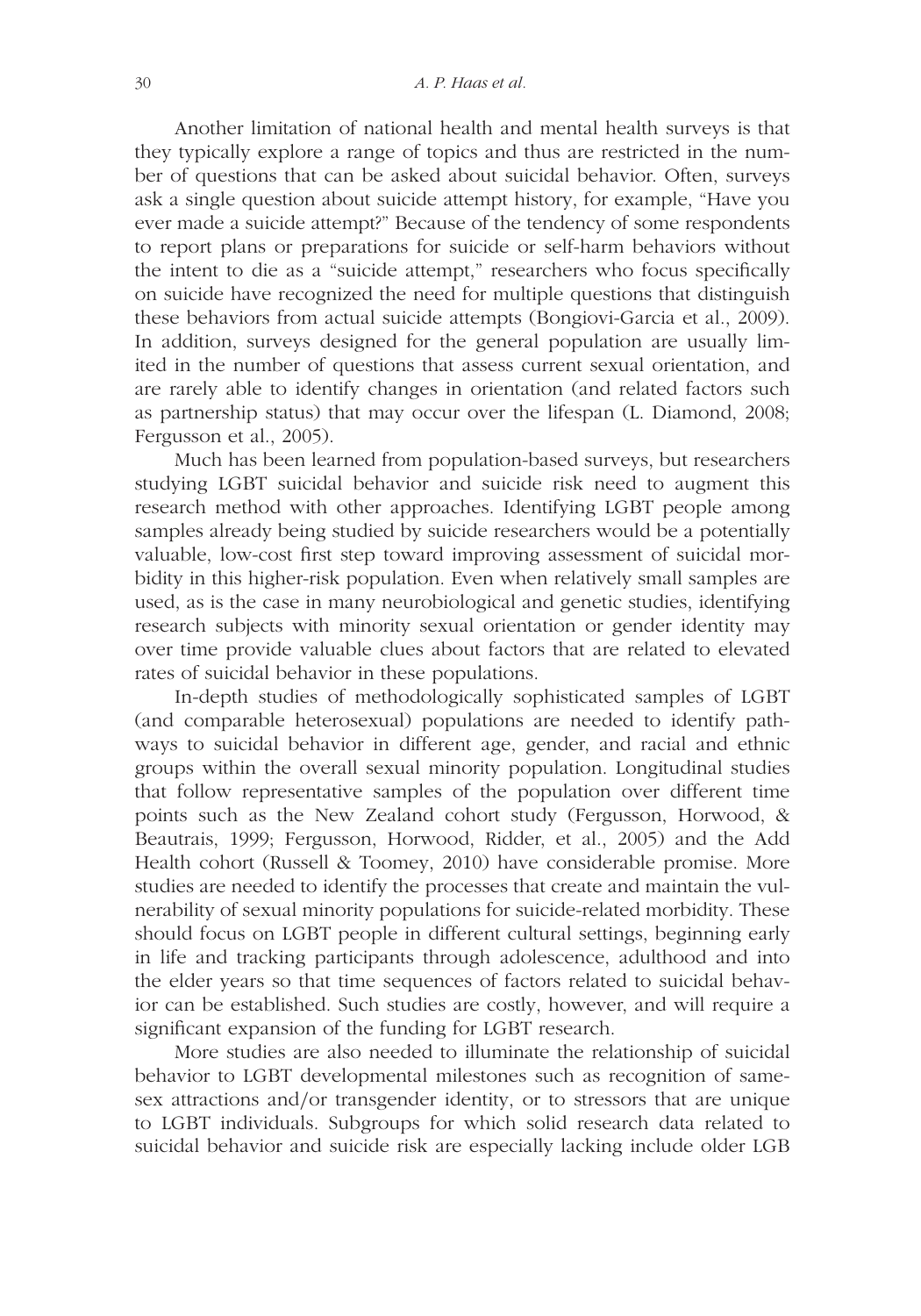Another limitation of national health and mental health surveys is that they typically explore a range of topics and thus are restricted in the number of questions that can be asked about suicidal behavior. Often, surveys ask a single question about suicide attempt history, for example, "Have you ever made a suicide attempt?" Because of the tendency of some respondents to report plans or preparations for suicide or self-harm behaviors without the intent to die as a "suicide attempt," researchers who focus specifically on suicide have recognized the need for multiple questions that distinguish these behaviors from actual suicide attempts (Bongiovi-Garcia et al., 2009). In addition, surveys designed for the general population are usually limited in the number of questions that assess current sexual orientation, and are rarely able to identify changes in orientation (and related factors such as partnership status) that may occur over the lifespan (L. Diamond, 2008; Fergusson et al., 2005).

Much has been learned from population-based surveys, but researchers studying LGBT suicidal behavior and suicide risk need to augment this research method with other approaches. Identifying LGBT people among samples already being studied by suicide researchers would be a potentially valuable, low-cost first step toward improving assessment of suicidal morbidity in this higher-risk population. Even when relatively small samples are used, as is the case in many neurobiological and genetic studies, identifying research subjects with minority sexual orientation or gender identity may over time provide valuable clues about factors that are related to elevated rates of suicidal behavior in these populations.

In-depth studies of methodologically sophisticated samples of LGBT (and comparable heterosexual) populations are needed to identify pathways to suicidal behavior in different age, gender, and racial and ethnic groups within the overall sexual minority population. Longitudinal studies that follow representative samples of the population over different time points such as the New Zealand cohort study (Fergusson, Horwood, & Beautrais, 1999; Fergusson, Horwood, Ridder, et al., 2005) and the Add Health cohort (Russell & Toomey, 2010) have considerable promise. More studies are needed to identify the processes that create and maintain the vulnerability of sexual minority populations for suicide-related morbidity. These should focus on LGBT people in different cultural settings, beginning early in life and tracking participants through adolescence, adulthood and into the elder years so that time sequences of factors related to suicidal behavior can be established. Such studies are costly, however, and will require a significant expansion of the funding for LGBT research.

More studies are also needed to illuminate the relationship of suicidal behavior to LGBT developmental milestones such as recognition of same-sex attractions and/or transgender identity, or to stressors that are unique to LGBT individuals. Subgroups for which solid research data related to suicidal behavior and suicide risk are especially lacking include older LGB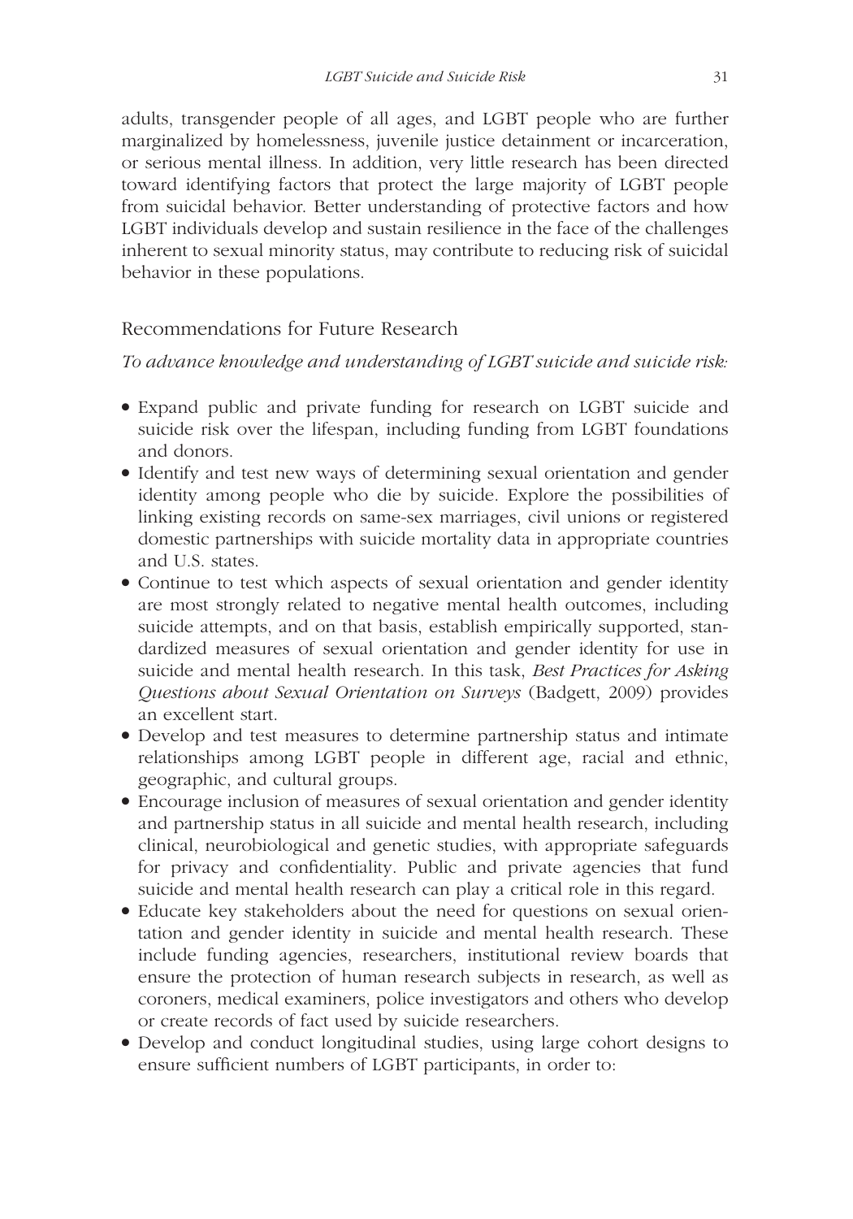adults, transgender people of all ages, and LGBT people who are further marginalized by homelessness, juvenile justice detainment or incarceration, or serious mental illness. In addition, very little research has been directed toward identifying factors that protect the large majority of LGBT people from suicidal behavior. Better understanding of protective factors and how LGBT individuals develop and sustain resilience in the face of the challenges inherent to sexual minority status, may contribute to reducing risk of suicidal behavior in these populations.

## Recommendations for Future Research

*To advance knowledge and understanding of LGBT suicide and suicide risk:*

- Expand public and private funding for research on LGBT suicide and suicide risk over the lifespan, including funding from LGBT foundations and donors.
- Identify and test new ways of determining sexual orientation and gender identity among people who die by suicide. Explore the possibilities of linking existing records on same-sex marriages, civil unions or registered domestic partnerships with suicide mortality data in appropriate countries and U.S. states.
- Continue to test which aspects of sexual orientation and gender identity are most strongly related to negative mental health outcomes, including suicide attempts, and on that basis, establish empirically supported, standardized measures of sexual orientation and gender identity for use in suicide and mental health research. In this task, *Best Practices for Asking Questions about Sexual Orientation on Surveys* (Badgett, 2009) provides an excellent start.
- Develop and test measures to determine partnership status and intimate relationships among LGBT people in different age, racial and ethnic, geographic, and cultural groups.
- Encourage inclusion of measures of sexual orientation and gender identity and partnership status in all suicide and mental health research, including clinical, neurobiological and genetic studies, with appropriate safeguards for privacy and confidentiality. Public and private agencies that fund suicide and mental health research can play a critical role in this regard.
- Educate key stakeholders about the need for questions on sexual orientation and gender identity in suicide and mental health research. These include funding agencies, researchers, institutional review boards that ensure the protection of human research subjects in research, as well as coroners, medical examiners, police investigators and others who develop or create records of fact used by suicide researchers.
- Develop and conduct longitudinal studies, using large cohort designs to ensure sufficient numbers of LGBT participants, in order to: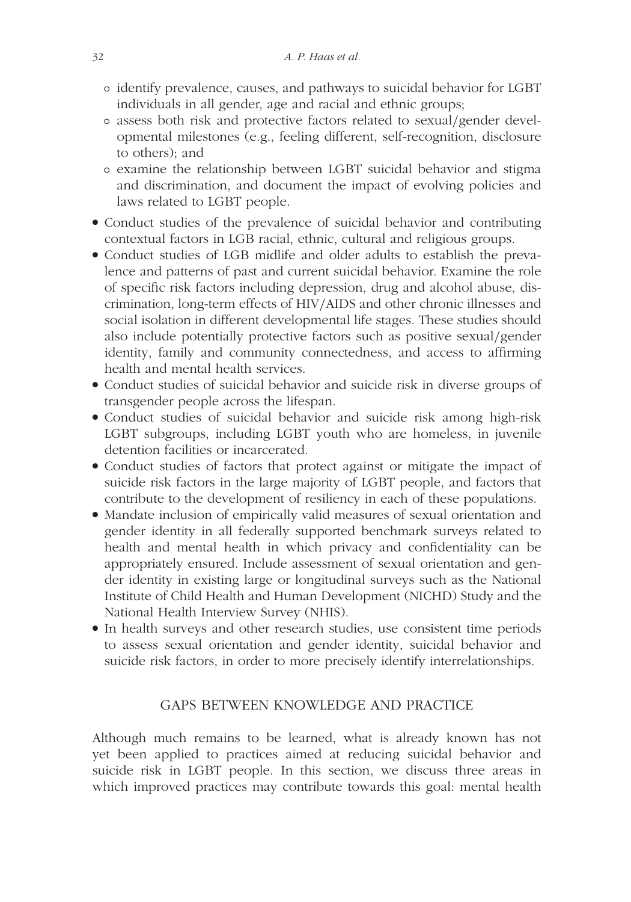- identify prevalence, causes, and pathways to suicidal behavior for LGBT individuals in all gender, age and racial and ethnic groups;
    - assess both risk and protective factors related to sexual/gender developmental milestones (e.g., feeling different, self-recognition, disclosure to others); and
    - examine the relationship between LGBT suicidal behavior and stigma and discrimination, and document the impact of evolving policies and laws related to LGBT people.
- Conduct studies of the prevalence of suicidal behavior and contributing contextual factors in LGB racial, ethnic, cultural and religious groups.
- Conduct studies of LGB midlife and older adults to establish the prevalence and patterns of past and current suicidal behavior. Examine the role of specific risk factors including depression, drug and alcohol abuse, discrimination, long-term effects of HIV/AIDS and other chronic illnesses and social isolation in different developmental life stages. These studies should also include potentially protective factors such as positive sexual/gender identity, family and community connectedness, and access to affirming health and mental health services.
- Conduct studies of suicidal behavior and suicide risk in diverse groups of transgender people across the lifespan.
- Conduct studies of suicidal behavior and suicide risk among high-risk LGBT subgroups, including LGBT youth who are homeless, in juvenile detention facilities or incarcerated.
- Conduct studies of factors that protect against or mitigate the impact of suicide risk factors in the large majority of LGBT people, and factors that contribute to the development of resiliency in each of these populations.
- Mandate inclusion of empirically valid measures of sexual orientation and gender identity in all federally supported benchmark surveys related to health and mental health in which privacy and confidentiality can be appropriately ensured. Include assessment of sexual orientation and gender identity in existing large or longitudinal surveys such as the National Institute of Child Health and Human Development (NICHD) Study and the National Health Interview Survey (NHIS).
- In health surveys and other research studies, use consistent time periods to assess sexual orientation and gender identity, suicidal behavior and suicide risk factors, in order to more precisely identify interrelationships.

## GAPS BETWEEN KNOWLEDGE AND PRACTICE

Although much remains to be learned, what is already known has not yet been applied to practices aimed at reducing suicidal behavior and suicide risk in LGBT people. In this section, we discuss three areas in which improved practices may contribute towards this goal: mental health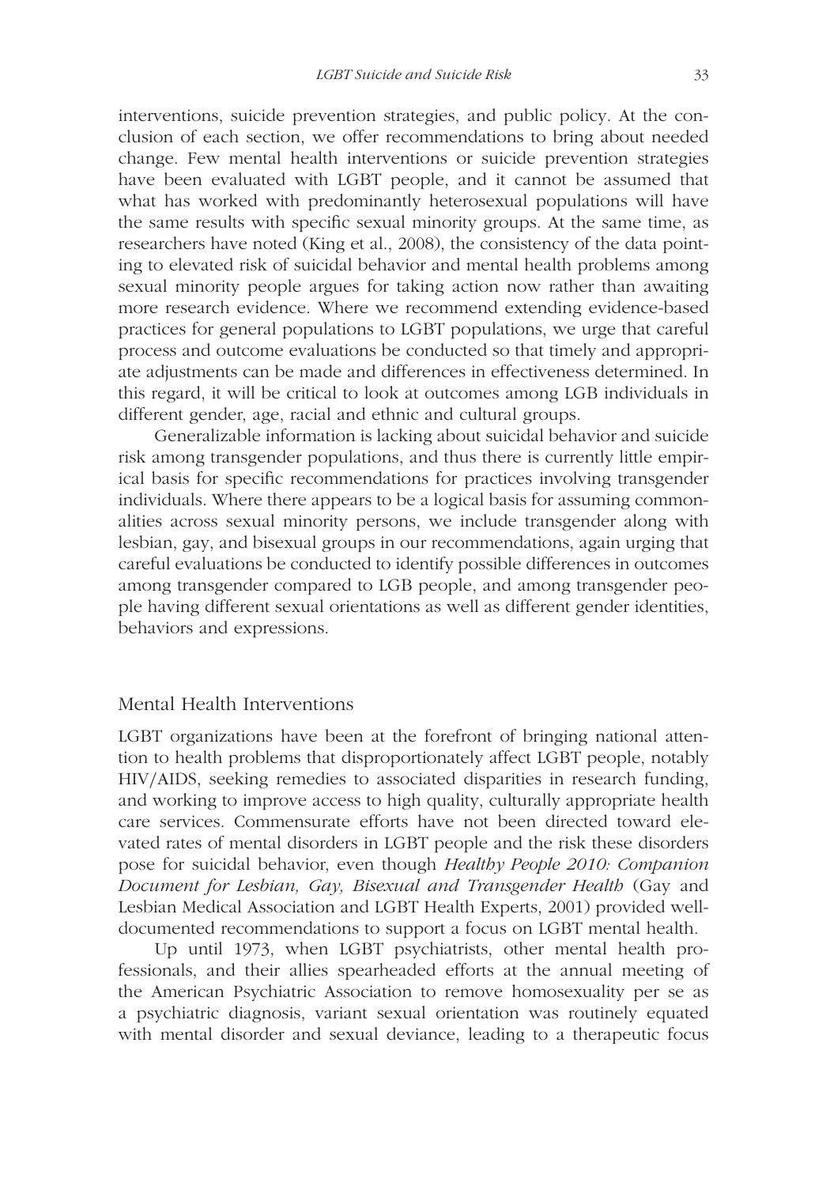interventions, suicide prevention strategies, and public policy. At the conclusion of each section, we offer recommendations to bring about needed change. Few mental health interventions or suicide prevention strategies have been evaluated with LGBT people, and it cannot be assumed that what has worked with predominantly heterosexual populations will have the same results with specific sexual minority groups. At the same time, as researchers have noted (King et al., 2008), the consistency of the data pointing to elevated risk of suicidal behavior and mental health problems among sexual minority people argues for taking action now rather than awaiting more research evidence. Where we recommend extending evidence-based practices for general populations to LGBT populations, we urge that careful process and outcome evaluations be conducted so that timely and appropriate adjustments can be made and differences in effectiveness determined. In this regard, it will be critical to look at outcomes among LGB individuals in different gender, age, racial and ethnic and cultural groups.

Generalizable information is lacking about suicidal behavior and suicide risk among transgender populations, and thus there is currently little empirical basis for specific recommendations for practices involving transgender individuals. Where there appears to be a logical basis for assuming commonalities across sexual minority persons, we include transgender along with lesbian, gay, and bisexual groups in our recommendations, again urging that careful evaluations be conducted to identify possible differences in outcomes among transgender compared to LGB people, and among transgender people having different sexual orientations as well as different gender identities, behaviors and expressions.

## Mental Health Interventions

LGBT organizations have been at the forefront of bringing national attention to health problems that disproportionately affect LGBT people, notably HIV/AIDS, seeking remedies to associated disparities in research funding, and working to improve access to high quality, culturally appropriate health care services. Commensurate efforts have not been directed toward elevated rates of mental disorders in LGBT people and the risk these disorders pose for suicidal behavior, even though *Healthy People 2010: Companion Document for Lesbian, Gay, Bisexual and Transgender Health* (Gay and Lesbian Medical Association and LGBT Health Experts, 2001) provided well-documented recommendations to support a focus on LGBT mental health.

Up until 1973, when LGBT psychiatrists, other mental health professionals, and their allies spearheaded efforts at the annual meeting of the American Psychiatric Association to remove homosexuality per se as a psychiatric diagnosis, variant sexual orientation was routinely equated with mental disorder and sexual deviance, leading to a therapeutic focus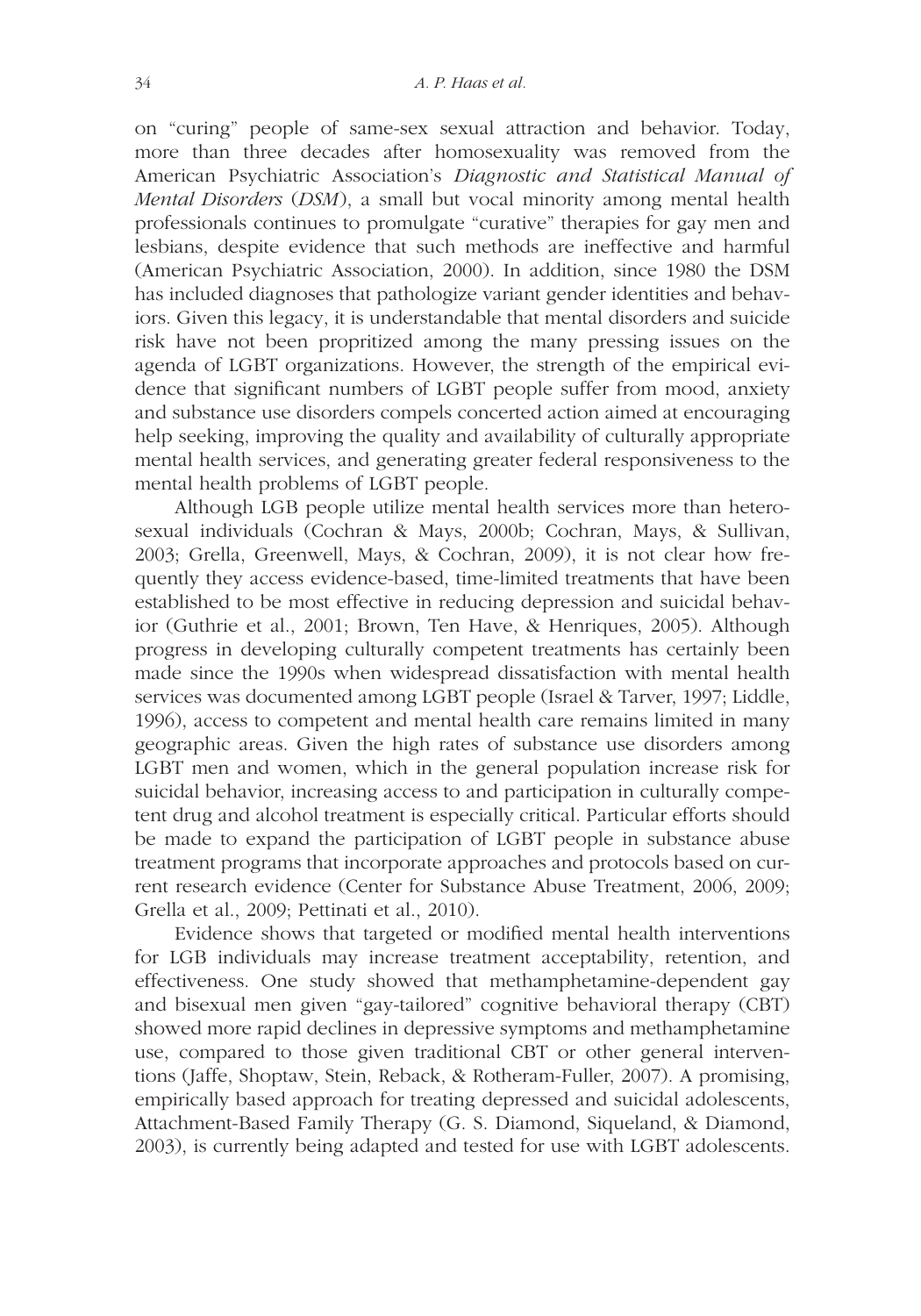on "curing" people of same-sex sexual attraction and behavior. Today, more than three decades after homosexuality was removed from the American Psychiatric Association's *Diagnostic and Statistical Manual of Mental Disorders* (*DSM*), a small but vocal minority among mental health professionals continues to promulgate "curative" therapies for gay men and lesbians, despite evidence that such methods are ineffective and harmful (American Psychiatric Association, 2000). In addition, since 1980 the DSM has included diagnoses that pathologize variant gender identities and behaviors. Given this legacy, it is understandable that mental disorders and suicide risk have not been propritized among the many pressing issues on the agenda of LGBT organizations. However, the strength of the empirical evidence that significant numbers of LGBT people suffer from mood, anxiety and substance use disorders compels concerted action aimed at encouraging help seeking, improving the quality and availability of culturally appropriate mental health services, and generating greater federal responsiveness to the mental health problems of LGBT people.

Although LGB people utilize mental health services more than heterosexual individuals (Cochran & Mays, 2000b; Cochran, Mays, & Sullivan, 2003; Grella, Greenwell, Mays, & Cochran, 2009), it is not clear how frequently they access evidence-based, time-limited treatments that have been established to be most effective in reducing depression and suicidal behavior (Guthrie et al., 2001; Brown, Ten Have, & Henriques, 2005). Although progress in developing culturally competent treatments has certainly been made since the 1990s when widespread dissatisfaction with mental health services was documented among LGBT people (Israel & Tarver, 1997; Liddle, 1996), access to competent and mental health care remains limited in many geographic areas. Given the high rates of substance use disorders among LGBT men and women, which in the general population increase risk for suicidal behavior, increasing access to and participation in culturally competent drug and alcohol treatment is especially critical. Particular efforts should be made to expand the participation of LGBT people in substance abuse treatment programs that incorporate approaches and protocols based on current research evidence (Center for Substance Abuse Treatment, 2006, 2009; Grella et al., 2009; Pettinati et al., 2010).

Evidence shows that targeted or modified mental health interventions for LGB individuals may increase treatment acceptability, retention, and effectiveness. One study showed that methamphetamine-dependent gay and bisexual men given "gay-tailored" cognitive behavioral therapy (CBT) showed more rapid declines in depressive symptoms and methamphetamine use, compared to those given traditional CBT or other general interventions (Jaffe, Shoptaw, Stein, Reback, & Rotheram-Fuller, 2007). A promising, empirically based approach for treating depressed and suicidal adolescents, Attachment-Based Family Therapy (G. S. Diamond, Siqueland, & Diamond, 2003), is currently being adapted and tested for use with LGBT adolescents.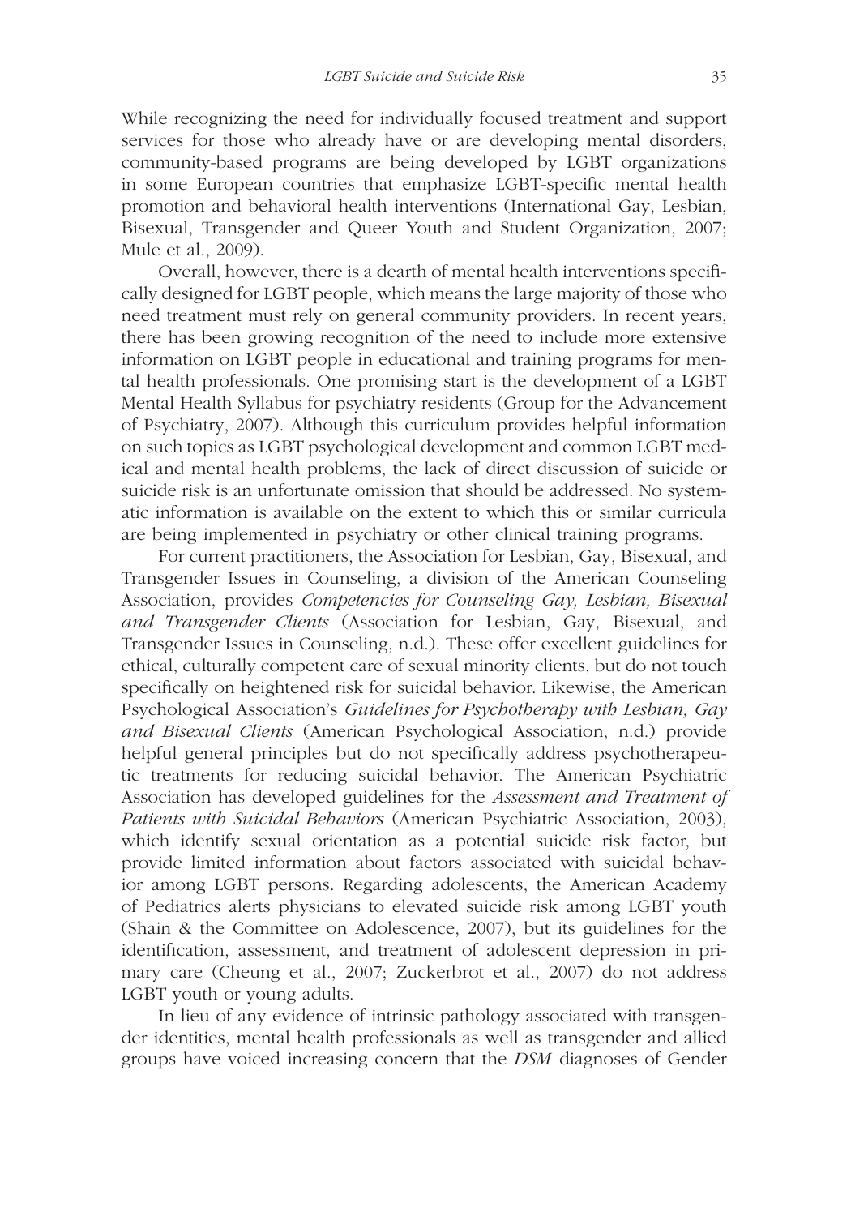While recognizing the need for individually focused treatment and support services for those who already have or are developing mental disorders, community-based programs are being developed by LGBT organizations in some European countries that emphasize LGBT-specific mental health promotion and behavioral health interventions (International Gay, Lesbian, Bisexual, Transgender and Queer Youth and Student Organization, 2007; Mule et al., 2009).

Overall, however, there is a dearth of mental health interventions specifically designed for LGBT people, which means the large majority of those who need treatment must rely on general community providers. In recent years, there has been growing recognition of the need to include more extensive information on LGBT people in educational and training programs for mental health professionals. One promising start is the development of a LGBT Mental Health Syllabus for psychiatry residents (Group for the Advancement of Psychiatry, 2007). Although this curriculum provides helpful information on such topics as LGBT psychological development and common LGBT medical and mental health problems, the lack of direct discussion of suicide or suicide risk is an unfortunate omission that should be addressed. No systematic information is available on the extent to which this or similar curricula are being implemented in psychiatry or other clinical training programs.

For current practitioners, the Association for Lesbian, Gay, Bisexual, and Transgender Issues in Counseling, a division of the American Counseling Association, provides *Competencies for Counseling Gay, Lesbian, Bisexual and Transgender Clients* (Association for Lesbian, Gay, Bisexual, and Transgender Issues in Counseling, n.d.). These offer excellent guidelines for ethical, culturally competent care of sexual minority clients, but do not touch specifically on heightened risk for suicidal behavior. Likewise, the American Psychological Association's *Guidelines for Psychotherapy with Lesbian, Gay and Bisexual Clients* (American Psychological Association, n.d.) provide helpful general principles but do not specifically address psychotherapeutic treatments for reducing suicidal behavior. The American Psychiatric Association has developed guidelines for the *Assessment and Treatment of Patients with Suicidal Behaviors* (American Psychiatric Association, 2003), which identify sexual orientation as a potential suicide risk factor, but provide limited information about factors associated with suicidal behavior among LGBT persons. Regarding adolescents, the American Academy of Pediatrics alerts physicians to elevated suicide risk among LGBT youth (Shain & the Committee on Adolescence, 2007), but its guidelines for the identification, assessment, and treatment of adolescent depression in primary care (Cheung et al., 2007; Zuckerbrot et al., 2007) do not address LGBT youth or young adults.

In lieu of any evidence of intrinsic pathology associated with transgender identities, mental health professionals as well as transgender and allied groups have voiced increasing concern that the *DSM* diagnoses of Gender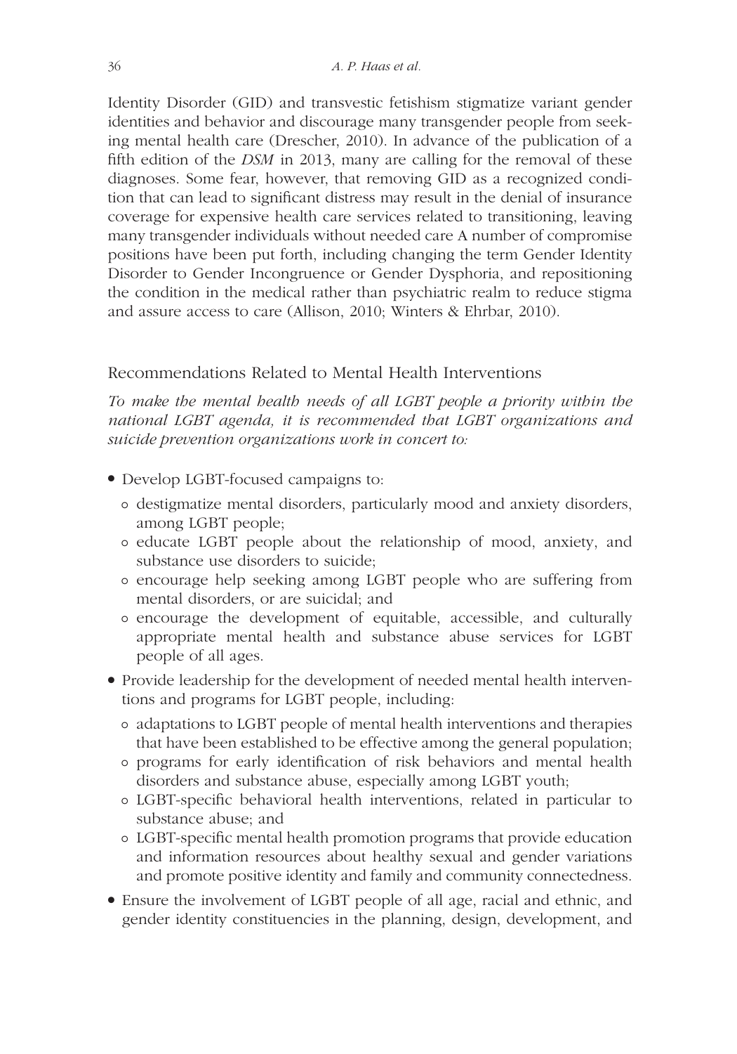Identity Disorder (GID) and transvestic fetishism stigmatize variant gender identities and behavior and discourage many transgender people from seeking mental health care (Drescher, 2010). In advance of the publication of a fifth edition of the *DSM* in 2013, many are calling for the removal of these diagnoses. Some fear, however, that removing GID as a recognized condition that can lead to significant distress may result in the denial of insurance coverage for expensive health care services related to transitioning, leaving many transgender individuals without needed care A number of compromise positions have been put forth, including changing the term Gender Identity Disorder to Gender Incongruence or Gender Dysphoria, and repositioning the condition in the medical rather than psychiatric realm to reduce stigma and assure access to care (Allison, 2010; Winters & Ehrbar, 2010).

## Recommendations Related to Mental Health Interventions

*To make the mental health needs of all LGBT people a priority within the national LGBT agenda, it is recommended that LGBT organizations and suicide prevention organizations work in concert to:*

- Develop LGBT-focused campaigns to:
  - destigmatize mental disorders, particularly mood and anxiety disorders, among LGBT people;
  - educate LGBT people about the relationship of mood, anxiety, and substance use disorders to suicide;
  - encourage help seeking among LGBT people who are suffering from mental disorders, or are suicidal; and
  - encourage the development of equitable, accessible, and culturally appropriate mental health and substance abuse services for LGBT people of all ages.
- Provide leadership for the development of needed mental health interventions and programs for LGBT people, including:
  - adaptations to LGBT people of mental health interventions and therapies that have been established to be effective among the general population;
  - programs for early identification of risk behaviors and mental health disorders and substance abuse, especially among LGBT youth;
  - LGBT-specific behavioral health interventions, related in particular to substance abuse; and
  - LGBT-specific mental health promotion programs that provide education and information resources about healthy sexual and gender variations and promote positive identity and family and community connectedness.
- Ensure the involvement of LGBT people of all age, racial and ethnic, and gender identity constituencies in the planning, design, development, and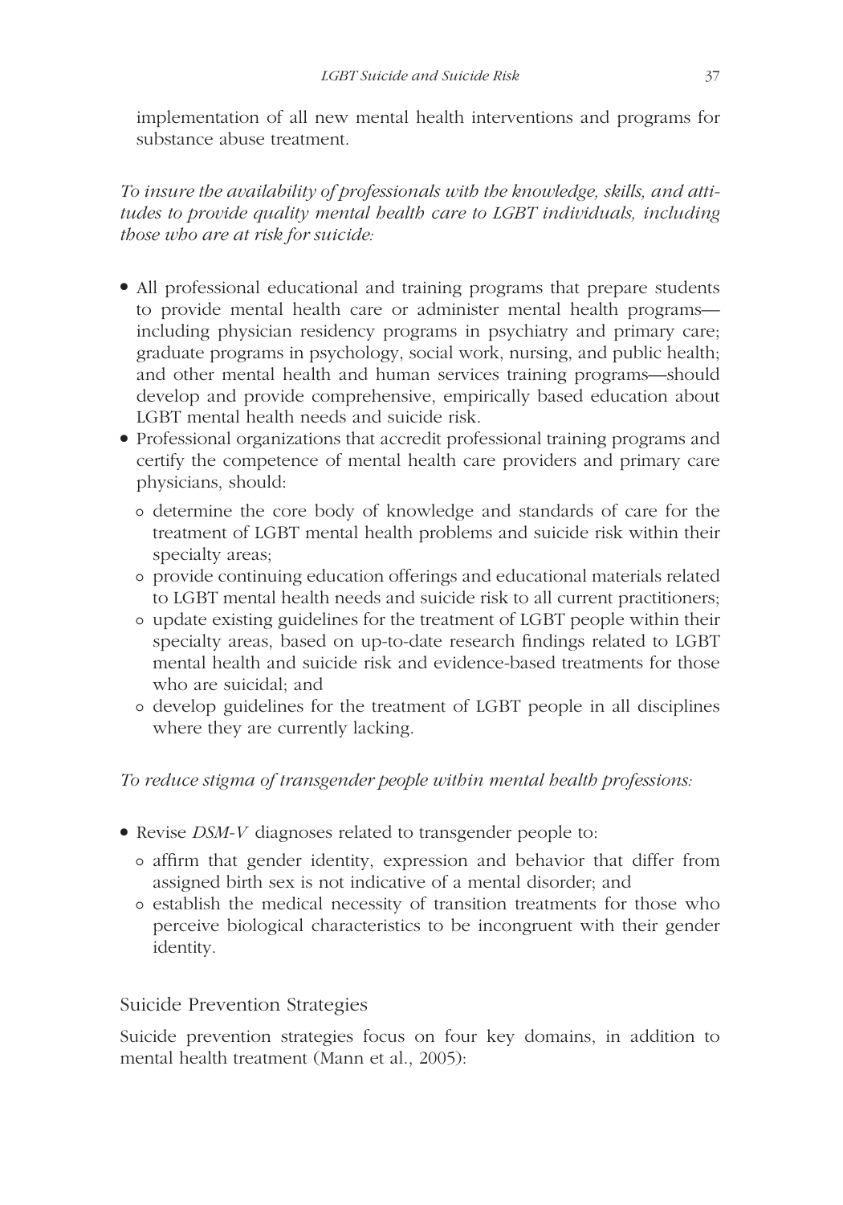implementation of all new mental health interventions and programs for substance abuse treatment.

*To insure the availability of professionals with the knowledge, skills, and attitudes to provide quality mental health care to LGBT individuals, including those who are at risk for suicide:*

- All professional educational and training programs that prepare students to provide mental health care or administer mental health programs—including physician residency programs in psychiatry and primary care; graduate programs in psychology, social work, nursing, and public health; and other mental health and human services training programs—should develop and provide comprehensive, empirically based education about LGBT mental health needs and suicide risk.
- Professional organizations that accredit professional training programs and certify the competence of mental health care providers and primary care physicians, should:
  - determine the core body of knowledge and standards of care for the treatment of LGBT mental health problems and suicide risk within their specialty areas;
  - provide continuing education offerings and educational materials related to LGBT mental health needs and suicide risk to all current practitioners;
  - update existing guidelines for the treatment of LGBT people within their specialty areas, based on up-to-date research findings related to LGBT mental health and suicide risk and evidence-based treatments for those who are suicidal; and
  - develop guidelines for the treatment of LGBT people in all disciplines where they are currently lacking.

*To reduce stigma of transgender people within mental health professions:*

- Revise *DSM-V* diagnoses related to transgender people to:
  - affirm that gender identity, expression and behavior that differ from assigned birth sex is not indicative of a mental disorder; and
  - establish the medical necessity of transition treatments for those who perceive biological characteristics to be incongruent with their gender identity.

## Suicide Prevention Strategies

Suicide prevention strategies focus on four key domains, in addition to mental health treatment (Mann et al., 2005):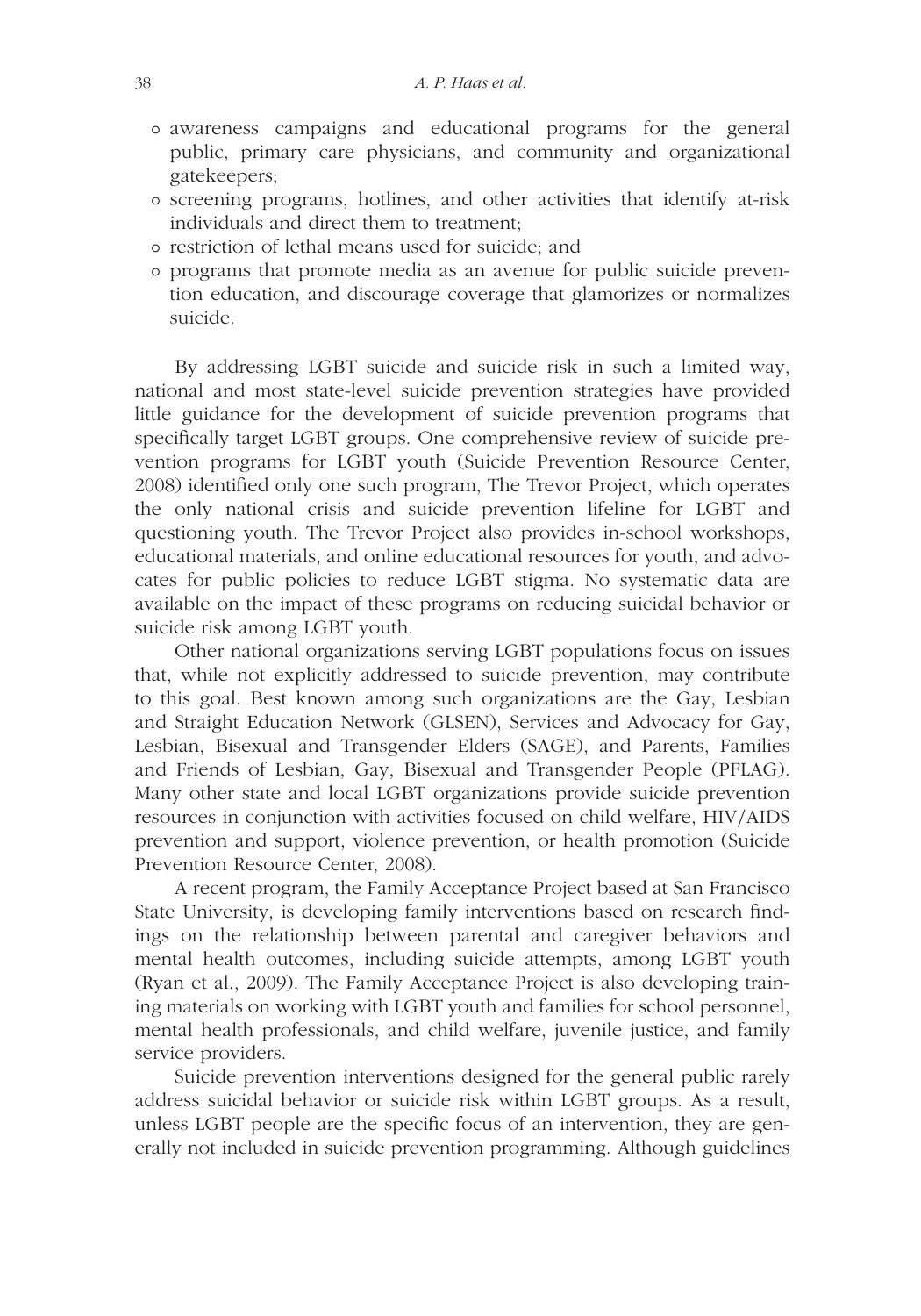- awareness campaigns and educational programs for the general public, primary care physicians, and community and organizational gatekeepers;
- screening programs, hotlines, and other activities that identify at-risk individuals and direct them to treatment;
- restriction of lethal means used for suicide; and
- programs that promote media as an avenue for public suicide prevention education, and discourage coverage that glamorizes or normalizes suicide.

By addressing LGBT suicide and suicide risk in such a limited way, national and most state-level suicide prevention strategies have provided little guidance for the development of suicide prevention programs that specifically target LGBT groups. One comprehensive review of suicide prevention programs for LGBT youth (Suicide Prevention Resource Center, 2008) identified only one such program, The Trevor Project, which operates the only national crisis and suicide prevention lifeline for LGBT and questioning youth. The Trevor Project also provides in-school workshops, educational materials, and online educational resources for youth, and advocates for public policies to reduce LGBT stigma. No systematic data are available on the impact of these programs on reducing suicidal behavior or suicide risk among LGBT youth.

Other national organizations serving LGBT populations focus on issues that, while not explicitly addressed to suicide prevention, may contribute to this goal. Best known among such organizations are the Gay, Lesbian and Straight Education Network (GLSEN), Services and Advocacy for Gay, Lesbian, Bisexual and Transgender Elders (SAGE), and Parents, Families and Friends of Lesbian, Gay, Bisexual and Transgender People (PFLAG). Many other state and local LGBT organizations provide suicide prevention resources in conjunction with activities focused on child welfare, HIV/AIDS prevention and support, violence prevention, or health promotion (Suicide Prevention Resource Center, 2008).

A recent program, the Family Acceptance Project based at San Francisco State University, is developing family interventions based on research findings on the relationship between parental and caregiver behaviors and mental health outcomes, including suicide attempts, among LGBT youth (Ryan et al., 2009). The Family Acceptance Project is also developing training materials on working with LGBT youth and families for school personnel, mental health professionals, and child welfare, juvenile justice, and family service providers.

Suicide prevention interventions designed for the general public rarely address suicidal behavior or suicide risk within LGBT groups. As a result, unless LGBT people are the specific focus of an intervention, they are generally not included in suicide prevention programming. Although guidelines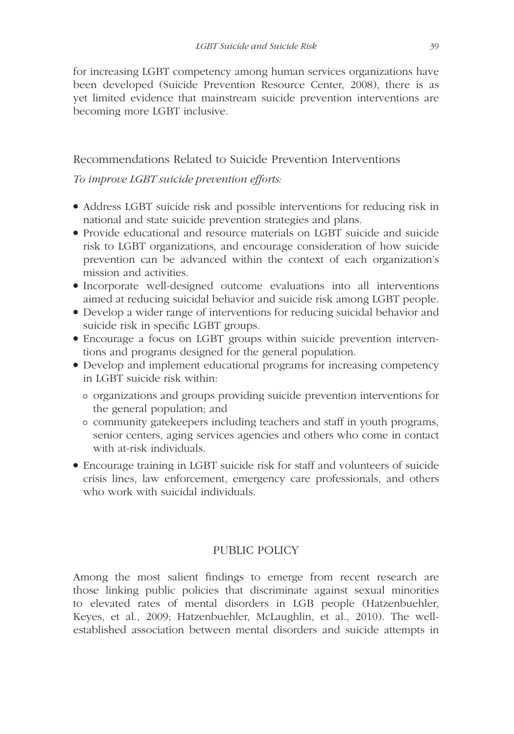for increasing LGBT competency among human services organizations have been developed (Suicide Prevention Resource Center, 2008), there is as yet limited evidence that mainstream suicide prevention interventions are becoming more LGBT inclusive.

### Recommendations Related to Suicide Prevention Interventions

*To improve LGBT suicide prevention efforts:*

- Address LGBT suicide risk and possible interventions for reducing risk in national and state suicide prevention strategies and plans.
- Provide educational and resource materials on LGBT suicide and suicide risk to LGBT organizations, and encourage consideration of how suicide prevention can be advanced within the context of each organization's mission and activities.
- Incorporate well-designed outcome evaluations into all interventions aimed at reducing suicidal behavior and suicide risk among LGBT people.
- Develop a wider range of interventions for reducing suicidal behavior and suicide risk in specific LGBT groups.
- Encourage a focus on LGBT groups within suicide prevention interventions and programs designed for the general population.
- Develop and implement educational programs for increasing competency in LGBT suicide risk within:
  - organizations and groups providing suicide prevention interventions for the general population; and
  - community gatekeepers including teachers and staff in youth programs, senior centers, aging services agencies and others who come in contact with at-risk individuals.
- Encourage training in LGBT suicide risk for staff and volunteers of suicide crisis lines, law enforcement, emergency care professionals, and others who work with suicidal individuals.

## PUBLIC POLICY

Among the most salient findings to emerge from recent research are those linking public policies that discriminate against sexual minorities to elevated rates of mental disorders in LGB people (Hatzenbuehler, Keyes, et al., 2009; Hatzenbuehler, McLaughlin, et al., 2010). The well-established association between mental disorders and suicide attempts in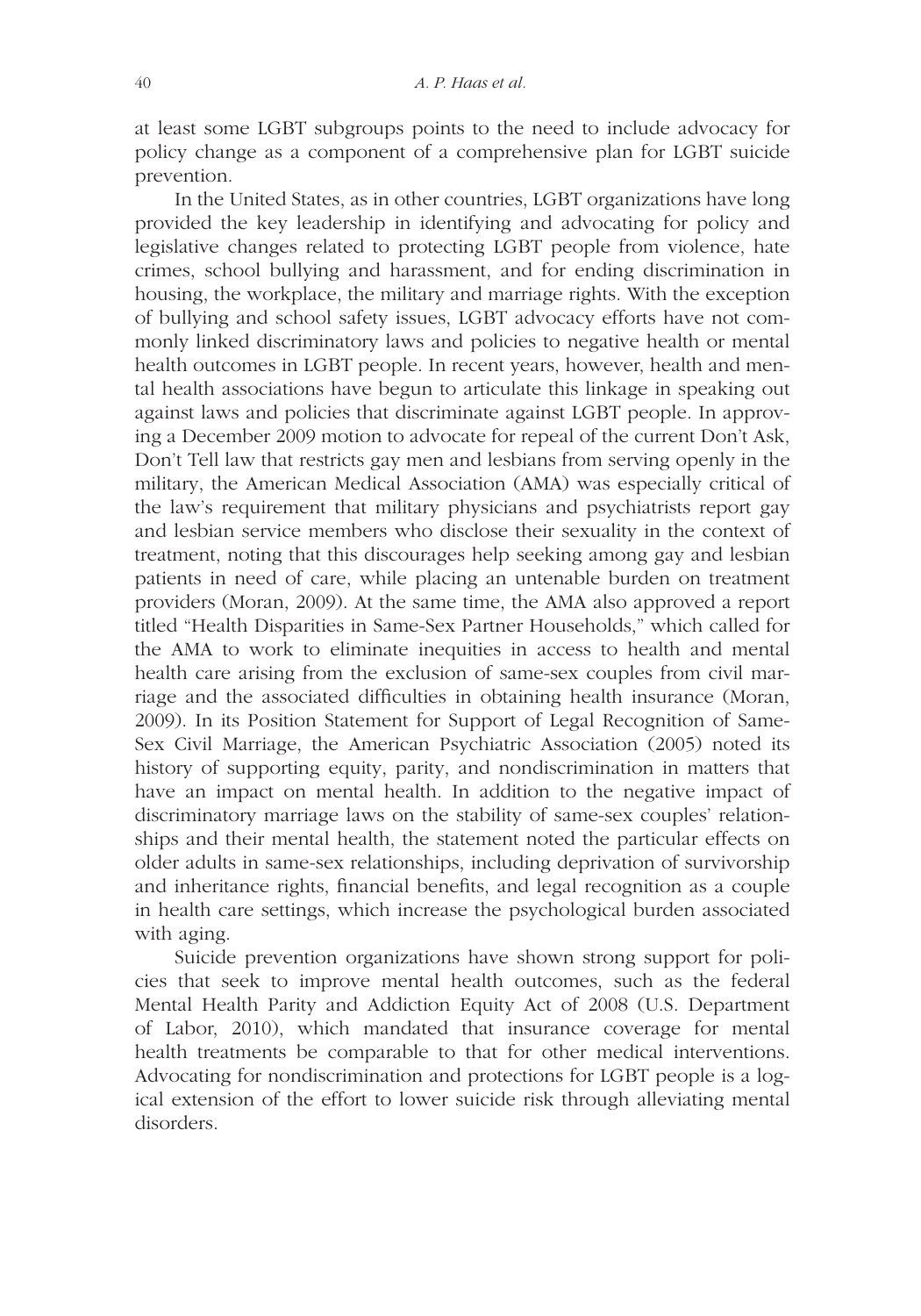at least some LGBT subgroups points to the need to include advocacy for policy change as a component of a comprehensive plan for LGBT suicide prevention.

In the United States, as in other countries, LGBT organizations have long provided the key leadership in identifying and advocating for policy and legislative changes related to protecting LGBT people from violence, hate crimes, school bullying and harassment, and for ending discrimination in housing, the workplace, the military and marriage rights. With the exception of bullying and school safety issues, LGBT advocacy efforts have not commonly linked discriminatory laws and policies to negative health or mental health outcomes in LGBT people. In recent years, however, health and mental health associations have begun to articulate this linkage in speaking out against laws and policies that discriminate against LGBT people. In approving a December 2009 motion to advocate for repeal of the current Don't Ask, Don't Tell law that restricts gay men and lesbians from serving openly in the military, the American Medical Association (AMA) was especially critical of the law's requirement that military physicians and psychiatrists report gay and lesbian service members who disclose their sexuality in the context of treatment, noting that this discourages help seeking among gay and lesbian patients in need of care, while placing an untenable burden on treatment providers (Moran, 2009). At the same time, the AMA also approved a report titled "Health Disparities in Same-Sex Partner Households," which called for the AMA to work to eliminate inequities in access to health and mental health care arising from the exclusion of same-sex couples from civil marriage and the associated difficulties in obtaining health insurance (Moran, 2009). In its Position Statement for Support of Legal Recognition of Same-Sex Civil Marriage, the American Psychiatric Association (2005) noted its history of supporting equity, parity, and nondiscrimination in matters that have an impact on mental health. In addition to the negative impact of discriminatory marriage laws on the stability of same-sex couples' relationships and their mental health, the statement noted the particular effects on older adults in same-sex relationships, including deprivation of survivorship and inheritance rights, financial benefits, and legal recognition as a couple in health care settings, which increase the psychological burden associated with aging.

Suicide prevention organizations have shown strong support for policies that seek to improve mental health outcomes, such as the federal Mental Health Parity and Addiction Equity Act of 2008 (U.S. Department of Labor, 2010), which mandated that insurance coverage for mental health treatments be comparable to that for other medical interventions. Advocating for nondiscrimination and protections for LGBT people is a logical extension of the effort to lower suicide risk through alleviating mental disorders.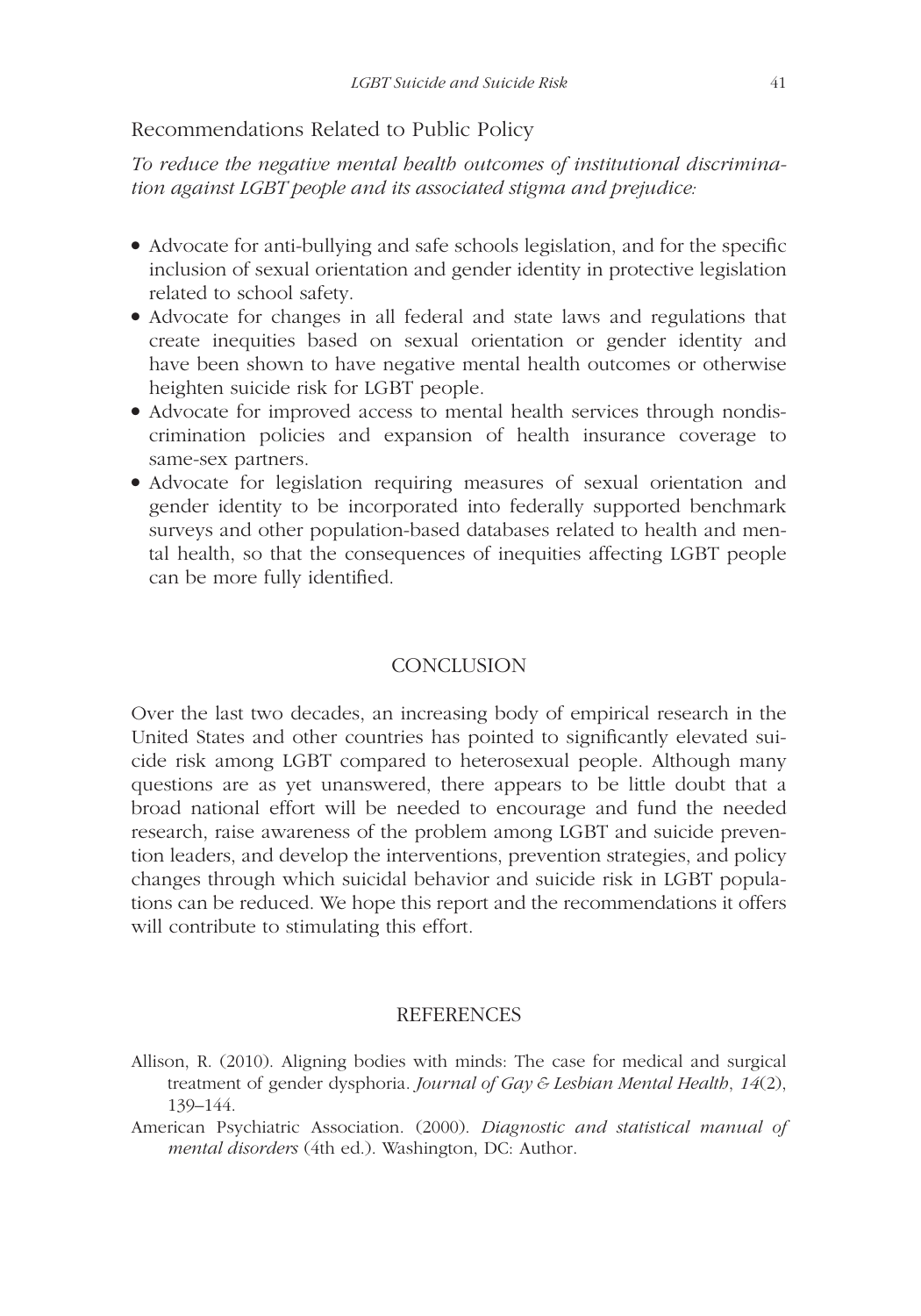### Recommendations Related to Public Policy

*To reduce the negative mental health outcomes of institutional discrimination against LGBT people and its associated stigma and prejudice:*

- Advocate for anti-bullying and safe schools legislation, and for the specific inclusion of sexual orientation and gender identity in protective legislation related to school safety.
- Advocate for changes in all federal and state laws and regulations that create inequities based on sexual orientation or gender identity and have been shown to have negative mental health outcomes or otherwise heighten suicide risk for LGBT people.
- Advocate for improved access to mental health services through nondiscrimination policies and expansion of health insurance coverage to same-sex partners.
- Advocate for legislation requiring measures of sexual orientation and gender identity to be incorporated into federally supported benchmark surveys and other population-based databases related to health and mental health, so that the consequences of inequities affecting LGBT people can be more fully identified.

## CONCLUSION

Over the last two decades, an increasing body of empirical research in the United States and other countries has pointed to significantly elevated suicide risk among LGBT compared to heterosexual people. Although many questions are as yet unanswered, there appears to be little doubt that a broad national effort will be needed to encourage and fund the needed research, raise awareness of the problem among LGBT and suicide prevention leaders, and develop the interventions, prevention strategies, and policy changes through which suicidal behavior and suicide risk in LGBT populations can be reduced. We hope this report and the recommendations it offers will contribute to stimulating this effort.

## REFERENCES

Allison, R. (2010). Aligning bodies with minds: The case for medical and surgical treatment of gender dysphoria. *Journal of Gay & Lesbian Mental Health*, *14*(2), 139–144.

American Psychiatric Association. (2000). *Diagnostic and statistical manual of mental disorders* (4th ed.). Washington, DC: Author.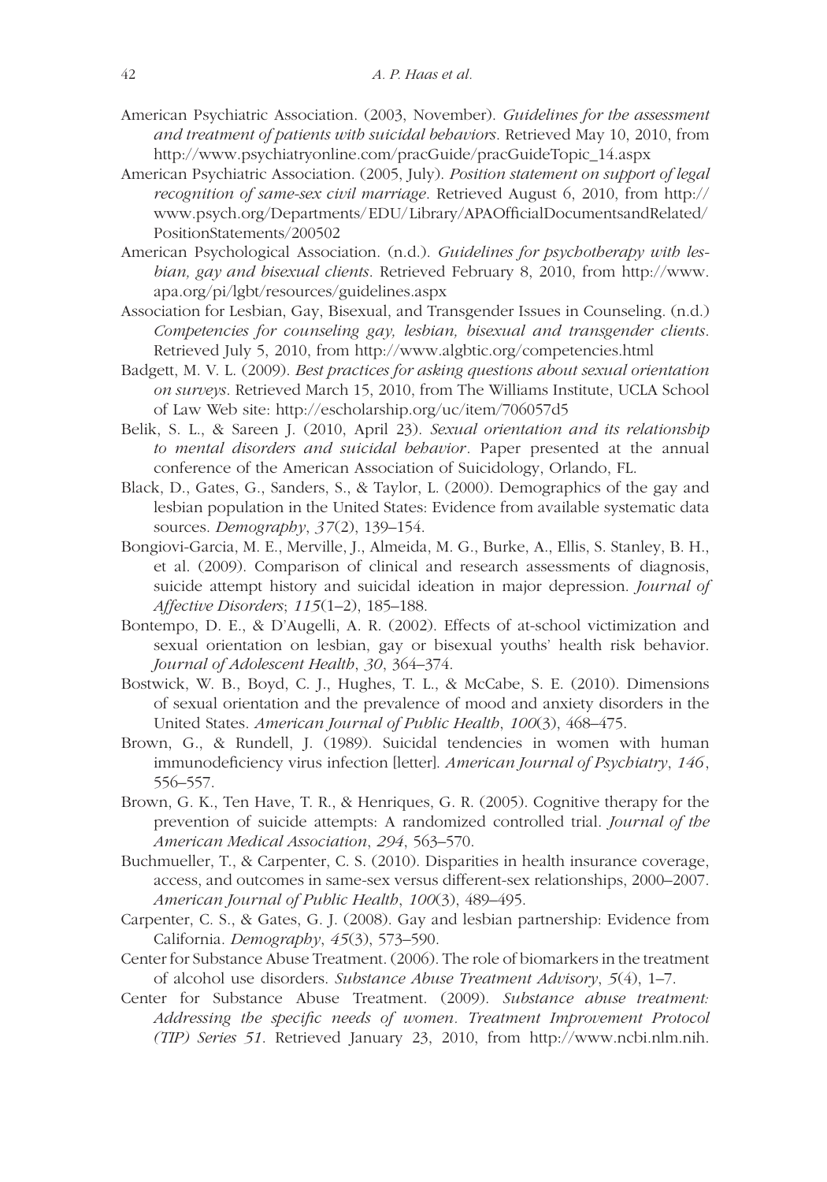American Psychiatric Association. (2003, November). *Guidelines for the assessment and treatment of patients with suicidal behaviors*. Retrieved May 10, 2010, from http://www.psychiatryonline.com/pracGuide/pracGuideTopic_14.aspx

American Psychiatric Association. (2005, July). *Position statement on support of legal recognition of same-sex civil marriage*. Retrieved August 6, 2010, from http://www.psych.org/Departments/EDU/Library/APAOfficialDocumentsandRelated/PositionStatements/200502

American Psychological Association. (n.d.). *Guidelines for psychotherapy with lesbian, gay and bisexual clients*. Retrieved February 8, 2010, from http://www.apa.org/pi/lgbt/resources/guidelines.aspx

Association for Lesbian, Gay, Bisexual, and Transgender Issues in Counseling. (n.d.) *Competencies for counseling gay, lesbian, bisexual and transgender clients*. Retrieved July 5, 2010, from http://www.algbtic.org/competencies.html

Badgett, M. V. L. (2009). *Best practices for asking questions about sexual orientation on surveys*. Retrieved March 15, 2010, from The Williams Institute, UCLA School of Law Web site: http://escholarship.org/uc/item/706057d5

Belik, S. L., & Sareen J. (2010, April 23). *Sexual orientation and its relationship to mental disorders and suicidal behavior*. Paper presented at the annual conference of the American Association of Suicidology, Orlando, FL.

Black, D., Gates, G., Sanders, S., & Taylor, L. (2000). Demographics of the gay and lesbian population in the United States: Evidence from available systematic data sources. *Demography*, *37*(2), 139–154.

Bongiovi-Garcia, M. E., Merville, J., Almeida, M. G., Burke, A., Ellis, S. Stanley, B. H., et al. (2009). Comparison of clinical and research assessments of diagnosis, suicide attempt history and suicidal ideation in major depression. *Journal of Affective Disorders*; *115*(1–2), 185–188.

Bontempo, D. E., & D'Augelli, A. R. (2002). Effects of at-school victimization and sexual orientation on lesbian, gay or bisexual youths' health risk behavior. *Journal of Adolescent Health*, *30*, 364–374.

Bostwick, W. B., Boyd, C. J., Hughes, T. L., & McCabe, S. E. (2010). Dimensions of sexual orientation and the prevalence of mood and anxiety disorders in the United States. *American Journal of Public Health*, *100*(3), 468–475.

Brown, G., & Rundell, J. (1989). Suicidal tendencies in women with human immunodeficiency virus infection [letter]. *American Journal of Psychiatry*, *146*, 556–557.

Brown, G. K., Ten Have, T. R., & Henriques, G. R. (2005). Cognitive therapy for the prevention of suicide attempts: A randomized controlled trial. *Journal of the American Medical Association*, *294*, 563–570.

Buchmueller, T., & Carpenter, C. S. (2010). Disparities in health insurance coverage, access, and outcomes in same-sex versus different-sex relationships, 2000–2007. *American Journal of Public Health*, *100*(3), 489–495.

Carpenter, C. S., & Gates, G. J. (2008). Gay and lesbian partnership: Evidence from California. *Demography*, *45*(3), 573–590.

Center for Substance Abuse Treatment. (2006). The role of biomarkers in the treatment of alcohol use disorders. *Substance Abuse Treatment Advisory*, *5*(4), 1–7.

Center for Substance Abuse Treatment. (2009). *Substance abuse treatment: Addressing the specific needs of women. Treatment Improvement Protocol (TIP) Series 51*. Retrieved January 23, 2010, from http://www.ncbi.nlm.nih.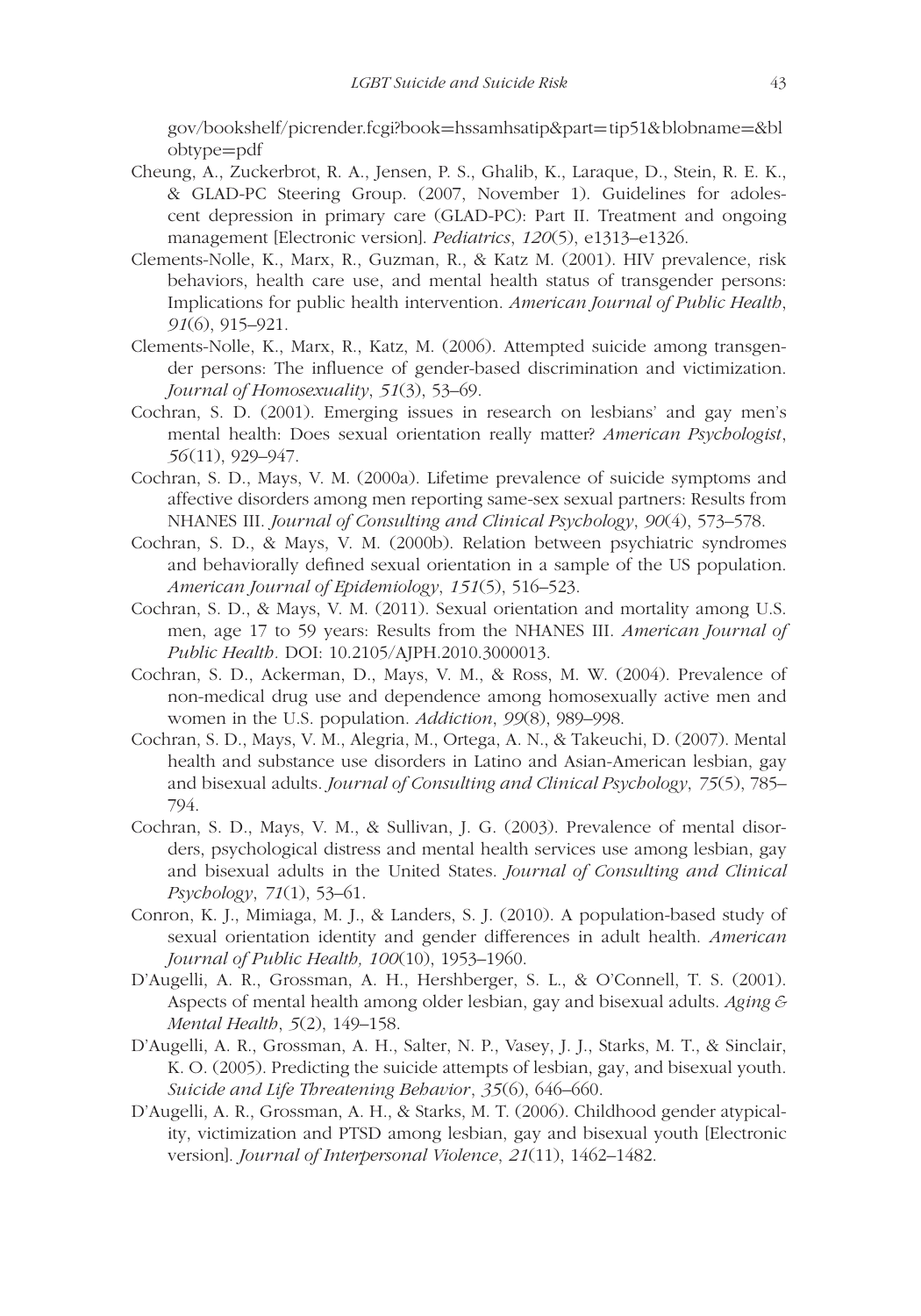gov/bookshelf/picrender.fcgi?book=hssamhsatip&part=tip51&blobname=&blobtype=pdf

Cheung, A., Zuckerbrot, R. A., Jensen, P. S., Ghalib, K., Laraque, D., Stein, R. E. K., & GLAD-PC Steering Group. (2007, November 1). Guidelines for adolescent depression in primary care (GLAD-PC): Part II. Treatment and ongoing management [Electronic version]. *Pediatrics*, *120*(5), e1313–e1326.

Clements-Nolle, K., Marx, R., Guzman, R., & Katz M. (2001). HIV prevalence, risk behaviors, health care use, and mental health status of transgender persons: Implications for public health intervention. *American Journal of Public Health*, *91*(6), 915–921.

Clements-Nolle, K., Marx, R., Katz, M. (2006). Attempted suicide among transgender persons: The influence of gender-based discrimination and victimization. *Journal of Homosexuality*, *51*(3), 53–69.

Cochran, S. D. (2001). Emerging issues in research on lesbians' and gay men's mental health: Does sexual orientation really matter? *American Psychologist*, *56*(11), 929–947.

Cochran, S. D., Mays, V. M. (2000a). Lifetime prevalence of suicide symptoms and affective disorders among men reporting same-sex sexual partners: Results from NHANES III. *Journal of Consulting and Clinical Psychology*, *90*(4), 573–578.

Cochran, S. D., & Mays, V. M. (2000b). Relation between psychiatric syndromes and behaviorally defined sexual orientation in a sample of the US population. *American Journal of Epidemiology*, *151*(5), 516–523.

Cochran, S. D., & Mays, V. M. (2011). Sexual orientation and mortality among U.S. men, age 17 to 59 years: Results from the NHANES III. *American Journal of Public Health*. DOI: 10.2105/AJPH.2010.3000013.

Cochran, S. D., Ackerman, D., Mays, V. M., & Ross, M. W. (2004). Prevalence of non-medical drug use and dependence among homosexually active men and women in the U.S. population. *Addiction*, *99*(8), 989–998.

Cochran, S. D., Mays, V. M., Alegria, M., Ortega, A. N., & Takeuchi, D. (2007). Mental health and substance use disorders in Latino and Asian-American lesbian, gay and bisexual adults. *Journal of Consulting and Clinical Psychology*, *75*(5), 785–794.

Cochran, S. D., Mays, V. M., & Sullivan, J. G. (2003). Prevalence of mental disorders, psychological distress and mental health services use among lesbian, gay and bisexual adults in the United States. *Journal of Consulting and Clinical Psychology*, *71*(1), 53–61.

Conron, K. J., Mimiaga, M. J., & Landers, S. J. (2010). A population-based study of sexual orientation identity and gender differences in adult health. *American Journal of Public Health, 100*(10), 1953–1960.

D'Augelli, A. R., Grossman, A. H., Hershberger, S. L., & O'Connell, T. S. (2001). Aspects of mental health among older lesbian, gay and bisexual adults. *Aging & Mental Health*, *5*(2), 149–158.

D'Augelli, A. R., Grossman, A. H., Salter, N. P., Vasey, J. J., Starks, M. T., & Sinclair, K. O. (2005). Predicting the suicide attempts of lesbian, gay, and bisexual youth. *Suicide and Life Threatening Behavior*, *35*(6), 646–660.

D'Augelli, A. R., Grossman, A. H., & Starks, M. T. (2006). Childhood gender atypicality, victimization and PTSD among lesbian, gay and bisexual youth [Electronic version]. *Journal of Interpersonal Violence*, *21*(11), 1462–1482.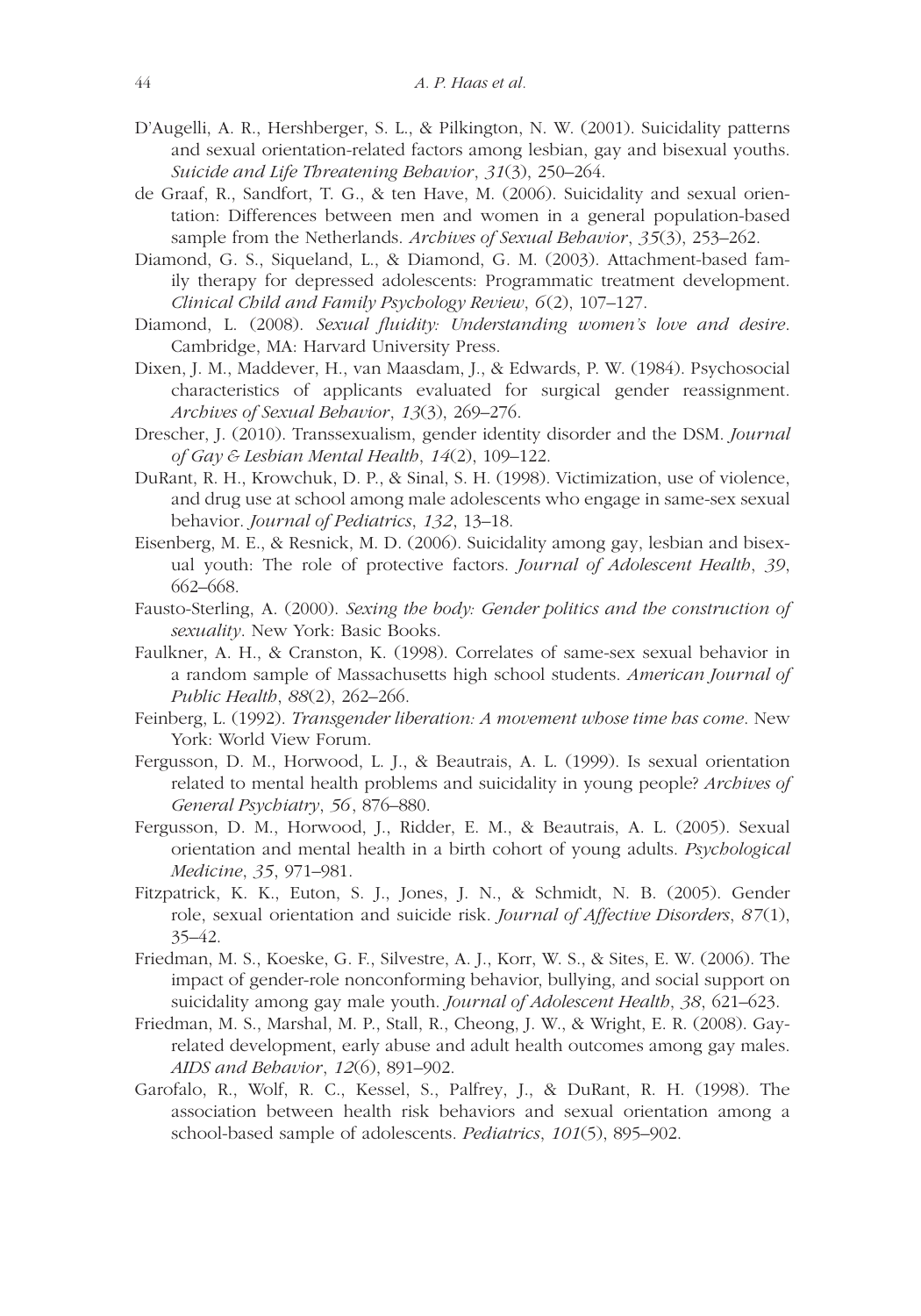D'Augelli, A. R., Hershberger, S. L., & Pilkington, N. W. (2001). Suicidality patterns and sexual orientation-related factors among lesbian, gay and bisexual youths. *Suicide and Life Threatening Behavior*, *31*(3), 250–264.

de Graaf, R., Sandfort, T. G., & ten Have, M. (2006). Suicidality and sexual orientation: Differences between men and women in a general population-based sample from the Netherlands. *Archives of Sexual Behavior*, *35*(3), 253–262.

Diamond, G. S., Siqueland, L., & Diamond, G. M. (2003). Attachment-based family therapy for depressed adolescents: Programmatic treatment development. *Clinical Child and Family Psychology Review*, *6*(2), 107–127.

Diamond, L. (2008). *Sexual fluidity: Understanding women's love and desire*. Cambridge, MA: Harvard University Press.

Dixen, J. M., Maddever, H., van Maasdam, J., & Edwards, P. W. (1984). Psychosocial characteristics of applicants evaluated for surgical gender reassignment. *Archives of Sexual Behavior*, *13*(3), 269–276.

Drescher, J. (2010). Transsexualism, gender identity disorder and the DSM. *Journal of Gay & Lesbian Mental Health*, *14*(2), 109–122.

DuRant, R. H., Krowchuk, D. P., & Sinal, S. H. (1998). Victimization, use of violence, and drug use at school among male adolescents who engage in same-sex sexual behavior. *Journal of Pediatrics*, *132*, 13–18.

Eisenberg, M. E., & Resnick, M. D. (2006). Suicidality among gay, lesbian and bisexual youth: The role of protective factors. *Journal of Adolescent Health*, *39*, 662–668.

Fausto-Sterling, A. (2000). *Sexing the body: Gender politics and the construction of sexuality*. New York: Basic Books.

Faulkner, A. H., & Cranston, K. (1998). Correlates of same-sex sexual behavior in a random sample of Massachusetts high school students. *American Journal of Public Health*, *88*(2), 262–266.

Feinberg, L. (1992). *Transgender liberation: A movement whose time has come*. New York: World View Forum.

Fergusson, D. M., Horwood, L. J., & Beautrais, A. L. (1999). Is sexual orientation related to mental health problems and suicidality in young people? *Archives of General Psychiatry*, *56*, 876–880.

Fergusson, D. M., Horwood, J., Ridder, E. M., & Beautrais, A. L. (2005). Sexual orientation and mental health in a birth cohort of young adults. *Psychological Medicine*, *35*, 971–981.

Fitzpatrick, K. K., Euton, S. J., Jones, J. N., & Schmidt, N. B. (2005). Gender role, sexual orientation and suicide risk. *Journal of Affective Disorders*, *87*(1), 35–42.

Friedman, M. S., Koeske, G. F., Silvestre, A. J., Korr, W. S., & Sites, E. W. (2006). The impact of gender-role nonconforming behavior, bullying, and social support on suicidality among gay male youth. *Journal of Adolescent Health*, *38*, 621–623.

Friedman, M. S., Marshal, M. P., Stall, R., Cheong, J. W., & Wright, E. R. (2008). Gay-related development, early abuse and adult health outcomes among gay males. *AIDS and Behavior*, *12*(6), 891–902.

Garofalo, R., Wolf, R. C., Kessel, S., Palfrey, J., & DuRant, R. H. (1998). The association between health risk behaviors and sexual orientation among a school-based sample of adolescents. *Pediatrics*, *101*(5), 895–902.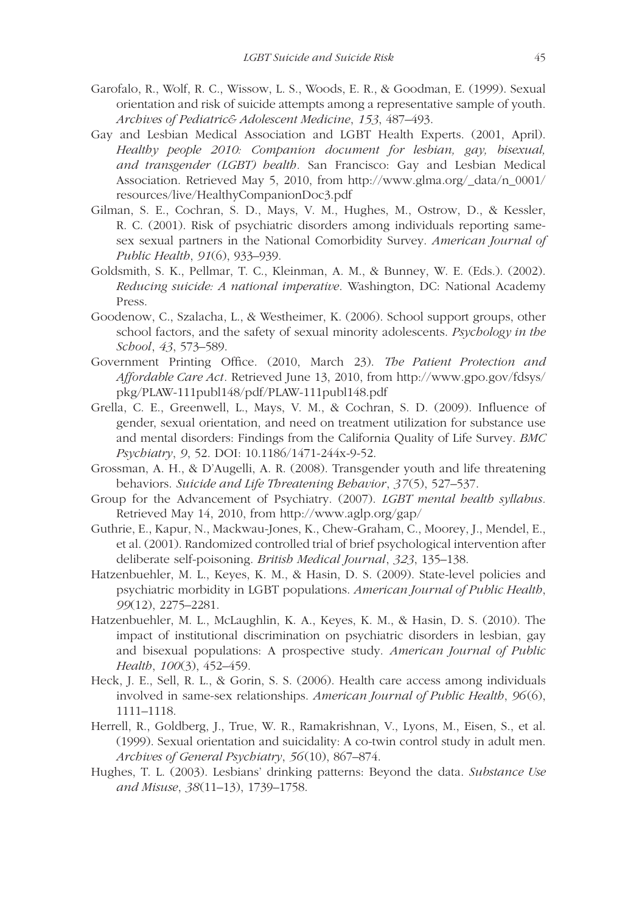Garofalo, R., Wolf, R. C., Wissow, L. S., Woods, E. R., & Goodman, E. (1999). Sexual orientation and risk of suicide attempts among a representative sample of youth. *Archives of Pediatric& Adolescent Medicine*, *153*, 487–493.

Gay and Lesbian Medical Association and LGBT Health Experts. (2001, April). *Healthy people 2010: Companion document for lesbian, gay, bisexual, and transgender (LGBT) health*. San Francisco: Gay and Lesbian Medical Association. Retrieved May 5, 2010, from http://www.glma.org/_data/n_0001/resources/live/HealthyCompanionDoc3.pdf

Gilman, S. E., Cochran, S. D., Mays, V. M., Hughes, M., Ostrow, D., & Kessler, R. C. (2001). Risk of psychiatric disorders among individuals reporting same-sex sexual partners in the National Comorbidity Survey. *American Journal of Public Health*, *91*(6), 933–939.

Goldsmith, S. K., Pellmar, T. C., Kleinman, A. M., & Bunney, W. E. (Eds.). (2002). *Reducing suicide: A national imperative*. Washington, DC: National Academy Press.

Goodenow, C., Szalacha, L., & Westheimer, K. (2006). School support groups, other school factors, and the safety of sexual minority adolescents. *Psychology in the School*, *43*, 573–589.

Government Printing Office. (2010, March 23). *The Patient Protection and Affordable Care Act*. Retrieved June 13, 2010, from http://www.gpo.gov/fdsys/pkg/PLAW-111publ148/pdf/PLAW-111publ148.pdf

Grella, C. E., Greenwell, L., Mays, V. M., & Cochran, S. D. (2009). Influence of gender, sexual orientation, and need on treatment utilization for substance use and mental disorders: Findings from the California Quality of Life Survey. *BMC Psychiatry*, *9*, 52. DOI: 10.1186/1471-244x-9-52.

Grossman, A. H., & D'Augelli, A. R. (2008). Transgender youth and life threatening behaviors. *Suicide and Life Threatening Behavior*, *37*(5), 527–537.

Group for the Advancement of Psychiatry. (2007). *LGBT mental health syllabus*. Retrieved May 14, 2010, from http://www.aglp.org/gap/

Guthrie, E., Kapur, N., Mackwau-Jones, K., Chew-Graham, C., Moorey, J., Mendel, E., et al. (2001). Randomized controlled trial of brief psychological intervention after deliberate self-poisoning. *British Medical Journal*, *323*, 135–138.

Hatzenbuehler, M. L., Keyes, K. M., & Hasin, D. S. (2009). State-level policies and psychiatric morbidity in LGBT populations. *American Journal of Public Health*, *99*(12), 2275–2281.

Hatzenbuehler, M. L., McLaughlin, K. A., Keyes, K. M., & Hasin, D. S. (2010). The impact of institutional discrimination on psychiatric disorders in lesbian, gay and bisexual populations: A prospective study. *American Journal of Public Health*, *100*(3), 452–459.

Heck, J. E., Sell, R. L., & Gorin, S. S. (2006). Health care access among individuals involved in same-sex relationships. *American Journal of Public Health*, *96*(6), 1111–1118.

Herrell, R., Goldberg, J., True, W. R., Ramakrishnan, V., Lyons, M., Eisen, S., et al. (1999). Sexual orientation and suicidality: A co-twin control study in adult men. *Archives of General Psychiatry*, *56*(10), 867–874.

Hughes, T. L. (2003). Lesbians' drinking patterns: Beyond the data. *Substance Use and Misuse*, *38*(11–13), 1739–1758.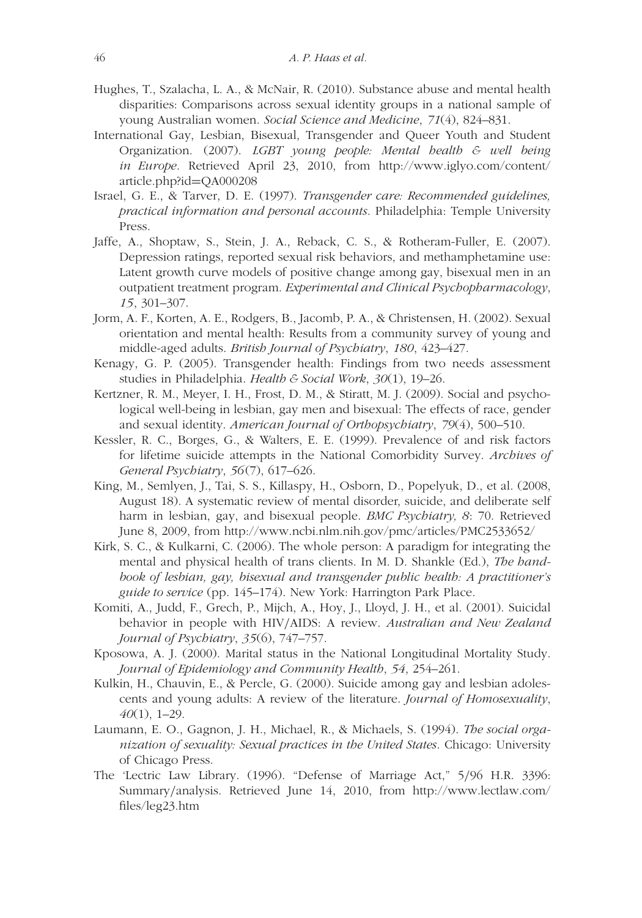Hughes, T., Szalacha, L. A., & McNair, R. (2010). Substance abuse and mental health disparities: Comparisons across sexual identity groups in a national sample of young Australian women. *Social Science and Medicine*, *71*(4), 824–831.

International Gay, Lesbian, Bisexual, Transgender and Queer Youth and Student Organization. (2007). *LGBT young people: Mental health & well being in Europe*. Retrieved April 23, 2010, from http://www.iglyo.com/content/article.php?id=QA000208

Israel, G. E., & Tarver, D. E. (1997). *Transgender care: Recommended guidelines, practical information and personal accounts*. Philadelphia: Temple University Press.

Jaffe, A., Shoptaw, S., Stein, J. A., Reback, C. S., & Rotheram-Fuller, E. (2007). Depression ratings, reported sexual risk behaviors, and methamphetamine use: Latent growth curve models of positive change among gay, bisexual men in an outpatient treatment program. *Experimental and Clinical Psychopharmacology*, *15*, 301–307.

Jorm, A. F., Korten, A. E., Rodgers, B., Jacomb, P. A., & Christensen, H. (2002). Sexual orientation and mental health: Results from a community survey of young and middle-aged adults. *British Journal of Psychiatry*, *180*, 423–427.

Kenagy, G. P. (2005). Transgender health: Findings from two needs assessment studies in Philadelphia. *Health & Social Work*, *30*(1), 19–26.

Kertzner, R. M., Meyer, I. H., Frost, D. M., & Stiratt, M. J. (2009). Social and psychological well-being in lesbian, gay men and bisexual: The effects of race, gender and sexual identity. *American Journal of Orthopsychiatry*, *79*(4), 500–510.

Kessler, R. C., Borges, G., & Walters, E. E. (1999). Prevalence of and risk factors for lifetime suicide attempts in the National Comorbidity Survey. *Archives of General Psychiatry*, *56*(7), 617–626.

King, M., Semlyen, J., Tai, S. S., Killaspy, H., Osborn, D., Popelyuk, D., et al. (2008, August 18). A systematic review of mental disorder, suicide, and deliberate self harm in lesbian, gay, and bisexual people. *BMC Psychiatry, 8*: 70. Retrieved June 8, 2009, from http://www.ncbi.nlm.nih.gov/pmc/articles/PMC2533652/

Kirk, S. C., & Kulkarni, C. (2006). The whole person: A paradigm for integrating the mental and physical health of trans clients. In M. D. Shankle (Ed.), *The handbook of lesbian, gay, bisexual and transgender public health: A practitioner's guide to service* (pp. 145–174). New York: Harrington Park Place.

Komiti, A., Judd, F., Grech, P., Mijch, A., Hoy, J., Lloyd, J. H., et al. (2001). Suicidal behavior in people with HIV/AIDS: A review. *Australian and New Zealand Journal of Psychiatry*, *35*(6), 747–757.

Kposowa, A. J. (2000). Marital status in the National Longitudinal Mortality Study. *Journal of Epidemiology and Community Health*, *54*, 254–261.

Kulkin, H., Chauvin, E., & Percle, G. (2000). Suicide among gay and lesbian adolescents and young adults: A review of the literature. *Journal of Homosexuality*, *40*(1), 1–29.

Laumann, E. O., Gagnon, J. H., Michael, R., & Michaels, S. (1994). *The social organization of sexuality: Sexual practices in the United States*. Chicago: University of Chicago Press.

The 'Lectric Law Library. (1996). "Defense of Marriage Act," 5/96 H.R. 3396: Summary/analysis. Retrieved June 14, 2010, from http://www.lectlaw.com/files/leg23.htm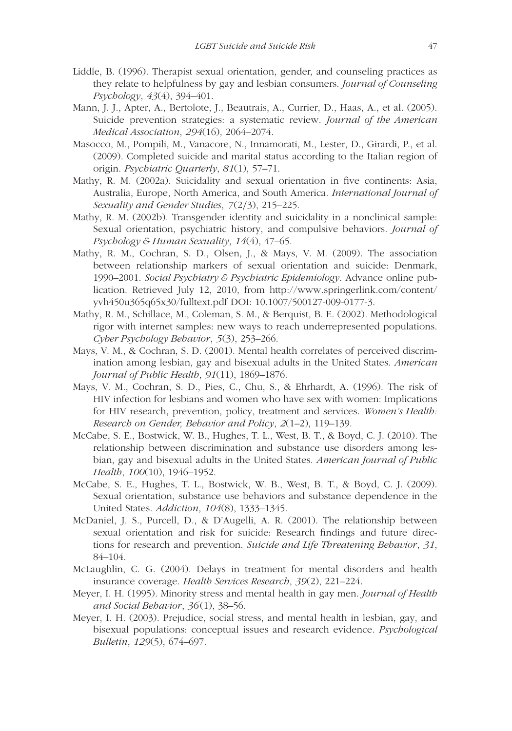Liddle, B. (1996). Therapist sexual orientation, gender, and counseling practices as they relate to helpfulness by gay and lesbian consumers. *Journal of Counseling Psychology*, *43*(4), 394–401.

Mann, J. J., Apter, A., Bertolote, J., Beautrais, A., Currier, D., Haas, A., et al. (2005). Suicide prevention strategies: a systematic review. *Journal of the American Medical Association*, *294*(16), 2064–2074.

Masocco, M., Pompili, M., Vanacore, N., Innamorati, M., Lester, D., Girardi, P., et al. (2009). Completed suicide and marital status according to the Italian region of origin. *Psychiatric Quarterly*, *81*(1), 57–71.

Mathy, R. M. (2002a). Suicidality and sexual orientation in five continents: Asia, Australia, Europe, North America, and South America. *International Journal of Sexuality and Gender Studies*, *7*(2/3), 215–225.

Mathy, R. M. (2002b). Transgender identity and suicidality in a nonclinical sample: Sexual orientation, psychiatric history, and compulsive behaviors. *Journal of Psychology & Human Sexuality*, *14*(4), 47–65.

Mathy, R. M., Cochran, S. D., Olsen, J., & Mays, V. M. (2009). The association between relationship markers of sexual orientation and suicide: Denmark, 1990–2001. *Social Psychiatry & Psychiatric Epidemiology*. Advance online publication. Retrieved July 12, 2010, from http://www.springerlink.com/content/yvh450u365q65x30/fulltext.pdf DOI: 10.1007/500127-009-0177-3.

Mathy, R. M., Schillace, M., Coleman, S. M., & Berquist, B. E. (2002). Methodological rigor with internet samples: new ways to reach underrepresented populations. *Cyber Psychology Behavior*, *5*(3), 253–266.

Mays, V. M., & Cochran, S. D. (2001). Mental health correlates of perceived discrimination among lesbian, gay and bisexual adults in the United States. *American Journal of Public Health*, *91*(11), 1869–1876.

Mays, V. M., Cochran, S. D., Pies, C., Chu, S., & Ehrhardt, A. (1996). The risk of HIV infection for lesbians and women who have sex with women: Implications for HIV research, prevention, policy, treatment and services. *Women's Health: Research on Gender, Behavior and Policy*, *2*(1–2), 119–139.

McCabe, S. E., Bostwick, W. B., Hughes, T. L., West, B. T., & Boyd, C. J. (2010). The relationship between discrimination and substance use disorders among lesbian, gay and bisexual adults in the United States. *American Journal of Public Health*, *100*(10), 1946–1952.

McCabe, S. E., Hughes, T. L., Bostwick, W. B., West, B. T., & Boyd, C. J. (2009). Sexual orientation, substance use behaviors and substance dependence in the United States. *Addiction*, *104*(8), 1333–1345.

McDaniel, J. S., Purcell, D., & D'Augelli, A. R. (2001). The relationship between sexual orientation and risk for suicide: Research findings and future directions for research and prevention. *Suicide and Life Threatening Behavior*, *31*, 84–104.

McLaughlin, C. G. (2004). Delays in treatment for mental disorders and health insurance coverage. *Health Services Research*, *39*(2), 221–224.

Meyer, I. H. (1995). Minority stress and mental health in gay men. *Journal of Health and Social Behavior*, *36*(1), 38–56.

Meyer, I. H. (2003). Prejudice, social stress, and mental health in lesbian, gay, and bisexual populations: conceptual issues and research evidence. *Psychological Bulletin*, *129*(5), 674–697.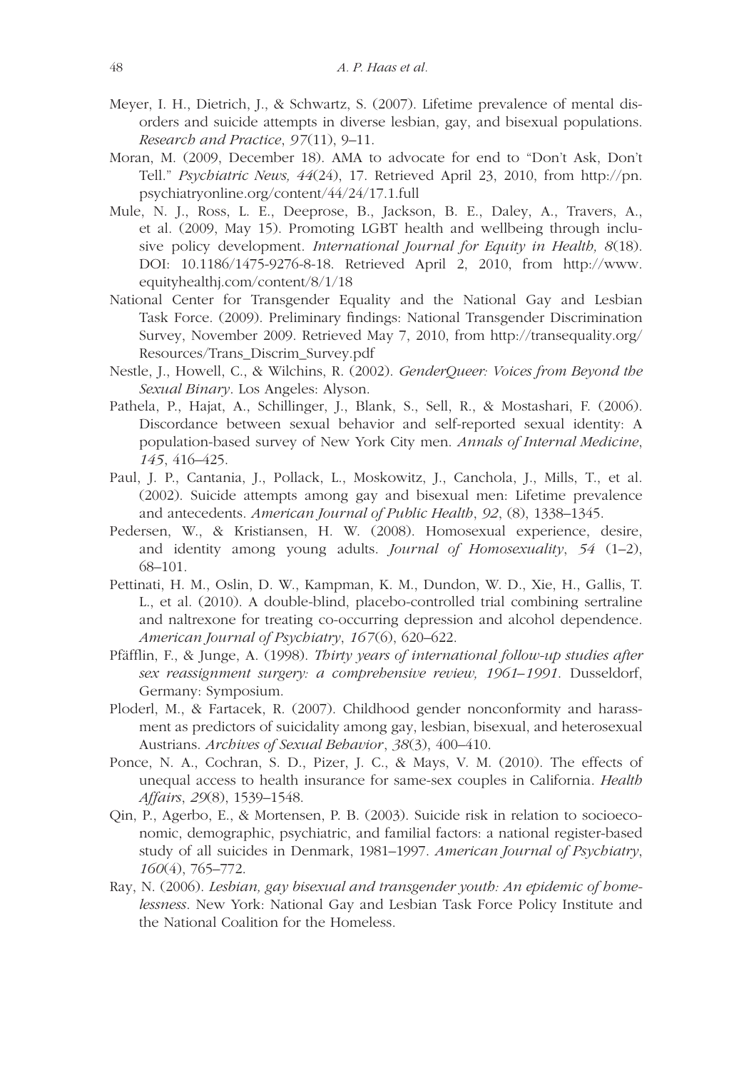Meyer, I. H., Dietrich, J., & Schwartz, S. (2007). Lifetime prevalence of mental disorders and suicide attempts in diverse lesbian, gay, and bisexual populations. *Research and Practice*, *97*(11), 9–11.

Moran, M. (2009, December 18). AMA to advocate for end to "Don't Ask, Don't Tell." *Psychiatric News, 44*(24), 17. Retrieved April 23, 2010, from http://pn.psychiatryonline.org/content/44/24/17.1.full

Mule, N. J., Ross, L. E., Deeprose, B., Jackson, B. E., Daley, A., Travers, A., et al. (2009, May 15). Promoting LGBT health and wellbeing through inclusive policy development. *International Journal for Equity in Health, 8*(18). DOI: 10.1186/1475-9276-8-18. Retrieved April 2, 2010, from http://www.equityhealthj.com/content/8/1/18

National Center for Transgender Equality and the National Gay and Lesbian Task Force. (2009). Preliminary findings: National Transgender Discrimination Survey, November 2009. Retrieved May 7, 2010, from http://transequality.org/Resources/Trans_Discrim_Survey.pdf

Nestle, J., Howell, C., & Wilchins, R. (2002). *GenderQueer: Voices from Beyond the Sexual Binary*. Los Angeles: Alyson.

Pathela, P., Hajat, A., Schillinger, J., Blank, S., Sell, R., & Mostashari, F. (2006). Discordance between sexual behavior and self-reported sexual identity: A population-based survey of New York City men. *Annals of Internal Medicine*, *145*, 416–425.

Paul, J. P., Cantania, J., Pollack, L., Moskowitz, J., Canchola, J., Mills, T., et al. (2002). Suicide attempts among gay and bisexual men: Lifetime prevalence and antecedents. *American Journal of Public Health*, *92*, (8), 1338–1345.

Pedersen, W., & Kristiansen, H. W. (2008). Homosexual experience, desire, and identity among young adults. *Journal of Homosexuality*, *54* (1–2), 68–101.

Pettinati, H. M., Oslin, D. W., Kampman, K. M., Dundon, W. D., Xie, H., Gallis, T. L., et al. (2010). A double-blind, placebo-controlled trial combining sertraline and naltrexone for treating co-occurring depression and alcohol dependence. *American Journal of Psychiatry*, *167*(6), 620–622.

Pfäfflin, F., & Junge, A. (1998). *Thirty years of international follow-up studies after sex reassignment surgery: a comprehensive review, 1961–1991*. Dusseldorf, Germany: Symposium.

Ploderl, M., & Fartacek, R. (2007). Childhood gender nonconformity and harassment as predictors of suicidality among gay, lesbian, bisexual, and heterosexual Austrians. *Archives of Sexual Behavior*, *38*(3), 400–410.

Ponce, N. A., Cochran, S. D., Pizer, J. C., & Mays, V. M. (2010). The effects of unequal access to health insurance for same-sex couples in California. *Health Affairs*, *29*(8), 1539–1548.

Qin, P., Agerbo, E., & Mortensen, P. B. (2003). Suicide risk in relation to socioeconomic, demographic, psychiatric, and familial factors: a national register-based study of all suicides in Denmark, 1981–1997. *American Journal of Psychiatry*, *160*(4), 765–772.

Ray, N. (2006). *Lesbian, gay bisexual and transgender youth: An epidemic of homelessness*. New York: National Gay and Lesbian Task Force Policy Institute and the National Coalition for the Homeless.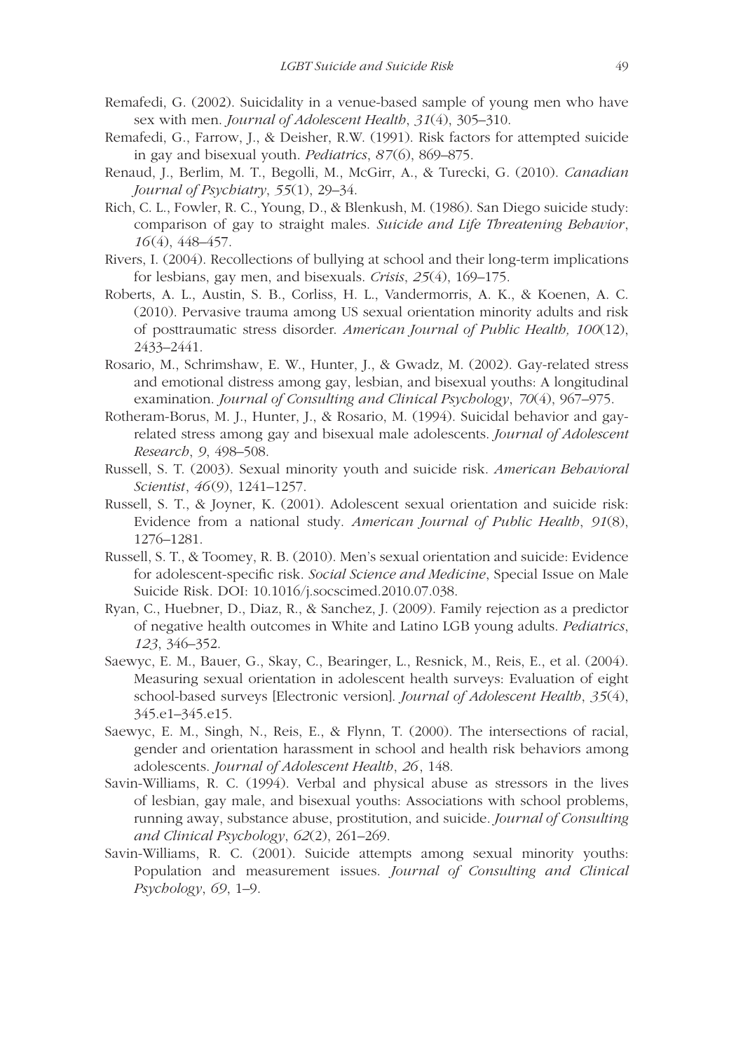Remafedi, G. (2002). Suicidality in a venue-based sample of young men who have sex with men. *Journal of Adolescent Health*, *31*(4), 305–310.

Remafedi, G., Farrow, J., & Deisher, R.W. (1991). Risk factors for attempted suicide in gay and bisexual youth. *Pediatrics*, *87*(6), 869–875.

Renaud, J., Berlim, M. T., Begolli, M., McGirr, A., & Turecki, G. (2010). *Canadian Journal of Psychiatry*, *55*(1), 29–34.

Rich, C. L., Fowler, R. C., Young, D., & Blenkush, M. (1986). San Diego suicide study: comparison of gay to straight males. *Suicide and Life Threatening Behavior*, *16*(4), 448–457.

Rivers, I. (2004). Recollections of bullying at school and their long-term implications for lesbians, gay men, and bisexuals. *Crisis*, *25*(4), 169–175.

Roberts, A. L., Austin, S. B., Corliss, H. L., Vandermorris, A. K., & Koenen, A. C. (2010). Pervasive trauma among US sexual orientation minority adults and risk of posttraumatic stress disorder. *American Journal of Public Health, 100*(12), 2433–2441.

Rosario, M., Schrimshaw, E. W., Hunter, J., & Gwadz, M. (2002). Gay-related stress and emotional distress among gay, lesbian, and bisexual youths: A longitudinal examination. *Journal of Consulting and Clinical Psychology*, *70*(4), 967–975.

Rotheram-Borus, M. J., Hunter, J., & Rosario, M. (1994). Suicidal behavior and gay-related stress among gay and bisexual male adolescents. *Journal of Adolescent Research*, *9*, 498–508.

Russell, S. T. (2003). Sexual minority youth and suicide risk. *American Behavioral Scientist*, *46*(9), 1241–1257.

Russell, S. T., & Joyner, K. (2001). Adolescent sexual orientation and suicide risk: Evidence from a national study. *American Journal of Public Health*, *91*(8), 1276–1281.

Russell, S. T., & Toomey, R. B. (2010). Men's sexual orientation and suicide: Evidence for adolescent-specific risk. *Social Science and Medicine*, Special Issue on Male Suicide Risk. DOI: 10.1016/j.socscimed.2010.07.038.

Ryan, C., Huebner, D., Diaz, R., & Sanchez, J. (2009). Family rejection as a predictor of negative health outcomes in White and Latino LGB young adults. *Pediatrics*, *123*, 346–352.

Saewyc, E. M., Bauer, G., Skay, C., Bearinger, L., Resnick, M., Reis, E., et al. (2004). Measuring sexual orientation in adolescent health surveys: Evaluation of eight school-based surveys [Electronic version]. *Journal of Adolescent Health*, *35*(4), 345.e1–345.e15.

Saewyc, E. M., Singh, N., Reis, E., & Flynn, T. (2000). The intersections of racial, gender and orientation harassment in school and health risk behaviors among adolescents. *Journal of Adolescent Health*, *26*, 148.

Savin-Williams, R. C. (1994). Verbal and physical abuse as stressors in the lives of lesbian, gay male, and bisexual youths: Associations with school problems, running away, substance abuse, prostitution, and suicide. *Journal of Consulting and Clinical Psychology*, *62*(2), 261–269.

Savin-Williams, R. C. (2001). Suicide attempts among sexual minority youths: Population and measurement issues. *Journal of Consulting and Clinical Psychology*, *69*, 1–9.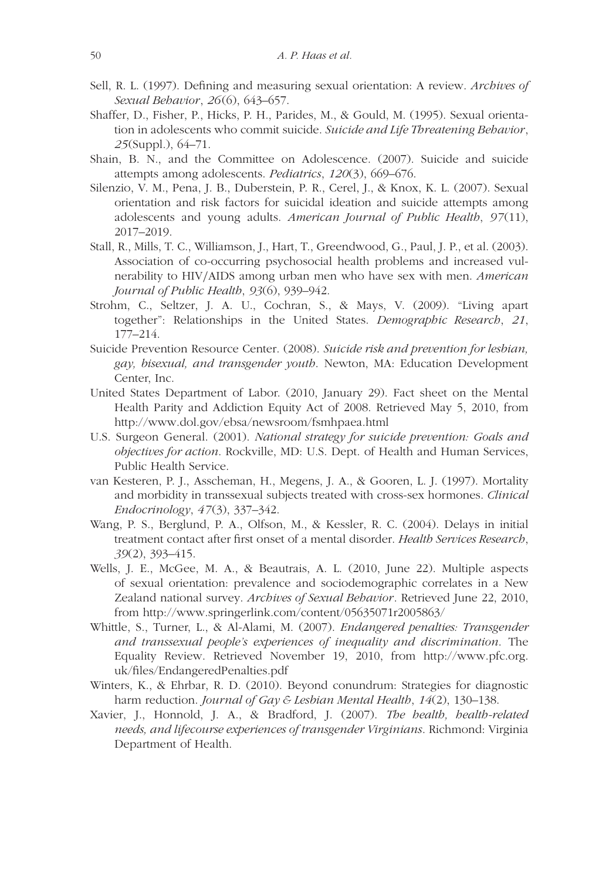Sell, R. L. (1997). Defining and measuring sexual orientation: A review. *Archives of Sexual Behavior*, *26*(6), 643–657.

Shaffer, D., Fisher, P., Hicks, P. H., Parides, M., & Gould, M. (1995). Sexual orientation in adolescents who commit suicide. *Suicide and Life Threatening Behavior*, *25*(Suppl.), 64–71.

Shain, B. N., and the Committee on Adolescence. (2007). Suicide and suicide attempts among adolescents. *Pediatrics*, *120*(3), 669–676.

Silenzio, V. M., Pena, J. B., Duberstein, P. R., Cerel, J., & Knox, K. L. (2007). Sexual orientation and risk factors for suicidal ideation and suicide attempts among adolescents and young adults. *American Journal of Public Health*, *97*(11), 2017–2019.

Stall, R., Mills, T. C., Williamson, J., Hart, T., Greendwood, G., Paul, J. P., et al. (2003). Association of co-occurring psychosocial health problems and increased vulnerability to HIV/AIDS among urban men who have sex with men. *American Journal of Public Health*, *93*(6), 939–942.

Strohm, C., Seltzer, J. A. U., Cochran, S., & Mays, V. (2009). "Living apart together": Relationships in the United States. *Demographic Research*, *21*, 177–214.

Suicide Prevention Resource Center. (2008). *Suicide risk and prevention for lesbian, gay, bisexual, and transgender youth*. Newton, MA: Education Development Center, Inc.

United States Department of Labor. (2010, January 29). Fact sheet on the Mental Health Parity and Addiction Equity Act of 2008. Retrieved May 5, 2010, from http://www.dol.gov/ebsa/newsroom/fsmhpaea.html

U.S. Surgeon General. (2001). *National strategy for suicide prevention: Goals and objectives for action*. Rockville, MD: U.S. Dept. of Health and Human Services, Public Health Service.

van Kesteren, P. J., Asscheman, H., Megens, J. A., & Gooren, L. J. (1997). Mortality and morbidity in transsexual subjects treated with cross-sex hormones. *Clinical Endocrinology*, *47*(3), 337–342.

Wang, P. S., Berglund, P. A., Olfson, M., & Kessler, R. C. (2004). Delays in initial treatment contact after first onset of a mental disorder. *Health Services Research*, *39*(2), 393–415.

Wells, J. E., McGee, M. A., & Beautrais, A. L. (2010, June 22). Multiple aspects of sexual orientation: prevalence and sociodemographic correlates in a New Zealand national survey. *Archives of Sexual Behavior*. Retrieved June 22, 2010, from http://www.springerlink.com/content/05635071r2005863/

Whittle, S., Turner, L., & Al-Alami, M. (2007). *Endangered penalties: Transgender and transsexual people's experiences of inequality and discrimination*. The Equality Review. Retrieved November 19, 2010, from http://www.pfc.org.uk/files/EndangeredPenalties.pdf

Winters, K., & Ehrbar, R. D. (2010). Beyond conundrum: Strategies for diagnostic harm reduction. *Journal of Gay & Lesbian Mental Health*, *14*(2), 130–138.

Xavier, J., Honnold, J. A., & Bradford, J. (2007). *The health, health-related needs, and lifecourse experiences of transgender Virginians*. Richmond: Virginia Department of Health.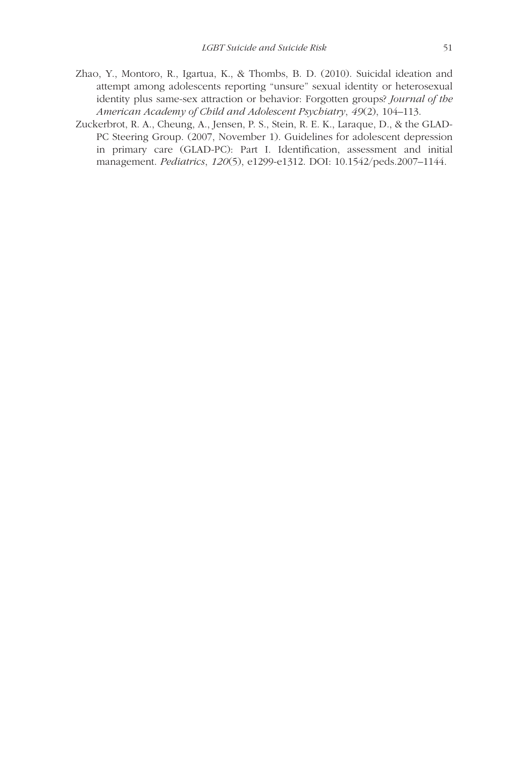Zhao, Y., Montoro, R., Igartua, K., & Thombs, B. D. (2010). Suicidal ideation and attempt among adolescents reporting "unsure" sexual identity or heterosexual identity plus same-sex attraction or behavior: Forgotten groups? *Journal of the American Academy of Child and Adolescent Psychiatry*, *49*(2), 104–113.

Zuckerbrot, R. A., Cheung, A., Jensen, P. S., Stein, R. E. K., Laraque, D., & the GLAD-PC Steering Group. (2007, November 1). Guidelines for adolescent depression in primary care (GLAD-PC): Part I. Identification, assessment and initial management. *Pediatrics*, *120*(5), e1299-e1312. DOI: 10.1542/peds.2007–1144.